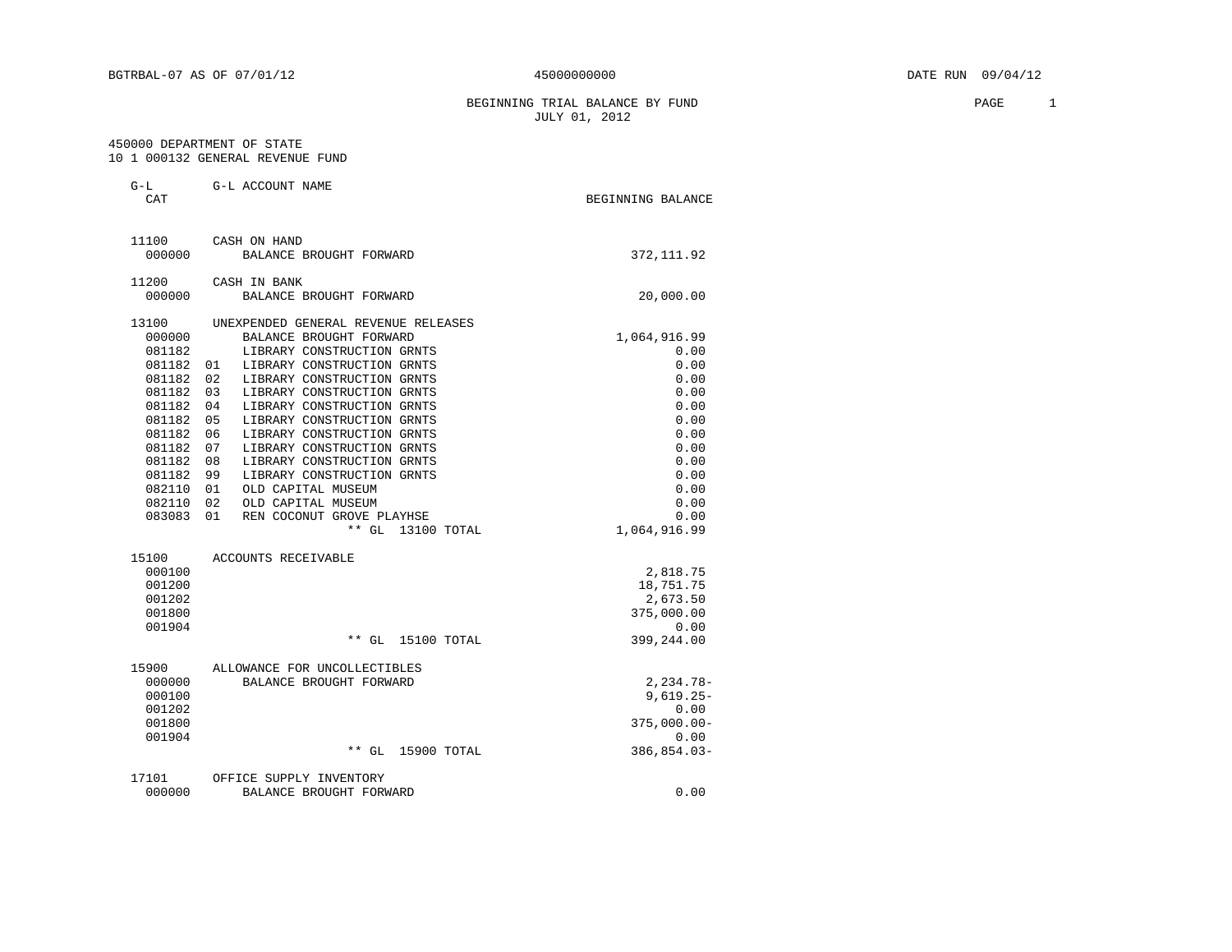BGTRBAL-07 AS OF 07/01/12 — 45000000000 — DATE RUN 09/04/12

# BEGINNING TRIAL BALANCE BY FUND
## JULY 01, 2012

450000 DEPARTMENT OF STATE
10 1 000132 GENERAL REVENUE FUND

| G-L CAT | | G-L ACCOUNT NAME | BEGINNING BALANCE |
|---|---|---|---|
| 11100 | | CASH ON HAND | |
| 000000 | | BALANCE BROUGHT FORWARD | 372,111.92 |
| 11200 | | CASH IN BANK | |
| 000000 | | BALANCE BROUGHT FORWARD | 20,000.00 |
| 13100 | | UNEXPENDED GENERAL REVENUE RELEASES | |
| 000000 | | BALANCE BROUGHT FORWARD | 1,064,916.99 |
| 081182 | | LIBRARY CONSTRUCTION GRNTS | 0.00 |
| 081182 | 01 | LIBRARY CONSTRUCTION GRNTS | 0.00 |
| 081182 | 02 | LIBRARY CONSTRUCTION GRNTS | 0.00 |
| 081182 | 03 | LIBRARY CONSTRUCTION GRNTS | 0.00 |
| 081182 | 04 | LIBRARY CONSTRUCTION GRNTS | 0.00 |
| 081182 | 05 | LIBRARY CONSTRUCTION GRNTS | 0.00 |
| 081182 | 06 | LIBRARY CONSTRUCTION GRNTS | 0.00 |
| 081182 | 07 | LIBRARY CONSTRUCTION GRNTS | 0.00 |
| 081182 | 08 | LIBRARY CONSTRUCTION GRNTS | 0.00 |
| 081182 | 99 | LIBRARY CONSTRUCTION GRNTS | 0.00 |
| 082110 | 01 | OLD CAPITAL MUSEUM | 0.00 |
| 082110 | 02 | OLD CAPITAL MUSEUM | 0.00 |
| 083083 | 01 | REN COCONUT GROVE PLAYHSE | 0.00 |
| | | ** GL 13100 TOTAL | 1,064,916.99 |
| 15100 | | ACCOUNTS RECEIVABLE | |
| 000100 | | | 2,818.75 |
| 001200 | | | 18,751.75 |
| 001202 | | | 2,673.50 |
| 001800 | | | 375,000.00 |
| 001904 | | | 0.00 |
| | | ** GL 15100 TOTAL | 399,244.00 |
| 15900 | | ALLOWANCE FOR UNCOLLECTIBLES | |
| 000000 | | BALANCE BROUGHT FORWARD | 2,234.78- |
| 000100 | | | 9,619.25- |
| 001202 | | | 0.00 |
| 001800 | | | 375,000.00- |
| 001904 | | | 0.00 |
| | | ** GL 15900 TOTAL | 386,854.03- |
| 17101 | | OFFICE SUPPLY INVENTORY | |
| 000000 | | BALANCE BROUGHT FORWARD | 0.00 |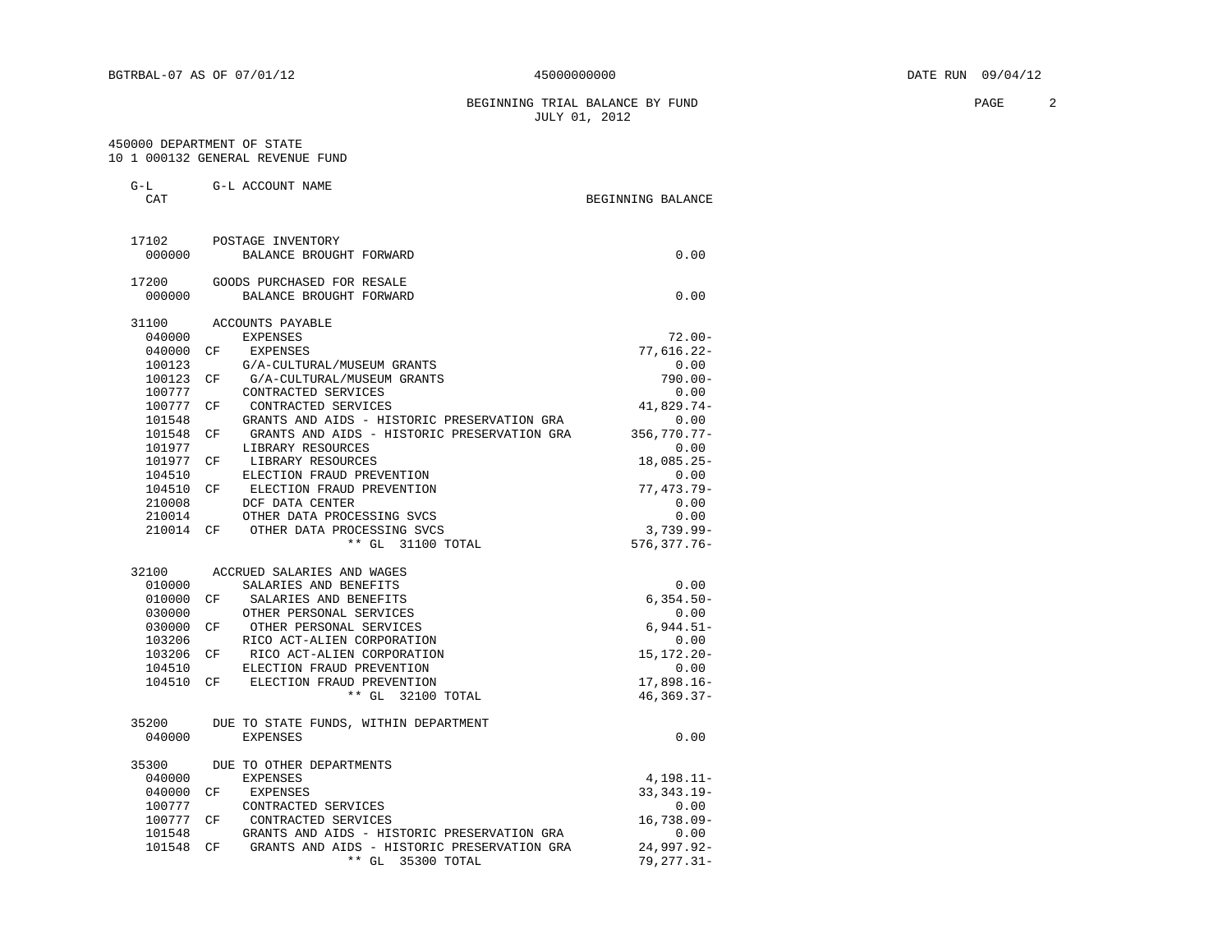BGTRBAL-07 AS OF 07/01/12 45000000000 DATE RUN 09/04/12

BEGINNING TRIAL BALANCE BY FUND
JULY 01, 2012

450000 DEPARTMENT OF STATE
10 1 000132 GENERAL REVENUE FUND

| G-L CAT | | G-L ACCOUNT NAME | BEGINNING BALANCE |
|---|---|---|---|
| 17102 | | POSTAGE INVENTORY | |
| 000000 | | BALANCE BROUGHT FORWARD | 0.00 |
| 17200 | | GOODS PURCHASED FOR RESALE | |
| 000000 | | BALANCE BROUGHT FORWARD | 0.00 |
| 31100 | | ACCOUNTS PAYABLE | |
| 040000 | | EXPENSES | 72.00- |
| 040000 | CF | EXPENSES | 77,616.22- |
| 100123 | | G/A-CULTURAL/MUSEUM GRANTS | 0.00 |
| 100123 | CF | G/A-CULTURAL/MUSEUM GRANTS | 790.00- |
| 100777 | | CONTRACTED SERVICES | 0.00 |
| 100777 | CF | CONTRACTED SERVICES | 41,829.74- |
| 101548 | | GRANTS AND AIDS - HISTORIC PRESERVATION GRA | 0.00 |
| 101548 | CF | GRANTS AND AIDS - HISTORIC PRESERVATION GRA | 356,770.77- |
| 101977 | | LIBRARY RESOURCES | 0.00 |
| 101977 | CF | LIBRARY RESOURCES | 18,085.25- |
| 104510 | | ELECTION FRAUD PREVENTION | 0.00 |
| 104510 | CF | ELECTION FRAUD PREVENTION | 77,473.79- |
| 210008 | | DCF DATA CENTER | 0.00 |
| 210014 | | OTHER DATA PROCESSING SVCS | 0.00 |
| 210014 | CF | OTHER DATA PROCESSING SVCS | 3,739.99- |
| | | ** GL 31100 TOTAL | 576,377.76- |
| 32100 | | ACCRUED SALARIES AND WAGES | |
| 010000 | | SALARIES AND BENEFITS | 0.00 |
| 010000 | CF | SALARIES AND BENEFITS | 6,354.50- |
| 030000 | | OTHER PERSONAL SERVICES | 0.00 |
| 030000 | CF | OTHER PERSONAL SERVICES | 6,944.51- |
| 103206 | | RICO ACT-ALIEN CORPORATION | 0.00 |
| 103206 | CF | RICO ACT-ALIEN CORPORATION | 15,172.20- |
| 104510 | | ELECTION FRAUD PREVENTION | 0.00 |
| 104510 | CF | ELECTION FRAUD PREVENTION | 17,898.16- |
| | | ** GL 32100 TOTAL | 46,369.37- |
| 35200 | | DUE TO STATE FUNDS, WITHIN DEPARTMENT | |
| 040000 | | EXPENSES | 0.00 |
| 35300 | | DUE TO OTHER DEPARTMENTS | |
| 040000 | | EXPENSES | 4,198.11- |
| 040000 | CF | EXPENSES | 33,343.19- |
| 100777 | | CONTRACTED SERVICES | 0.00 |
| 100777 | CF | CONTRACTED SERVICES | 16,738.09- |
| 101548 | | GRANTS AND AIDS - HISTORIC PRESERVATION GRA | 0.00 |
| 101548 | CF | GRANTS AND AIDS - HISTORIC PRESERVATION GRA | 24,997.92- |
| | | ** GL 35300 TOTAL | 79,277.31- |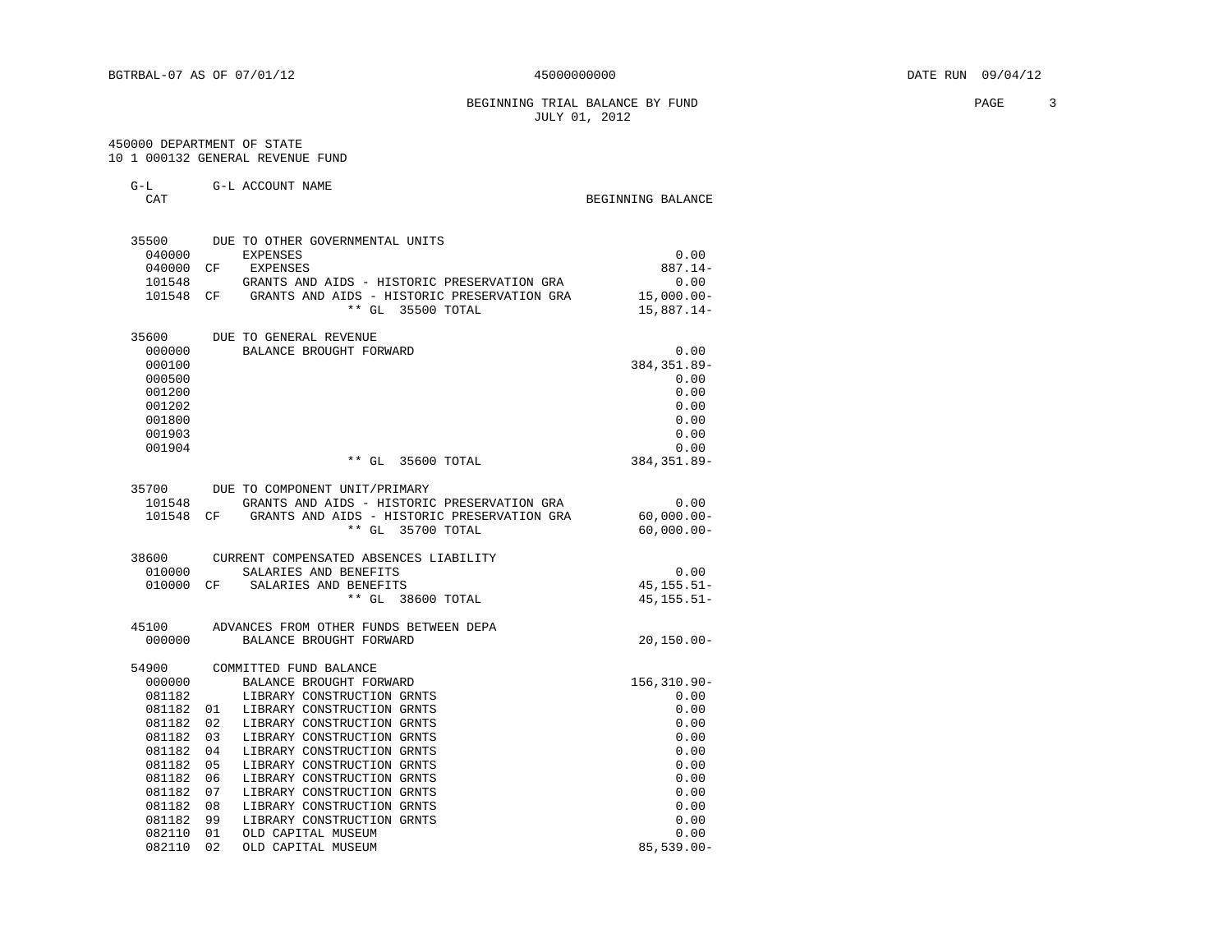BGTRBAL-07 AS OF 07/01/12 45000000000 DATE RUN 09/04/12

BEGINNING TRIAL BALANCE BY FUND
JULY 01, 2012

450000 DEPARTMENT OF STATE
10 1 000132 GENERAL REVENUE FUND

| G-L CAT | | G-L ACCOUNT NAME | BEGINNING BALANCE |
|---|---|---|---|
| 35500 | | DUE TO OTHER GOVERNMENTAL UNITS | |
| 040000 | | EXPENSES | 0.00 |
| 040000 | CF | EXPENSES | 887.14- |
| 101548 | | GRANTS AND AIDS - HISTORIC PRESERVATION GRA | 0.00 |
| 101548 | CF | GRANTS AND AIDS - HISTORIC PRESERVATION GRA | 15,000.00- |
| | | ** GL 35500 TOTAL | 15,887.14- |
| 35600 | | DUE TO GENERAL REVENUE | |
| 000000 | | BALANCE BROUGHT FORWARD | 0.00 |
| 000100 | | | 384,351.89- |
| 000500 | | | 0.00 |
| 001200 | | | 0.00 |
| 001202 | | | 0.00 |
| 001800 | | | 0.00 |
| 001903 | | | 0.00 |
| 001904 | | | 0.00 |
| | | ** GL 35600 TOTAL | 384,351.89- |
| 35700 | | DUE TO COMPONENT UNIT/PRIMARY | |
| 101548 | | GRANTS AND AIDS - HISTORIC PRESERVATION GRA | 0.00 |
| 101548 | CF | GRANTS AND AIDS - HISTORIC PRESERVATION GRA | 60,000.00- |
| | | ** GL 35700 TOTAL | 60,000.00- |
| 38600 | | CURRENT COMPENSATED ABSENCES LIABILITY | |
| 010000 | | SALARIES AND BENEFITS | 0.00 |
| 010000 | CF | SALARIES AND BENEFITS | 45,155.51- |
| | | ** GL 38600 TOTAL | 45,155.51- |
| 45100 | | ADVANCES FROM OTHER FUNDS BETWEEN DEPA | |
| 000000 | | BALANCE BROUGHT FORWARD | 20,150.00- |
| 54900 | | COMMITTED FUND BALANCE | |
| 000000 | | BALANCE BROUGHT FORWARD | 156,310.90- |
| 081182 | | LIBRARY CONSTRUCTION GRNTS | 0.00 |
| 081182 | 01 | LIBRARY CONSTRUCTION GRNTS | 0.00 |
| 081182 | 02 | LIBRARY CONSTRUCTION GRNTS | 0.00 |
| 081182 | 03 | LIBRARY CONSTRUCTION GRNTS | 0.00 |
| 081182 | 04 | LIBRARY CONSTRUCTION GRNTS | 0.00 |
| 081182 | 05 | LIBRARY CONSTRUCTION GRNTS | 0.00 |
| 081182 | 06 | LIBRARY CONSTRUCTION GRNTS | 0.00 |
| 081182 | 07 | LIBRARY CONSTRUCTION GRNTS | 0.00 |
| 081182 | 08 | LIBRARY CONSTRUCTION GRNTS | 0.00 |
| 081182 | 99 | LIBRARY CONSTRUCTION GRNTS | 0.00 |
| 082110 | 01 | OLD CAPITAL MUSEUM | 0.00 |
| 082110 | 02 | OLD CAPITAL MUSEUM | 85,539.00- |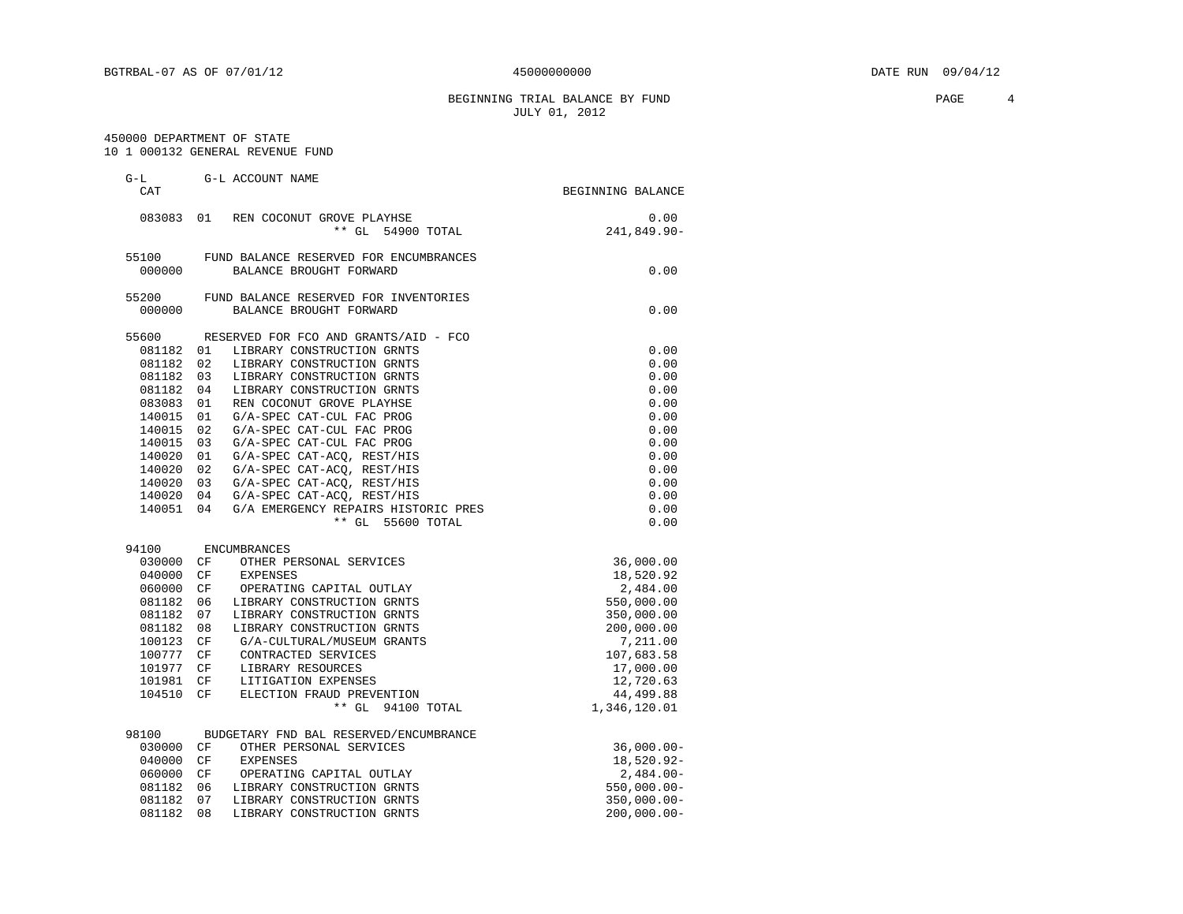BGTRBAL-07 AS OF 07/01/12 45000000000 DATE RUN 09/04/12

BEGINNING TRIAL BALANCE BY FUND
JULY 01, 2012

450000 DEPARTMENT OF STATE
10 1 000132 GENERAL REVENUE FUND

| G-L CAT | | G-L ACCOUNT NAME | BEGINNING BALANCE |
|---|---|---|---|
| 083083 | 01 | REN COCONUT GROVE PLAYHSE | 0.00 |
| | | ** GL 54900 TOTAL | 241,849.90- |
| 55100 | | FUND BALANCE RESERVED FOR ENCUMBRANCES | |
| 000000 | | BALANCE BROUGHT FORWARD | 0.00 |
| 55200 | | FUND BALANCE RESERVED FOR INVENTORIES | |
| 000000 | | BALANCE BROUGHT FORWARD | 0.00 |
| 55600 | | RESERVED FOR FCO AND GRANTS/AID - FCO | |
| 081182 | 01 | LIBRARY CONSTRUCTION GRNTS | 0.00 |
| 081182 | 02 | LIBRARY CONSTRUCTION GRNTS | 0.00 |
| 081182 | 03 | LIBRARY CONSTRUCTION GRNTS | 0.00 |
| 081182 | 04 | LIBRARY CONSTRUCTION GRNTS | 0.00 |
| 083083 | 01 | REN COCONUT GROVE PLAYHSE | 0.00 |
| 140015 | 01 | G/A-SPEC CAT-CUL FAC PROG | 0.00 |
| 140015 | 02 | G/A-SPEC CAT-CUL FAC PROG | 0.00 |
| 140015 | 03 | G/A-SPEC CAT-CUL FAC PROG | 0.00 |
| 140020 | 01 | G/A-SPEC CAT-ACQ, REST/HIS | 0.00 |
| 140020 | 02 | G/A-SPEC CAT-ACQ, REST/HIS | 0.00 |
| 140020 | 03 | G/A-SPEC CAT-ACQ, REST/HIS | 0.00 |
| 140020 | 04 | G/A-SPEC CAT-ACQ, REST/HIS | 0.00 |
| 140051 | 04 | G/A EMERGENCY REPAIRS HISTORIC PRES | 0.00 |
| | | ** GL 55600 TOTAL | 0.00 |
| 94100 | | ENCUMBRANCES | |
| 030000 | CF | OTHER PERSONAL SERVICES | 36,000.00 |
| 040000 | CF | EXPENSES | 18,520.92 |
| 060000 | CF | OPERATING CAPITAL OUTLAY | 2,484.00 |
| 081182 | 06 | LIBRARY CONSTRUCTION GRNTS | 550,000.00 |
| 081182 | 07 | LIBRARY CONSTRUCTION GRNTS | 350,000.00 |
| 081182 | 08 | LIBRARY CONSTRUCTION GRNTS | 200,000.00 |
| 100123 | CF | G/A-CULTURAL/MUSEUM GRANTS | 7,211.00 |
| 100777 | CF | CONTRACTED SERVICES | 107,683.58 |
| 101977 | CF | LIBRARY RESOURCES | 17,000.00 |
| 101981 | CF | LITIGATION EXPENSES | 12,720.63 |
| 104510 | CF | ELECTION FRAUD PREVENTION | 44,499.88 |
| | | ** GL 94100 TOTAL | 1,346,120.01 |
| 98100 | | BUDGETARY FND BAL RESERVED/ENCUMBRANCE | |
| 030000 | CF | OTHER PERSONAL SERVICES | 36,000.00- |
| 040000 | CF | EXPENSES | 18,520.92- |
| 060000 | CF | OPERATING CAPITAL OUTLAY | 2,484.00- |
| 081182 | 06 | LIBRARY CONSTRUCTION GRNTS | 550,000.00- |
| 081182 | 07 | LIBRARY CONSTRUCTION GRNTS | 350,000.00- |
| 081182 | 08 | LIBRARY CONSTRUCTION GRNTS | 200,000.00- |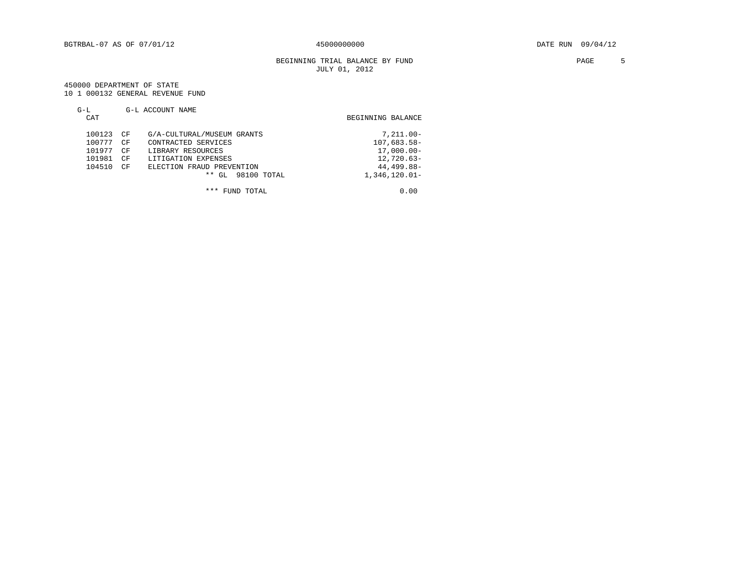BGTRBAL-07 AS OF 07/01/12 45000000000 DATE RUN 09/04/12

BEGINNING TRIAL BALANCE BY FUND
JULY 01, 2012

450000 DEPARTMENT OF STATE
10 1 000132 GENERAL REVENUE FUND

| G-L CAT | | G-L ACCOUNT NAME | BEGINNING BALANCE |
|---|---|---|---|
| 100123 | CF | G/A-CULTURAL/MUSEUM GRANTS | 7,211.00- |
| 100777 | CF | CONTRACTED SERVICES | 107,683.58- |
| 101977 | CF | LIBRARY RESOURCES | 17,000.00- |
| 101981 | CF | LITIGATION EXPENSES | 12,720.63- |
| 104510 | CF | ELECTION FRAUD PREVENTION | 44,499.88- |
| | | ** GL 98100 TOTAL | 1,346,120.01- |
| | | *** FUND TOTAL | 0.00 |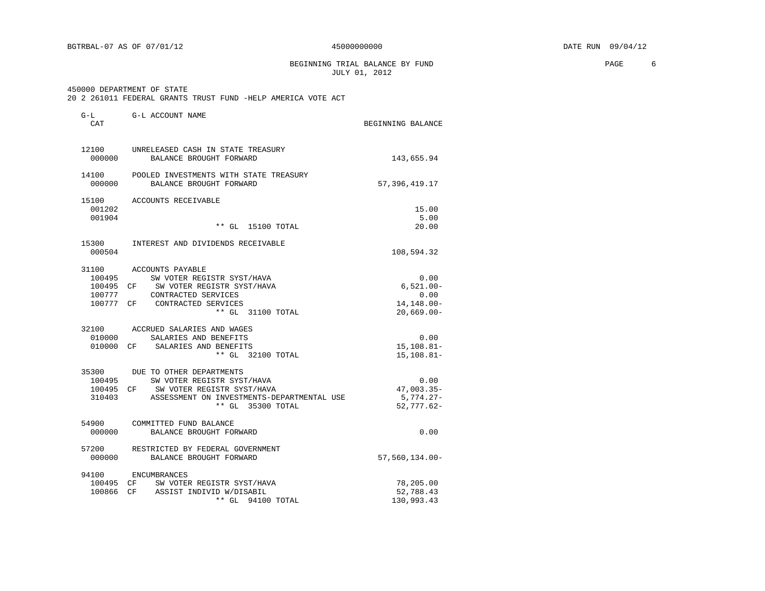BGTRBAL-07 AS OF 07/01/12 45000000000 DATE RUN 09/04/12

BEGINNING TRIAL BALANCE BY FUND
JULY 01, 2012

450000 DEPARTMENT OF STATE
20 2 261011 FEDERAL GRANTS TRUST FUND -HELP AMERICA VOTE ACT

| G-L CAT | | G-L ACCOUNT NAME | BEGINNING BALANCE |
|---|---|---|---|
| 12100 | | UNRELEASED CASH IN STATE TREASURY | |
| 000000 | | BALANCE BROUGHT FORWARD | 143,655.94 |
| 14100 | | POOLED INVESTMENTS WITH STATE TREASURY | |
| 000000 | | BALANCE BROUGHT FORWARD | 57,396,419.17 |
| 15100 | | ACCOUNTS RECEIVABLE | |
| 001202 | | | 15.00 |
| 001904 | | | 5.00 |
| | | ** GL 15100 TOTAL | 20.00 |
| 15300 | | INTEREST AND DIVIDENDS RECEIVABLE | |
| 000504 | | | 108,594.32 |
| 31100 | | ACCOUNTS PAYABLE | |
| 100495 | | SW VOTER REGISTR SYST/HAVA | 0.00 |
| 100495 | CF | SW VOTER REGISTR SYST/HAVA | 6,521.00- |
| 100777 | | CONTRACTED SERVICES | 0.00 |
| 100777 | CF | CONTRACTED SERVICES | 14,148.00- |
| | | ** GL 31100 TOTAL | 20,669.00- |
| 32100 | | ACCRUED SALARIES AND WAGES | |
| 010000 | | SALARIES AND BENEFITS | 0.00 |
| 010000 | CF | SALARIES AND BENEFITS | 15,108.81- |
| | | ** GL 32100 TOTAL | 15,108.81- |
| 35300 | | DUE TO OTHER DEPARTMENTS | |
| 100495 | | SW VOTER REGISTR SYST/HAVA | 0.00 |
| 100495 | CF | SW VOTER REGISTR SYST/HAVA | 47,003.35- |
| 310403 | | ASSESSMENT ON INVESTMENTS-DEPARTMENTAL USE | 5,774.27- |
| | | ** GL 35300 TOTAL | 52,777.62- |
| 54900 | | COMMITTED FUND BALANCE | |
| 000000 | | BALANCE BROUGHT FORWARD | 0.00 |
| 57200 | | RESTRICTED BY FEDERAL GOVERNMENT | |
| 000000 | | BALANCE BROUGHT FORWARD | 57,560,134.00- |
| 94100 | | ENCUMBRANCES | |
| 100495 | CF | SW VOTER REGISTR SYST/HAVA | 78,205.00 |
| 100866 | CF | ASSIST INDIVID W/DISABIL | 52,788.43 |
| | | ** GL 94100 TOTAL | 130,993.43 |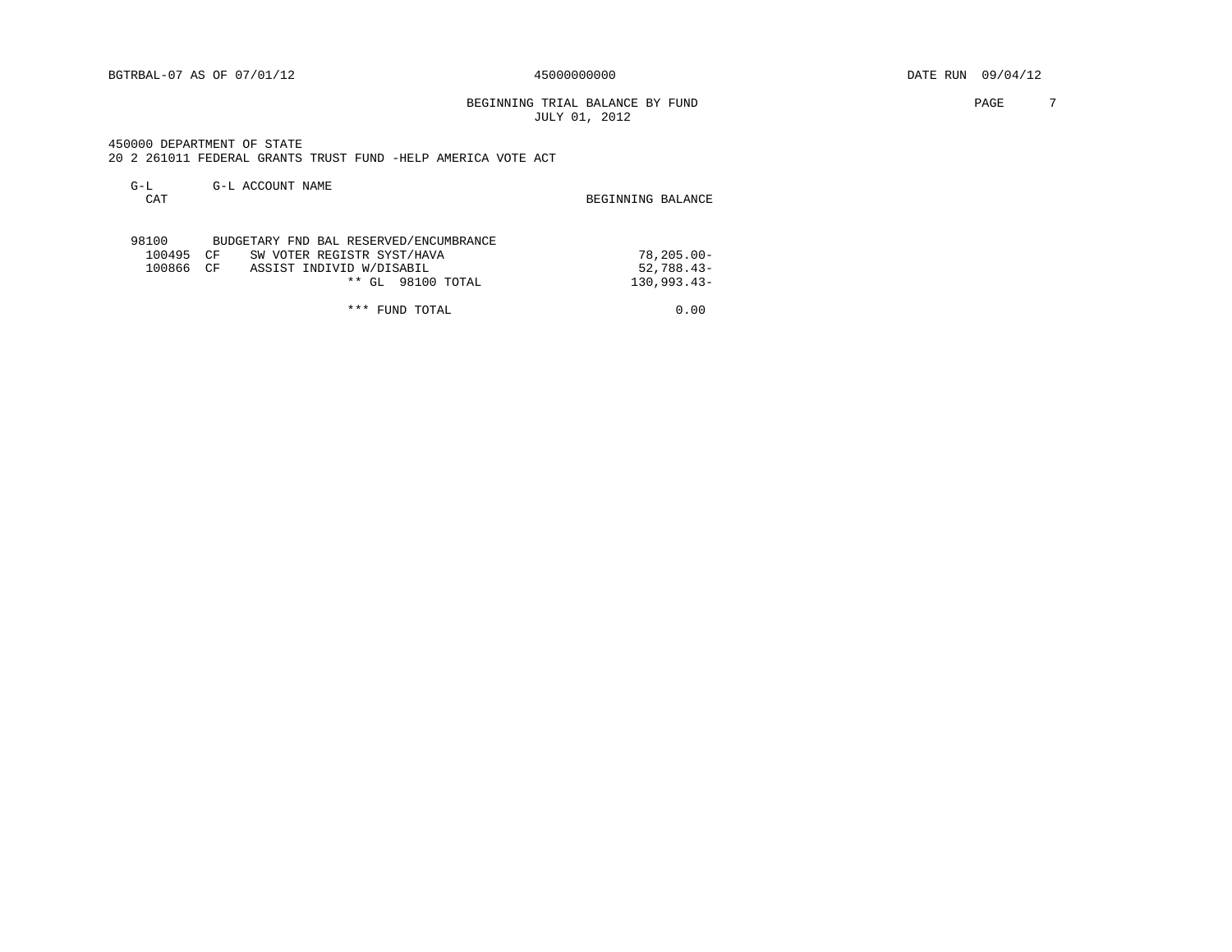BGTRBAL-07 AS OF 07/01/12 45000000000 DATE RUN 09/04/12

BEGINNING TRIAL BALANCE BY FUND
JULY 01, 2012

450000 DEPARTMENT OF STATE
20 2 261011 FEDERAL GRANTS TRUST FUND -HELP AMERICA VOTE ACT

| G-L CAT | | G-L ACCOUNT NAME | BEGINNING BALANCE |
|---|---|---|---|
| 98100 | | BUDGETARY FND BAL RESERVED/ENCUMBRANCE | |
| 100495 | CF | SW VOTER REGISTR SYST/HAVA | 78,205.00- |
| 100866 | CF | ASSIST INDIVID W/DISABIL | 52,788.43- |
| | | ** GL 98100 TOTAL | 130,993.43- |
| | | *** FUND TOTAL | 0.00 |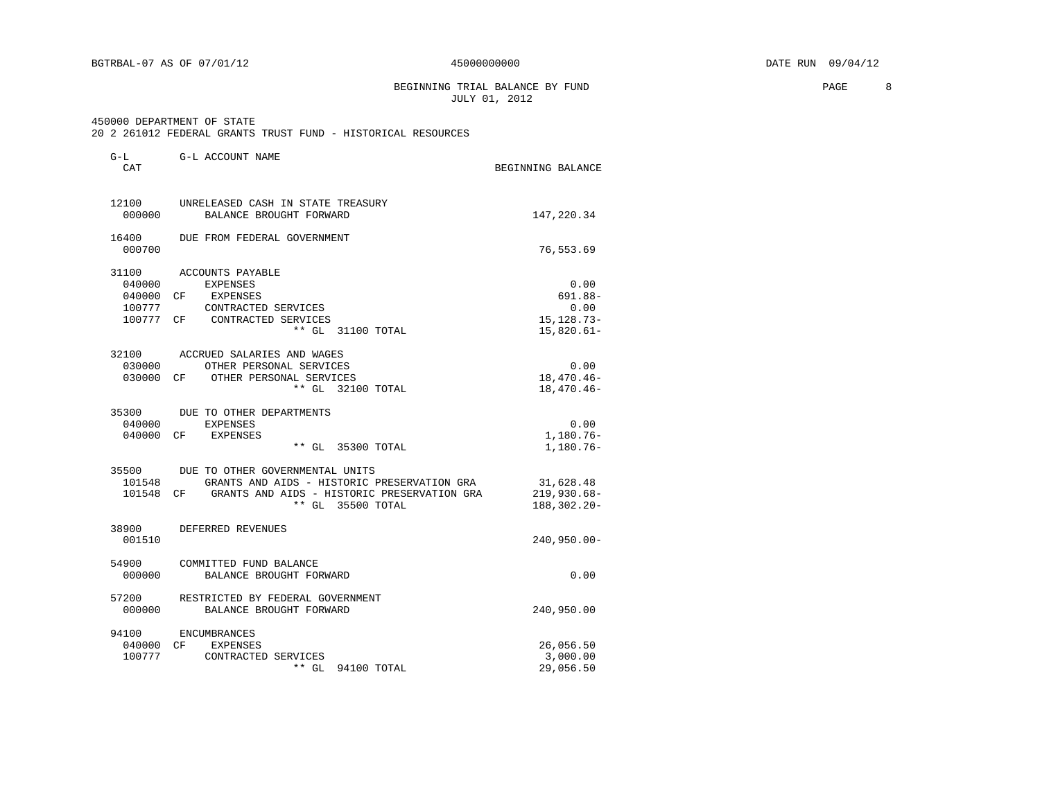BGTRBAL-07 AS OF 07/01/12 45000000000 DATE RUN 09/04/12

BEGINNING TRIAL BALANCE BY FUND
JULY 01, 2012

450000 DEPARTMENT OF STATE
20 2 261012 FEDERAL GRANTS TRUST FUND - HISTORICAL RESOURCES

| G-L CAT | | G-L ACCOUNT NAME | BEGINNING BALANCE |
|---|---|---|---|
| 12100 | | UNRELEASED CASH IN STATE TREASURY | |
| 000000 | | BALANCE BROUGHT FORWARD | 147,220.34 |
| 16400 | | DUE FROM FEDERAL GOVERNMENT | |
| 000700 | | | 76,553.69 |
| 31100 | | ACCOUNTS PAYABLE | |
| 040000 | | EXPENSES | 0.00 |
| 040000 | CF | EXPENSES | 691.88- |
| 100777 | | CONTRACTED SERVICES | 0.00 |
| 100777 | CF | CONTRACTED SERVICES | 15,128.73- |
| | | ** GL 31100 TOTAL | 15,820.61- |
| 32100 | | ACCRUED SALARIES AND WAGES | |
| 030000 | | OTHER PERSONAL SERVICES | 0.00 |
| 030000 | CF | OTHER PERSONAL SERVICES | 18,470.46- |
| | | ** GL 32100 TOTAL | 18,470.46- |
| 35300 | | DUE TO OTHER DEPARTMENTS | |
| 040000 | | EXPENSES | 0.00 |
| 040000 | CF | EXPENSES | 1,180.76- |
| | | ** GL 35300 TOTAL | 1,180.76- |
| 35500 | | DUE TO OTHER GOVERNMENTAL UNITS | |
| 101548 | | GRANTS AND AIDS - HISTORIC PRESERVATION GRA | 31,628.48 |
| 101548 | CF | GRANTS AND AIDS - HISTORIC PRESERVATION GRA | 219,930.68- |
| | | ** GL 35500 TOTAL | 188,302.20- |
| 38900 | | DEFERRED REVENUES | |
| 001510 | | | 240,950.00- |
| 54900 | | COMMITTED FUND BALANCE | |
| 000000 | | BALANCE BROUGHT FORWARD | 0.00 |
| 57200 | | RESTRICTED BY FEDERAL GOVERNMENT | |
| 000000 | | BALANCE BROUGHT FORWARD | 240,950.00 |
| 94100 | | ENCUMBRANCES | |
| 040000 | CF | EXPENSES | 26,056.50 |
| 100777 | | CONTRACTED SERVICES | 3,000.00 |
| | | ** GL 94100 TOTAL | 29,056.50 |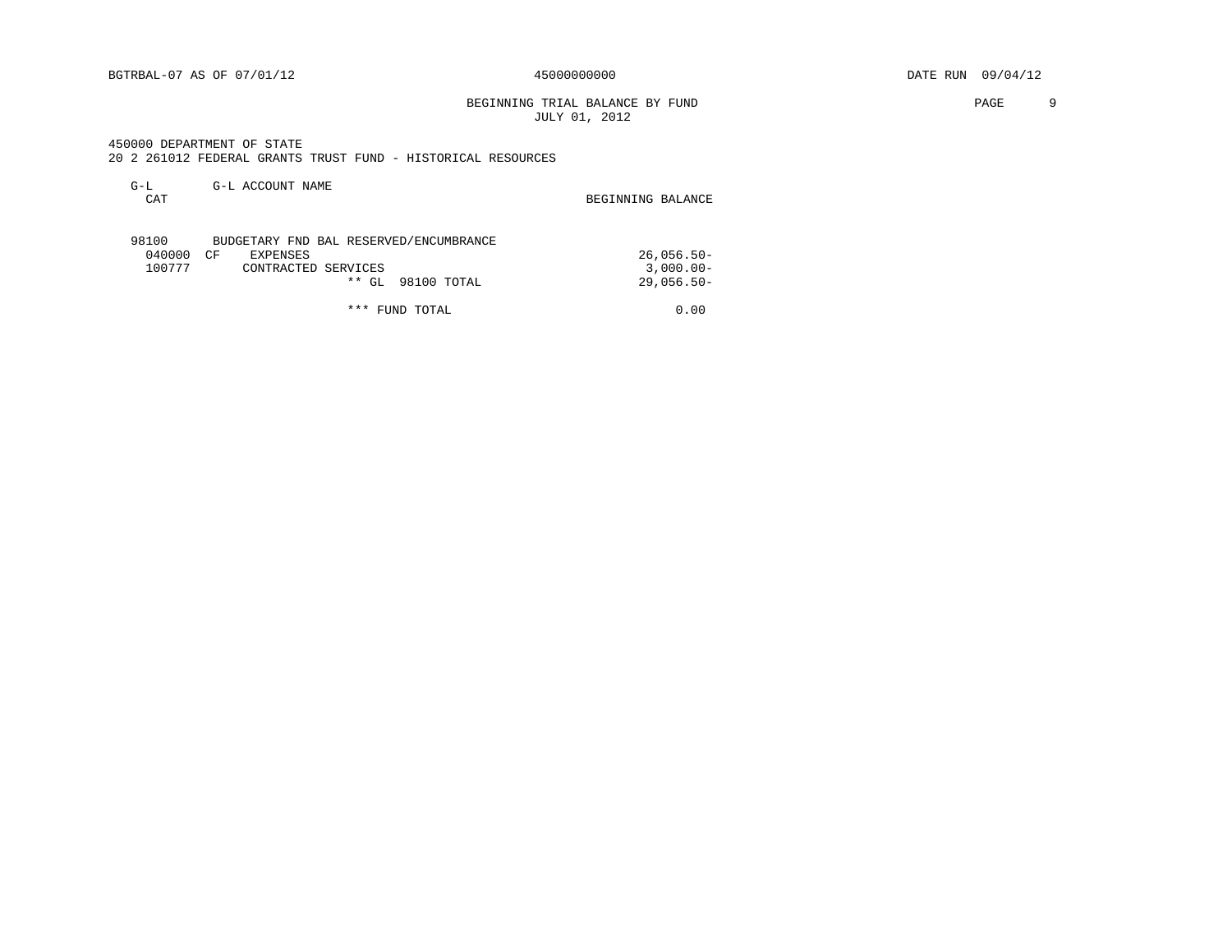BGTRBAL-07 AS OF 07/01/12 45000000000 DATE RUN 09/04/12

BEGINNING TRIAL BALANCE BY FUND
JULY 01, 2012

450000 DEPARTMENT OF STATE
20 2 261012 FEDERAL GRANTS TRUST FUND - HISTORICAL RESOURCES

| G-L CAT | G-L ACCOUNT NAME | BEGINNING BALANCE |
|---|---|---|
| 98100 | BUDGETARY FND BAL RESERVED/ENCUMBRANCE | |
| 040000 CF | EXPENSES | 26,056.50- |
| 100777 | CONTRACTED SERVICES | 3,000.00- |
| | ** GL 98100 TOTAL | 29,056.50- |
| | *** FUND TOTAL | 0.00 |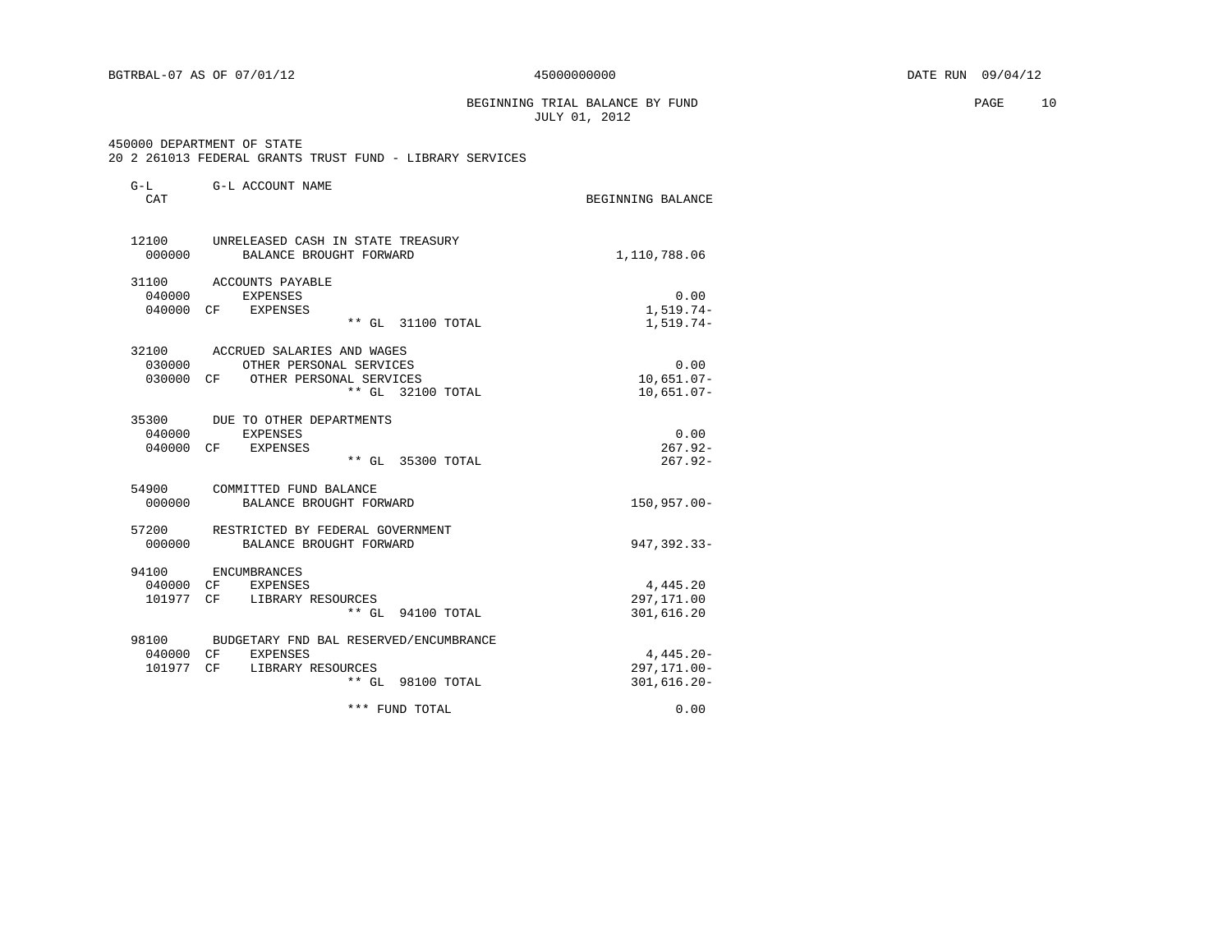BGTRBAL-07 AS OF 07/01/12 45000000000 DATE RUN 09/04/12

# BEGINNING TRIAL BALANCE BY FUND
JULY 01, 2012

450000 DEPARTMENT OF STATE
20 2 261013 FEDERAL GRANTS TRUST FUND - LIBRARY SERVICES

| G-L CAT | | G-L ACCOUNT NAME | BEGINNING BALANCE |
|---|---|---|---|
| 12100 | | UNRELEASED CASH IN STATE TREASURY | |
| 000000 | | BALANCE BROUGHT FORWARD | 1,110,788.06 |
| 31100 | | ACCOUNTS PAYABLE | |
| 040000 | | EXPENSES | 0.00 |
| 040000 | CF | EXPENSES | 1,519.74- |
| | | ** GL 31100 TOTAL | 1,519.74- |
| 32100 | | ACCRUED SALARIES AND WAGES | |
| 030000 | | OTHER PERSONAL SERVICES | 0.00 |
| 030000 | CF | OTHER PERSONAL SERVICES | 10,651.07- |
| | | ** GL 32100 TOTAL | 10,651.07- |
| 35300 | | DUE TO OTHER DEPARTMENTS | |
| 040000 | | EXPENSES | 0.00 |
| 040000 | CF | EXPENSES | 267.92- |
| | | ** GL 35300 TOTAL | 267.92- |
| 54900 | | COMMITTED FUND BALANCE | |
| 000000 | | BALANCE BROUGHT FORWARD | 150,957.00- |
| 57200 | | RESTRICTED BY FEDERAL GOVERNMENT | |
| 000000 | | BALANCE BROUGHT FORWARD | 947,392.33- |
| 94100 | | ENCUMBRANCES | |
| 040000 | CF | EXPENSES | 4,445.20 |
| 101977 | CF | LIBRARY RESOURCES | 297,171.00 |
| | | ** GL 94100 TOTAL | 301,616.20 |
| 98100 | | BUDGETARY FND BAL RESERVED/ENCUMBRANCE | |
| 040000 | CF | EXPENSES | 4,445.20- |
| 101977 | CF | LIBRARY RESOURCES | 297,171.00- |
| | | ** GL 98100 TOTAL | 301,616.20- |
| | | *** FUND TOTAL | 0.00 |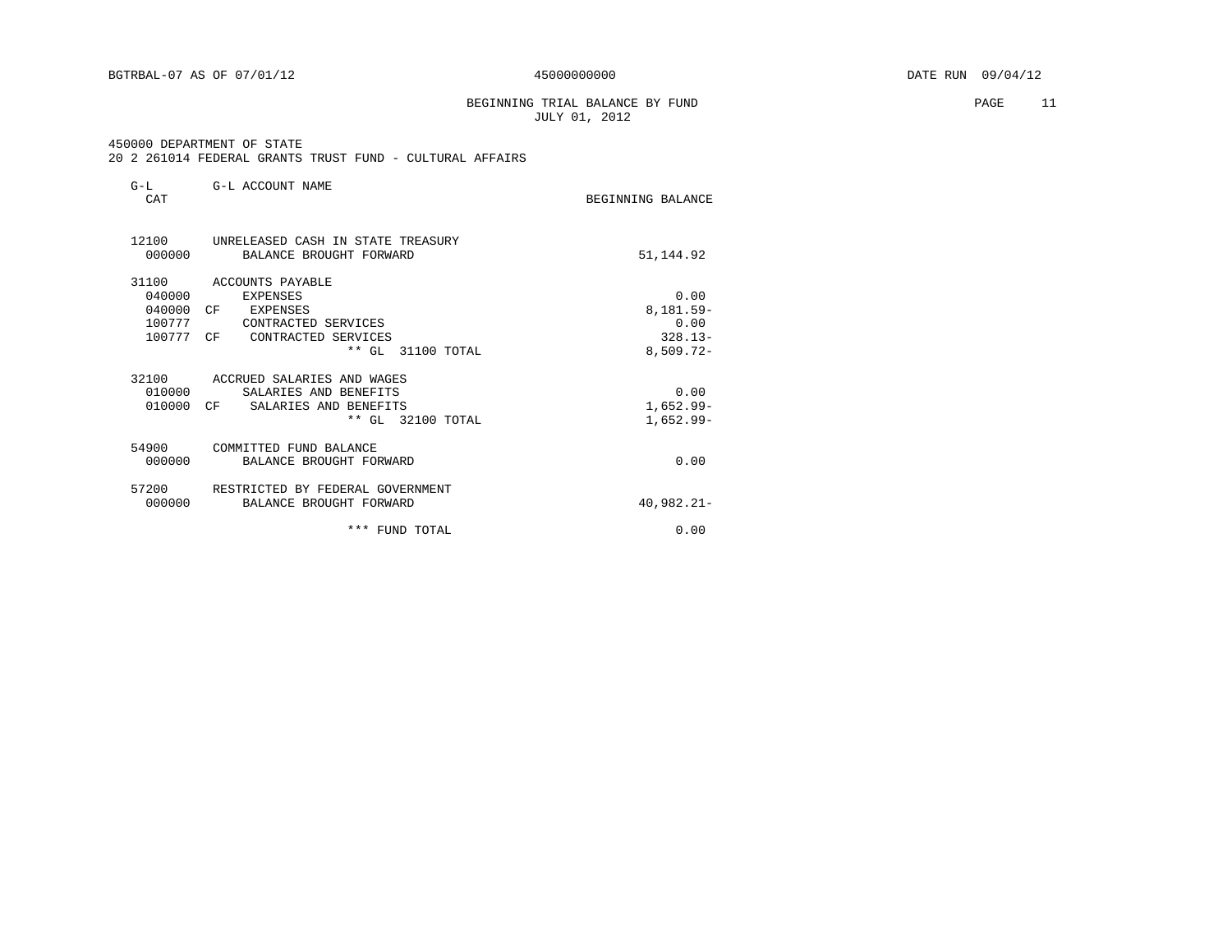BGTRBAL-07 AS OF 07/01/12 45000000000 DATE RUN 09/04/12

BEGINNING TRIAL BALANCE BY FUND
JULY 01, 2012

450000 DEPARTMENT OF STATE
20 2 261014 FEDERAL GRANTS TRUST FUND - CULTURAL AFFAIRS

| G-L CAT | | G-L ACCOUNT NAME | BEGINNING BALANCE |
|---|---|---|---|
| 12100 | | UNRELEASED CASH IN STATE TREASURY | |
| 000000 | | BALANCE BROUGHT FORWARD | 51,144.92 |
| 31100 | | ACCOUNTS PAYABLE | |
| 040000 | | EXPENSES | 0.00 |
| 040000 | CF | EXPENSES | 8,181.59- |
| 100777 | | CONTRACTED SERVICES | 0.00 |
| 100777 | CF | CONTRACTED SERVICES | 328.13- |
| | | ** GL 31100 TOTAL | 8,509.72- |
| 32100 | | ACCRUED SALARIES AND WAGES | |
| 010000 | | SALARIES AND BENEFITS | 0.00 |
| 010000 | CF | SALARIES AND BENEFITS | 1,652.99- |
| | | ** GL 32100 TOTAL | 1,652.99- |
| 54900 | | COMMITTED FUND BALANCE | |
| 000000 | | BALANCE BROUGHT FORWARD | 0.00 |
| 57200 | | RESTRICTED BY FEDERAL GOVERNMENT | |
| 000000 | | BALANCE BROUGHT FORWARD | 40,982.21- |
| | | *** FUND TOTAL | 0.00 |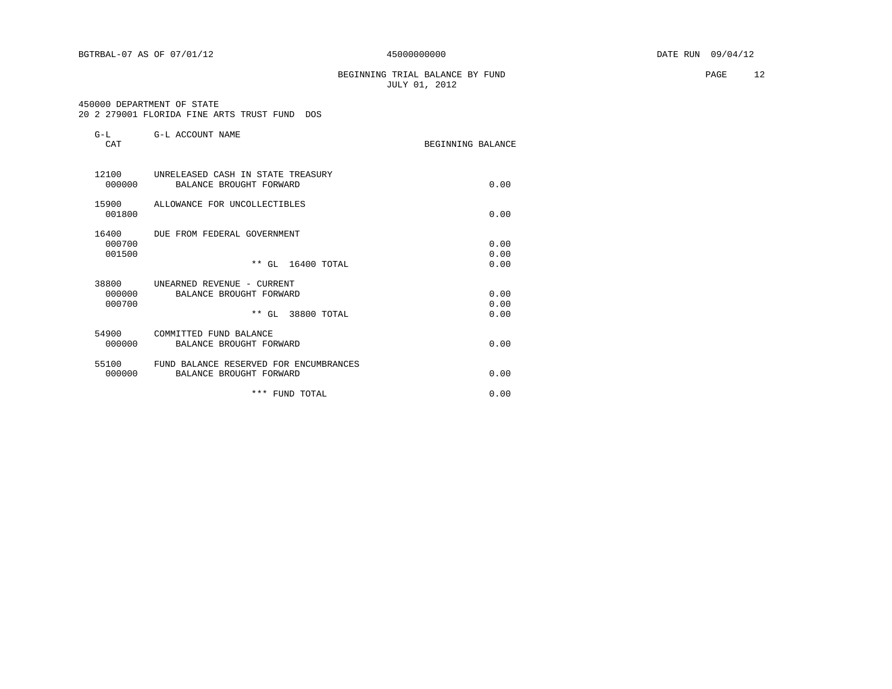BGTRBAL-07 AS OF 07/01/12 45000000000 DATE RUN 09/04/12

BEGINNING TRIAL BALANCE BY FUND
JULY 01, 2012

450000 DEPARTMENT OF STATE
20 2 279001 FLORIDA FINE ARTS TRUST FUND DOS

| G-L CAT | G-L ACCOUNT NAME | BEGINNING BALANCE |
|---|---|---|
| 12100 | UNRELEASED CASH IN STATE TREASURY | |
| 000000 | BALANCE BROUGHT FORWARD | 0.00 |
| 15900 | ALLOWANCE FOR UNCOLLECTIBLES | |
| 001800 | | 0.00 |
| 16400 | DUE FROM FEDERAL GOVERNMENT | |
| 000700 | | 0.00 |
| 001500 | | 0.00 |
| | ** GL 16400 TOTAL | 0.00 |
| 38800 | UNEARNED REVENUE - CURRENT | |
| 000000 | BALANCE BROUGHT FORWARD | 0.00 |
| 000700 | | 0.00 |
| | ** GL 38800 TOTAL | 0.00 |
| 54900 | COMMITTED FUND BALANCE | |
| 000000 | BALANCE BROUGHT FORWARD | 0.00 |
| 55100 | FUND BALANCE RESERVED FOR ENCUMBRANCES | |
| 000000 | BALANCE BROUGHT FORWARD | 0.00 |
| | *** FUND TOTAL | 0.00 |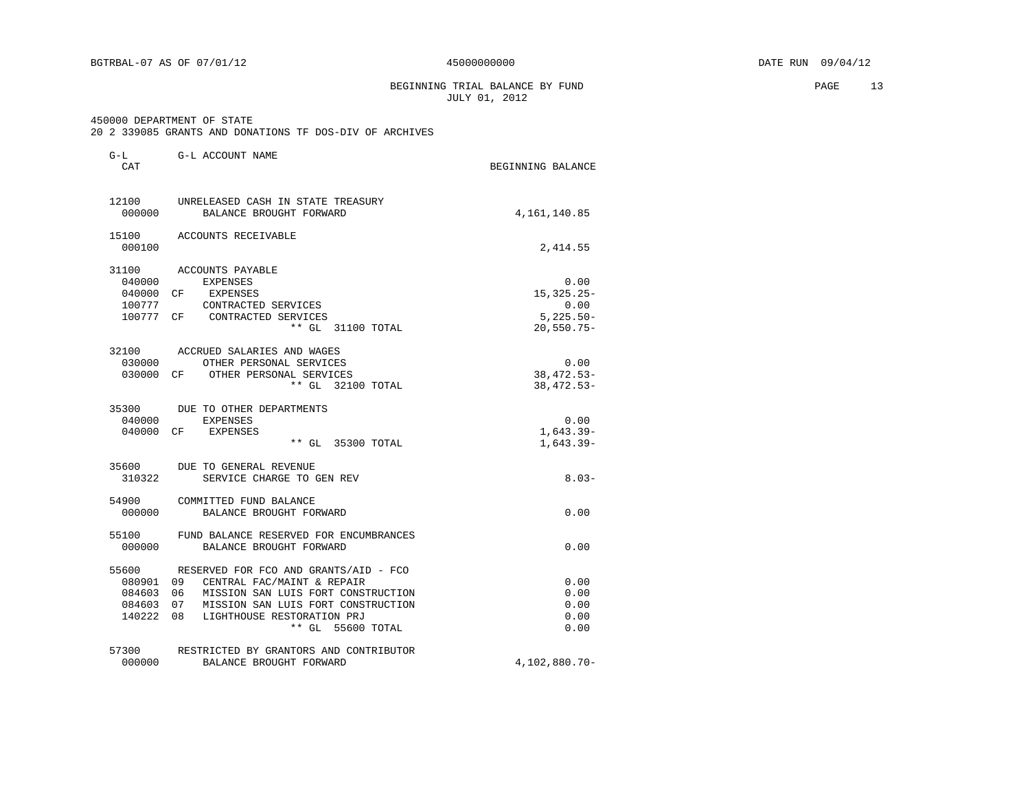BGTRBAL-07 AS OF 07/01/12 45000000000 DATE RUN 09/04/12

BEGINNING TRIAL BALANCE BY FUND
JULY 01, 2012

450000 DEPARTMENT OF STATE
20 2 339085 GRANTS AND DONATIONS TF DOS-DIV OF ARCHIVES

| G-L CAT | | G-L ACCOUNT NAME | BEGINNING BALANCE |
|---|---|---|---|
| 12100 | | UNRELEASED CASH IN STATE TREASURY | |
| 000000 | | BALANCE BROUGHT FORWARD | 4,161,140.85 |
| 15100 | | ACCOUNTS RECEIVABLE | |
| 000100 | | | 2,414.55 |
| 31100 | | ACCOUNTS PAYABLE | |
| 040000 | | EXPENSES | 0.00 |
| 040000 | CF | EXPENSES | 15,325.25- |
| 100777 | | CONTRACTED SERVICES | 0.00 |
| 100777 | CF | CONTRACTED SERVICES | 5,225.50- |
| | | ** GL 31100 TOTAL | 20,550.75- |
| 32100 | | ACCRUED SALARIES AND WAGES | |
| 030000 | | OTHER PERSONAL SERVICES | 0.00 |
| 030000 | CF | OTHER PERSONAL SERVICES | 38,472.53- |
| | | ** GL 32100 TOTAL | 38,472.53- |
| 35300 | | DUE TO OTHER DEPARTMENTS | |
| 040000 | | EXPENSES | 0.00 |
| 040000 | CF | EXPENSES | 1,643.39- |
| | | ** GL 35300 TOTAL | 1,643.39- |
| 35600 | | DUE TO GENERAL REVENUE | |
| 310322 | | SERVICE CHARGE TO GEN REV | 8.03- |
| 54900 | | COMMITTED FUND BALANCE | |
| 000000 | | BALANCE BROUGHT FORWARD | 0.00 |
| 55100 | | FUND BALANCE RESERVED FOR ENCUMBRANCES | |
| 000000 | | BALANCE BROUGHT FORWARD | 0.00 |
| 55600 | | RESERVED FOR FCO AND GRANTS/AID - FCO | |
| 080901 | 09 | CENTRAL FAC/MAINT & REPAIR | 0.00 |
| 084603 | 06 | MISSION SAN LUIS FORT CONSTRUCTION | 0.00 |
| 084603 | 07 | MISSION SAN LUIS FORT CONSTRUCTION | 0.00 |
| 140222 | 08 | LIGHTHOUSE RESTORATION PRJ | 0.00 |
| | | ** GL 55600 TOTAL | 0.00 |
| 57300 | | RESTRICTED BY GRANTORS AND CONTRIBUTOR | |
| 000000 | | BALANCE BROUGHT FORWARD | 4,102,880.70- |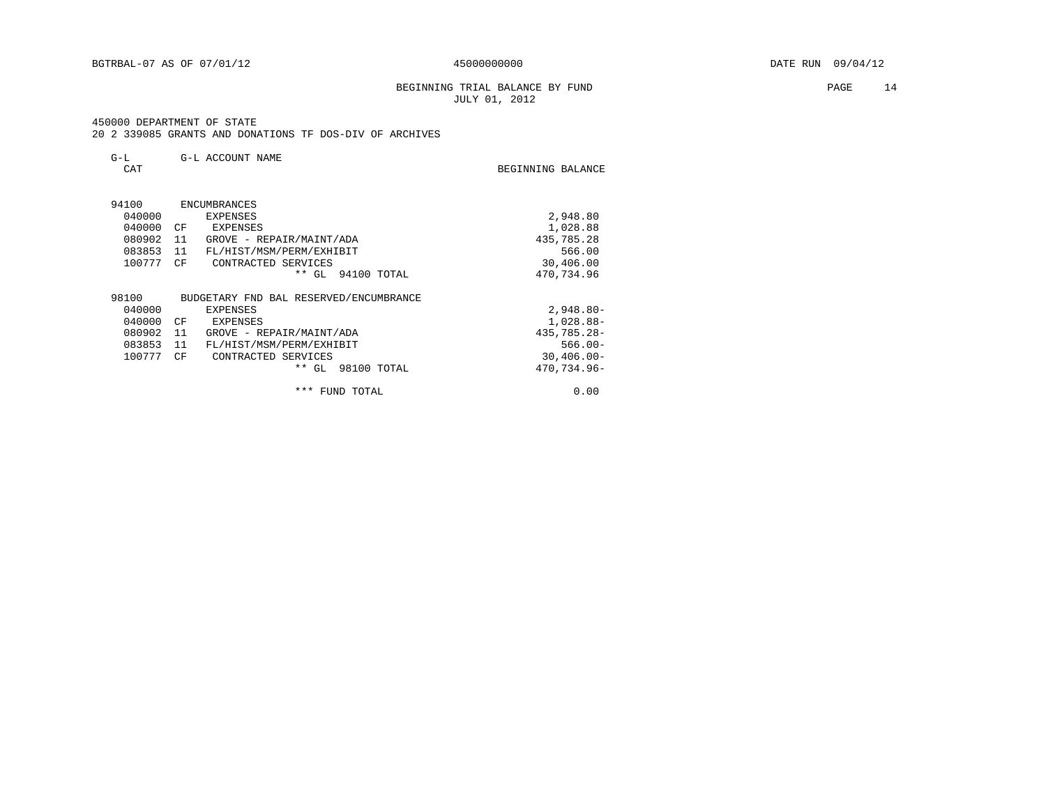BGTRBAL-07 AS OF 07/01/12 45000000000 DATE RUN 09/04/12

BEGINNING TRIAL BALANCE BY FUND
JULY 01, 2012

450000 DEPARTMENT OF STATE
20 2 339085 GRANTS AND DONATIONS TF DOS-DIV OF ARCHIVES

| G-L CAT | | G-L ACCOUNT NAME | BEGINNING BALANCE |
|---|---|---|---|
| 94100 | | ENCUMBRANCES | |
| 040000 | | EXPENSES | 2,948.80 |
| 040000 | CF | EXPENSES | 1,028.88 |
| 080902 | 11 | GROVE - REPAIR/MAINT/ADA | 435,785.28 |
| 083853 | 11 | FL/HIST/MSM/PERM/EXHIBIT | 566.00 |
| 100777 | CF | CONTRACTED SERVICES | 30,406.00 |
| | | ** GL 94100 TOTAL | 470,734.96 |
| 98100 | | BUDGETARY FND BAL RESERVED/ENCUMBRANCE | |
| 040000 | | EXPENSES | 2,948.80- |
| 040000 | CF | EXPENSES | 1,028.88- |
| 080902 | 11 | GROVE - REPAIR/MAINT/ADA | 435,785.28- |
| 083853 | 11 | FL/HIST/MSM/PERM/EXHIBIT | 566.00- |
| 100777 | CF | CONTRACTED SERVICES | 30,406.00- |
| | | ** GL 98100 TOTAL | 470,734.96- |
| | | *** FUND TOTAL | 0.00 |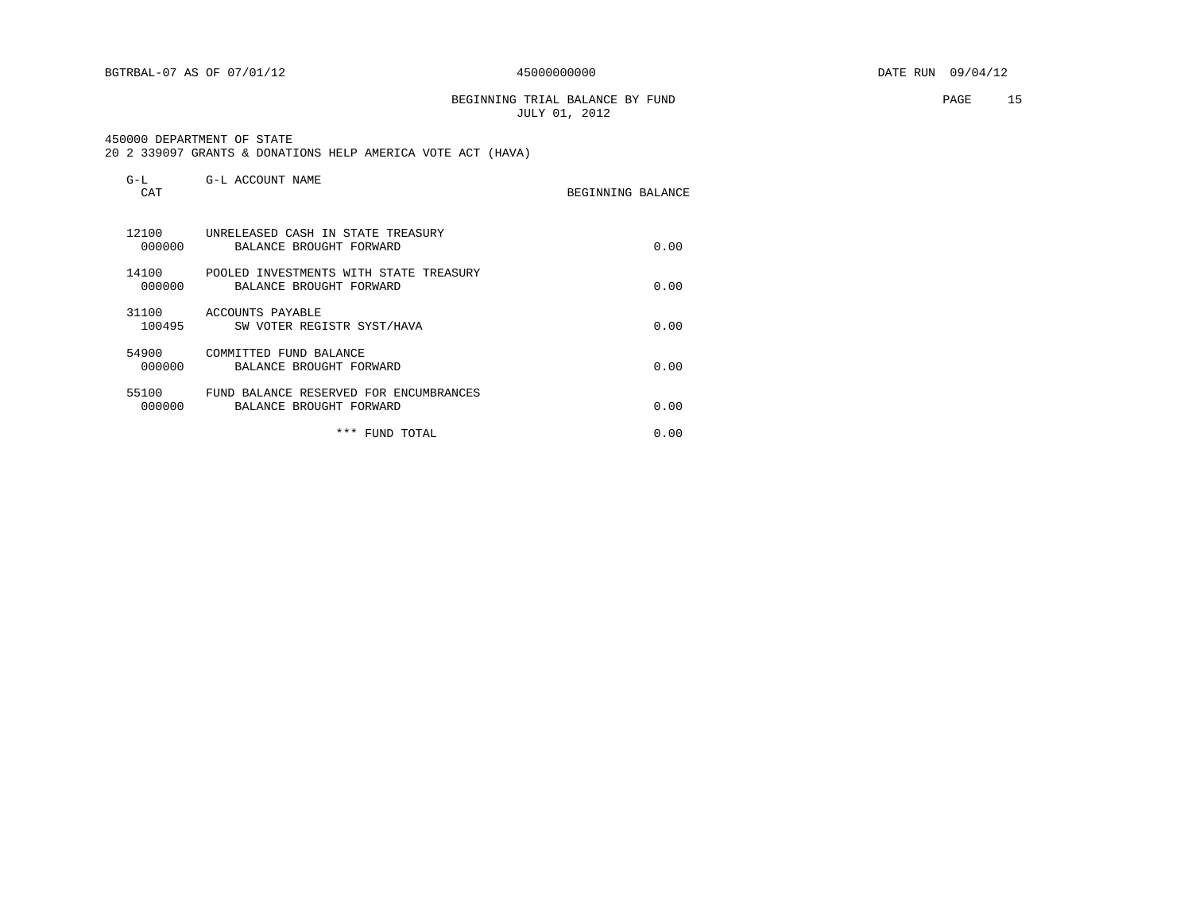BGTRBAL-07 AS OF 07/01/12 45000000000 DATE RUN 09/04/12

BEGINNING TRIAL BALANCE BY FUND
JULY 01, 2012

450000 DEPARTMENT OF STATE
20 2 339097 GRANTS & DONATIONS HELP AMERICA VOTE ACT (HAVA)

| G-L CAT | G-L ACCOUNT NAME | BEGINNING BALANCE |
|---|---|---|
| 12100 | UNRELEASED CASH IN STATE TREASURY | |
| 000000 | BALANCE BROUGHT FORWARD | 0.00 |
| 14100 | POOLED INVESTMENTS WITH STATE TREASURY | |
| 000000 | BALANCE BROUGHT FORWARD | 0.00 |
| 31100 | ACCOUNTS PAYABLE | |
| 100495 | SW VOTER REGISTR SYST/HAVA | 0.00 |
| 54900 | COMMITTED FUND BALANCE | |
| 000000 | BALANCE BROUGHT FORWARD | 0.00 |
| 55100 | FUND BALANCE RESERVED FOR ENCUMBRANCES | |
| 000000 | BALANCE BROUGHT FORWARD | 0.00 |
| | *** FUND TOTAL | 0.00 |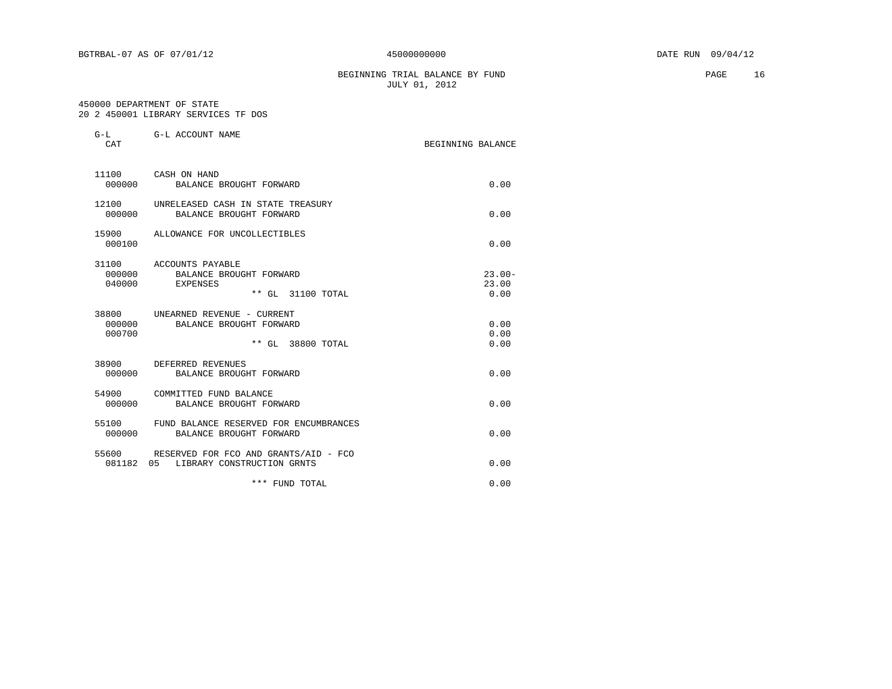BGTRBAL-07 AS OF 07/01/12 45000000000 DATE RUN 09/04/12

BEGINNING TRIAL BALANCE BY FUND
JULY 01, 2012

450000 DEPARTMENT OF STATE
20 2 450001 LIBRARY SERVICES TF DOS

| G-L CAT | G-L ACCOUNT NAME | BEGINNING BALANCE |
|---|---|---|
| 11100 | CASH ON HAND | |
| 000000 | BALANCE BROUGHT FORWARD | 0.00 |
| 12100 | UNRELEASED CASH IN STATE TREASURY | |
| 000000 | BALANCE BROUGHT FORWARD | 0.00 |
| 15900 | ALLOWANCE FOR UNCOLLECTIBLES | |
| 000100 | | 0.00 |
| 31100 | ACCOUNTS PAYABLE | |
| 000000 | BALANCE BROUGHT FORWARD | 23.00- |
| 040000 | EXPENSES | 23.00 |
| | ** GL 31100 TOTAL | 0.00 |
| 38800 | UNEARNED REVENUE - CURRENT | |
| 000000 | BALANCE BROUGHT FORWARD | 0.00 |
| 000700 | | 0.00 |
| | ** GL 38800 TOTAL | 0.00 |
| 38900 | DEFERRED REVENUES | |
| 000000 | BALANCE BROUGHT FORWARD | 0.00 |
| 54900 | COMMITTED FUND BALANCE | |
| 000000 | BALANCE BROUGHT FORWARD | 0.00 |
| 55100 | FUND BALANCE RESERVED FOR ENCUMBRANCES | |
| 000000 | BALANCE BROUGHT FORWARD | 0.00 |
| 55600 | RESERVED FOR FCO AND GRANTS/AID - FCO | |
| 081182 05 | LIBRARY CONSTRUCTION GRNTS | 0.00 |
| | *** FUND TOTAL | 0.00 |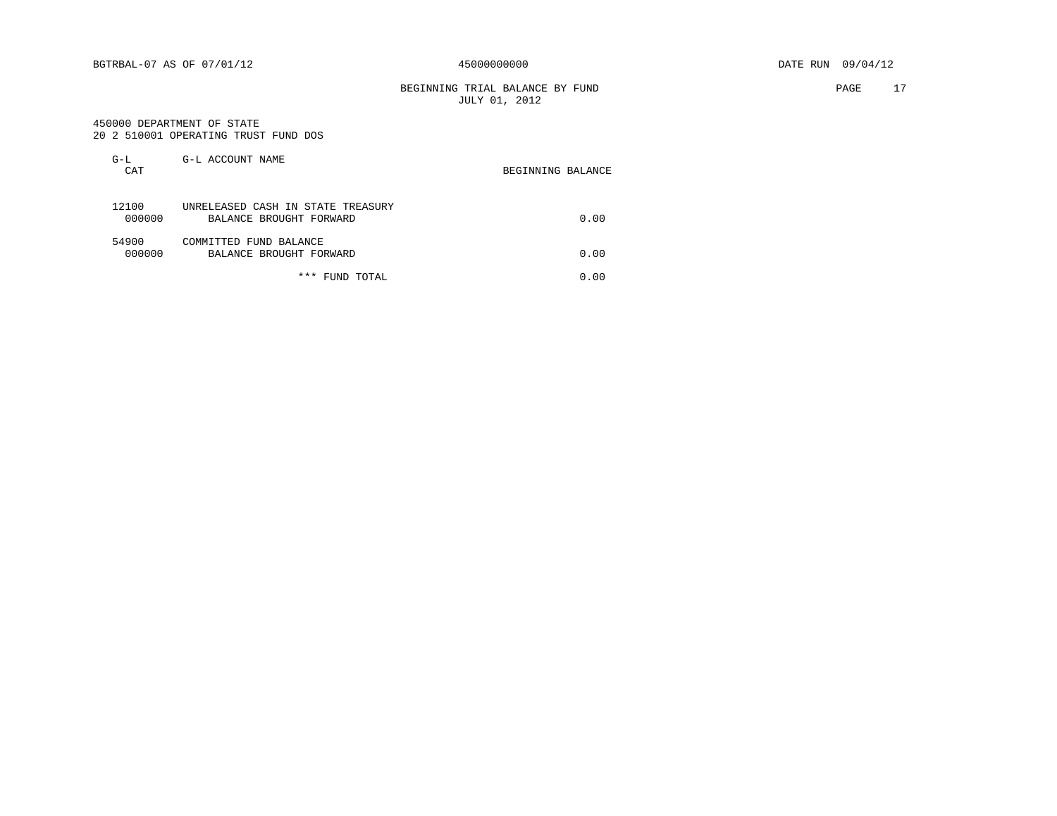BGTRBAL-07 AS OF 07/01/12 45000000000 DATE RUN 09/04/12

BEGINNING TRIAL BALANCE BY FUND
JULY 01, 2012

450000 DEPARTMENT OF STATE
20 2 510001 OPERATING TRUST FUND DOS

| G-L CAT | G-L ACCOUNT NAME | BEGINNING BALANCE |
|---|---|---|
| 12100 | UNRELEASED CASH IN STATE TREASURY | |
| 000000 | BALANCE BROUGHT FORWARD | 0.00 |
| 54900 | COMMITTED FUND BALANCE | |
| 000000 | BALANCE BROUGHT FORWARD | 0.00 |
| | *** FUND TOTAL | 0.00 |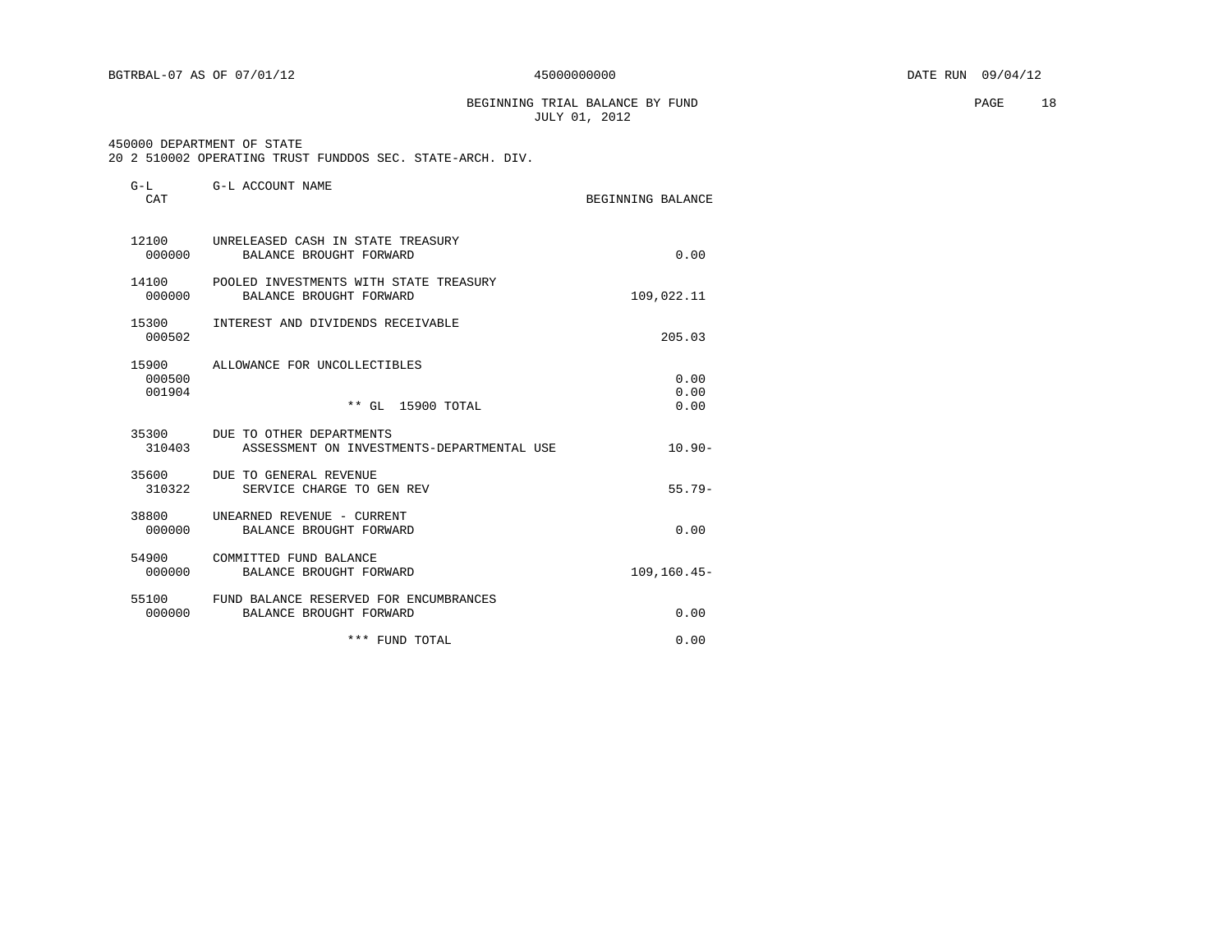BGTRBAL-07 AS OF 07/01/12 45000000000 DATE RUN 09/04/12

BEGINNING TRIAL BALANCE BY FUND
JULY 01, 2012

450000 DEPARTMENT OF STATE
20 2 510002 OPERATING TRUST FUNDDOS SEC. STATE-ARCH. DIV.

| G-L CAT | G-L ACCOUNT NAME | BEGINNING BALANCE |
|---|---|---|
| 12100 | UNRELEASED CASH IN STATE TREASURY | |
| 000000 | BALANCE BROUGHT FORWARD | 0.00 |
| 14100 | POOLED INVESTMENTS WITH STATE TREASURY | |
| 000000 | BALANCE BROUGHT FORWARD | 109,022.11 |
| 15300 | INTEREST AND DIVIDENDS RECEIVABLE | |
| 000502 | | 205.03 |
| 15900 | ALLOWANCE FOR UNCOLLECTIBLES | |
| 000500 | | 0.00 |
| 001904 | | 0.00 |
| | ** GL 15900 TOTAL | 0.00 |
| 35300 | DUE TO OTHER DEPARTMENTS | |
| 310403 | ASSESSMENT ON INVESTMENTS-DEPARTMENTAL USE | 10.90- |
| 35600 | DUE TO GENERAL REVENUE | |
| 310322 | SERVICE CHARGE TO GEN REV | 55.79- |
| 38800 | UNEARNED REVENUE - CURRENT | |
| 000000 | BALANCE BROUGHT FORWARD | 0.00 |
| 54900 | COMMITTED FUND BALANCE | |
| 000000 | BALANCE BROUGHT FORWARD | 109,160.45- |
| 55100 | FUND BALANCE RESERVED FOR ENCUMBRANCES | |
| 000000 | BALANCE BROUGHT FORWARD | 0.00 |
| | *** FUND TOTAL | 0.00 |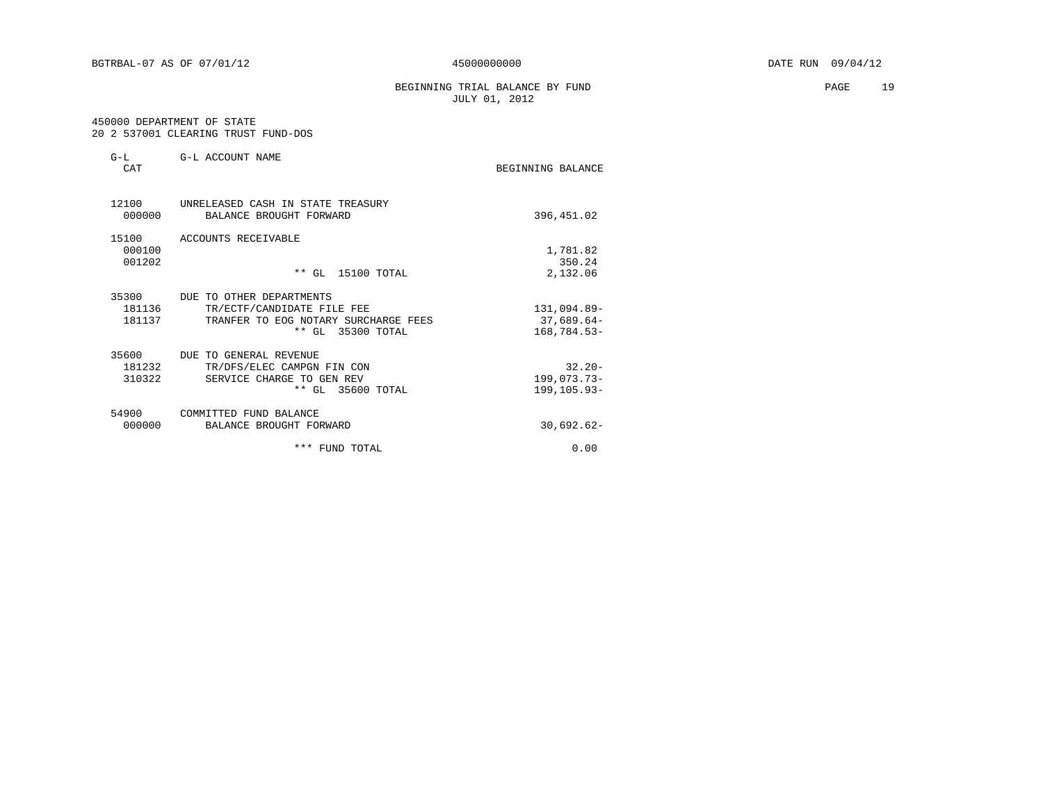BGTRBAL-07 AS OF 07/01/12 45000000000 DATE RUN 09/04/12

BEGINNING TRIAL BALANCE BY FUND
JULY 01, 2012

450000 DEPARTMENT OF STATE
20 2 537001 CLEARING TRUST FUND-DOS

| G-L CAT | G-L ACCOUNT NAME | BEGINNING BALANCE |
|---|---|---|
| 12100 | UNRELEASED CASH IN STATE TREASURY | |
| 000000 | BALANCE BROUGHT FORWARD | 396,451.02 |
| 15100 | ACCOUNTS RECEIVABLE | |
| 000100 | | 1,781.82 |
| 001202 | | 350.24 |
| | ** GL 15100 TOTAL | 2,132.06 |
| 35300 | DUE TO OTHER DEPARTMENTS | |
| 181136 | TR/ECTF/CANDIDATE FILE FEE | 131,094.89- |
| 181137 | TRANFER TO EOG NOTARY SURCHARGE FEES | 37,689.64- |
| | ** GL 35300 TOTAL | 168,784.53- |
| 35600 | DUE TO GENERAL REVENUE | |
| 181232 | TR/DFS/ELEC CAMPGN FIN CON | 32.20- |
| 310322 | SERVICE CHARGE TO GEN REV | 199,073.73- |
| | ** GL 35600 TOTAL | 199,105.93- |
| 54900 | COMMITTED FUND BALANCE | |
| 000000 | BALANCE BROUGHT FORWARD | 30,692.62- |
| | *** FUND TOTAL | 0.00 |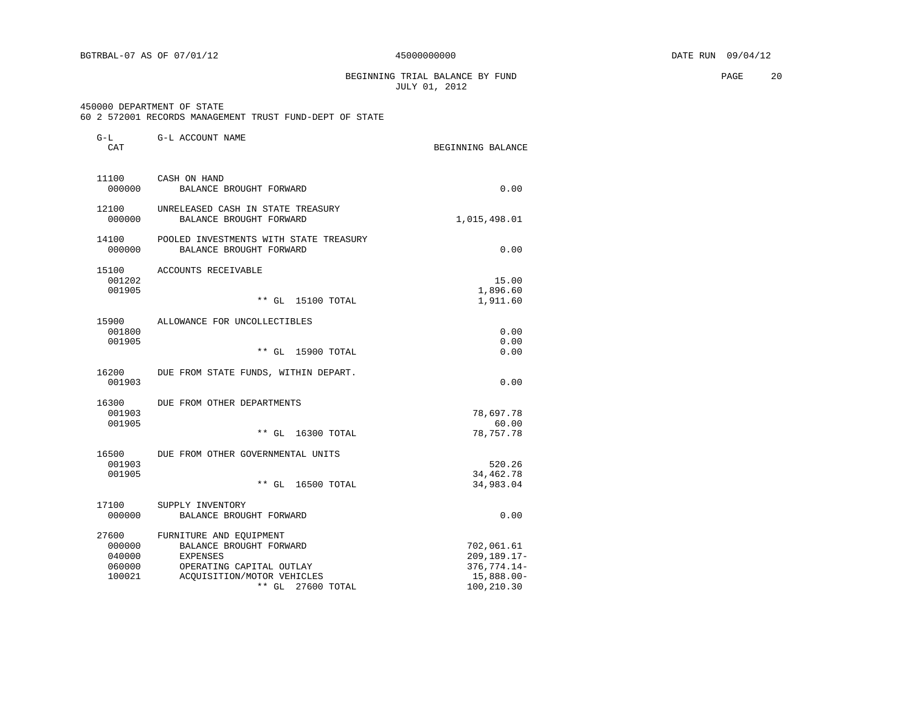BGTRBAL-07 AS OF 07/01/12 45000000000 DATE RUN 09/04/12

BEGINNING TRIAL BALANCE BY FUND
JULY 01, 2012

450000 DEPARTMENT OF STATE
60 2 572001 RECORDS MANAGEMENT TRUST FUND-DEPT OF STATE

| G-L CAT | G-L ACCOUNT NAME | BEGINNING BALANCE |
|---|---|---|
| 11100 | CASH ON HAND | |
| 000000 | BALANCE BROUGHT FORWARD | 0.00 |
| 12100 | UNRELEASED CASH IN STATE TREASURY | |
| 000000 | BALANCE BROUGHT FORWARD | 1,015,498.01 |
| 14100 | POOLED INVESTMENTS WITH STATE TREASURY | |
| 000000 | BALANCE BROUGHT FORWARD | 0.00 |
| 15100 | ACCOUNTS RECEIVABLE | |
| 001202 | | 15.00 |
| 001905 | | 1,896.60 |
| | ** GL 15100 TOTAL | 1,911.60 |
| 15900 | ALLOWANCE FOR UNCOLLECTIBLES | |
| 001800 | | 0.00 |
| 001905 | | 0.00 |
| | ** GL 15900 TOTAL | 0.00 |
| 16200 | DUE FROM STATE FUNDS, WITHIN DEPART. | |
| 001903 | | 0.00 |
| 16300 | DUE FROM OTHER DEPARTMENTS | |
| 001903 | | 78,697.78 |
| 001905 | | 60.00 |
| | ** GL 16300 TOTAL | 78,757.78 |
| 16500 | DUE FROM OTHER GOVERNMENTAL UNITS | |
| 001903 | | 520.26 |
| 001905 | | 34,462.78 |
| | ** GL 16500 TOTAL | 34,983.04 |
| 17100 | SUPPLY INVENTORY | |
| 000000 | BALANCE BROUGHT FORWARD | 0.00 |
| 27600 | FURNITURE AND EQUIPMENT | |
| 000000 | BALANCE BROUGHT FORWARD | 702,061.61 |
| 040000 | EXPENSES | 209,189.17- |
| 060000 | OPERATING CAPITAL OUTLAY | 376,774.14- |
| 100021 | ACQUISITION/MOTOR VEHICLES | 15,888.00- |
| | ** GL 27600 TOTAL | 100,210.30 |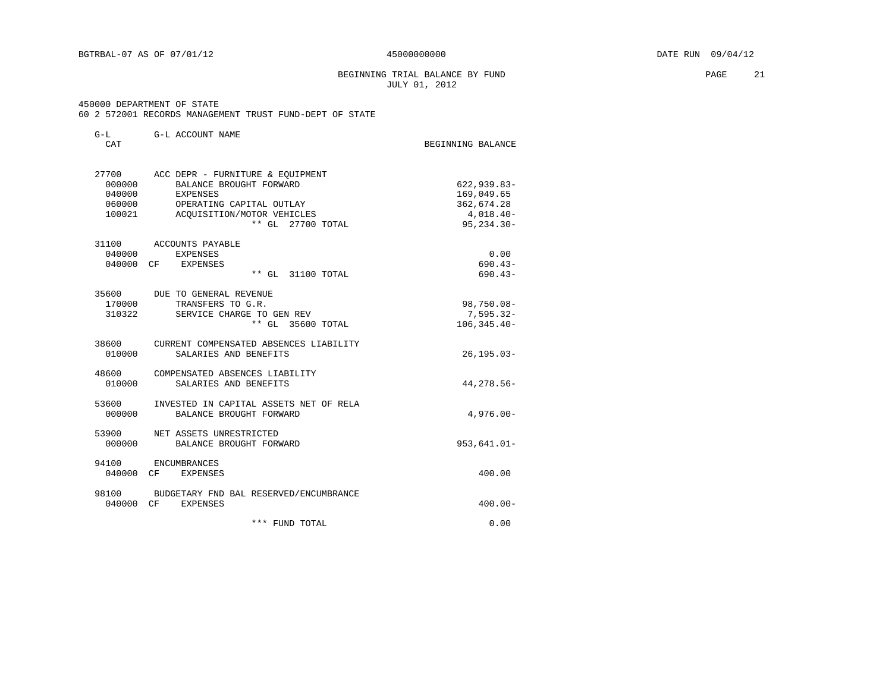BGTRBAL-07 AS OF 07/01/12 45000000000 DATE RUN 09/04/12

BEGINNING TRIAL BALANCE BY FUND
JULY 01, 2012

450000 DEPARTMENT OF STATE
60 2 572001 RECORDS MANAGEMENT TRUST FUND-DEPT OF STATE

| G-L CAT | | G-L ACCOUNT NAME | BEGINNING BALANCE |
|---|---|---|---|
| 27700 | | ACC DEPR - FURNITURE & EQUIPMENT | |
| 000000 | | BALANCE BROUGHT FORWARD | 622,939.83- |
| 040000 | | EXPENSES | 169,049.65 |
| 060000 | | OPERATING CAPITAL OUTLAY | 362,674.28 |
| 100021 | | ACQUISITION/MOTOR VEHICLES | 4,018.40- |
| | | ** GL 27700 TOTAL | 95,234.30- |
| 31100 | | ACCOUNTS PAYABLE | |
| 040000 | | EXPENSES | 0.00 |
| 040000 | CF | EXPENSES | 690.43- |
| | | ** GL 31100 TOTAL | 690.43- |
| 35600 | | DUE TO GENERAL REVENUE | |
| 170000 | | TRANSFERS TO G.R. | 98,750.08- |
| 310322 | | SERVICE CHARGE TO GEN REV | 7,595.32- |
| | | ** GL 35600 TOTAL | 106,345.40- |
| 38600 | | CURRENT COMPENSATED ABSENCES LIABILITY | |
| 010000 | | SALARIES AND BENEFITS | 26,195.03- |
| 48600 | | COMPENSATED ABSENCES LIABILITY | |
| 010000 | | SALARIES AND BENEFITS | 44,278.56- |
| 53600 | | INVESTED IN CAPITAL ASSETS NET OF RELA | |
| 000000 | | BALANCE BROUGHT FORWARD | 4,976.00- |
| 53900 | | NET ASSETS UNRESTRICTED | |
| 000000 | | BALANCE BROUGHT FORWARD | 953,641.01- |
| 94100 | | ENCUMBRANCES | |
| 040000 | CF | EXPENSES | 400.00 |
| 98100 | | BUDGETARY FND BAL RESERVED/ENCUMBRANCE | |
| 040000 | CF | EXPENSES | 400.00- |
| | | *** FUND TOTAL | 0.00 |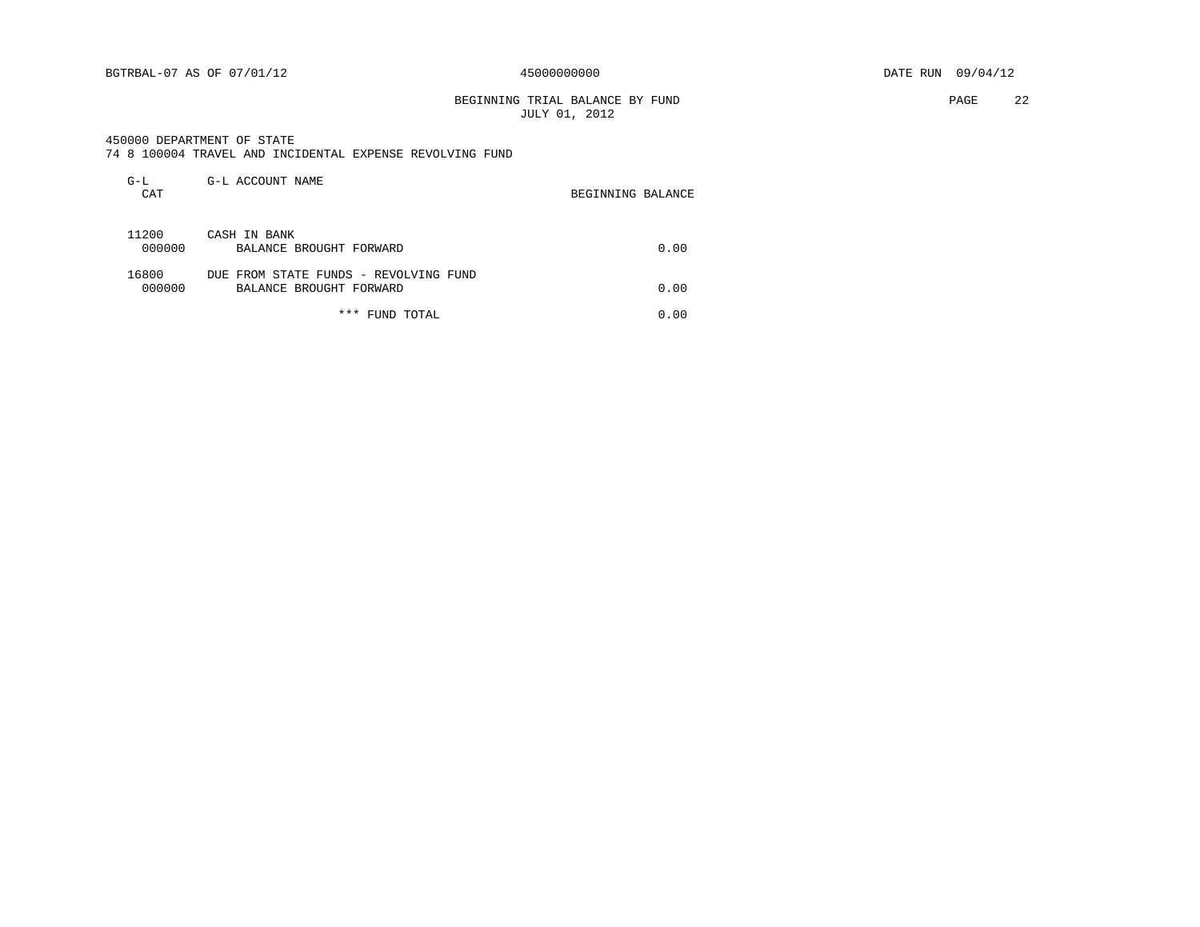BGTRBAL-07 AS OF 07/01/12 45000000000 DATE RUN 09/04/12

BEGINNING TRIAL BALANCE BY FUND
JULY 01, 2012

450000 DEPARTMENT OF STATE
74 8 100004 TRAVEL AND INCIDENTAL EXPENSE REVOLVING FUND

| G-L CAT | G-L ACCOUNT NAME | BEGINNING BALANCE |
|---|---|---|
| 11200 | CASH IN BANK | |
| 000000 | BALANCE BROUGHT FORWARD | 0.00 |
| 16800 | DUE FROM STATE FUNDS - REVOLVING FUND | |
| 000000 | BALANCE BROUGHT FORWARD | 0.00 |
| | *** FUND TOTAL | 0.00 |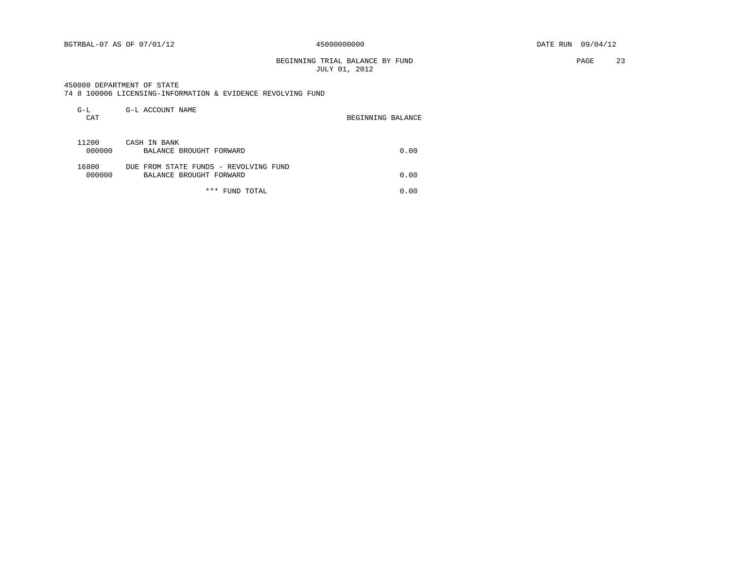BGTRBAL-07 AS OF 07/01/12 45000000000 DATE RUN 09/04/12

BEGINNING TRIAL BALANCE BY FUND
JULY 01, 2012

450000 DEPARTMENT OF STATE
74 8 100006 LICENSING-INFORMATION & EVIDENCE REVOLVING FUND

| G-L CAT | G-L ACCOUNT NAME | BEGINNING BALANCE |
|---|---|---|
| 11200 | CASH IN BANK | |
| 000000 | BALANCE BROUGHT FORWARD | 0.00 |
| 16800 | DUE FROM STATE FUNDS - REVOLVING FUND | |
| 000000 | BALANCE BROUGHT FORWARD | 0.00 |
| | *** FUND TOTAL | 0.00 |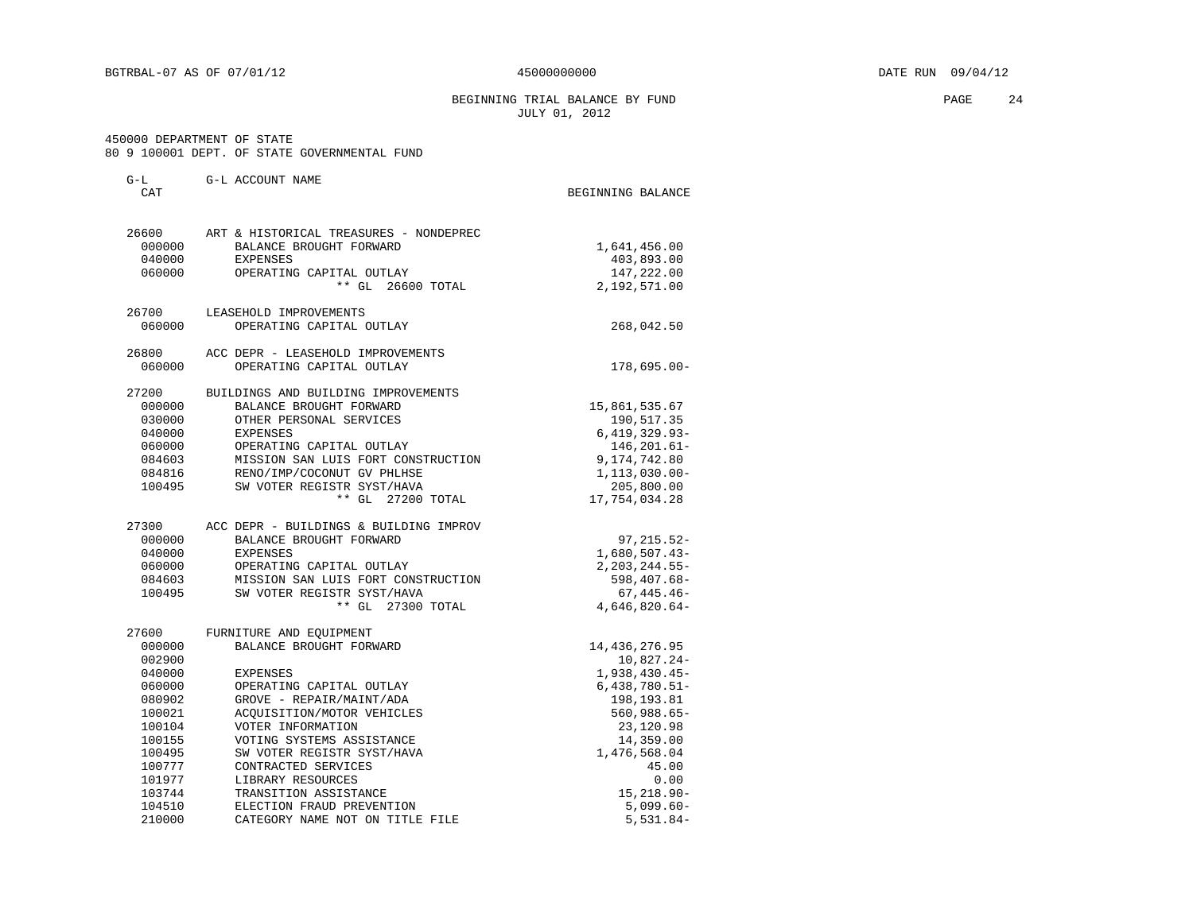BGTRBAL-07 AS OF 07/01/12 45000000000 DATE RUN 09/04/12

BEGINNING TRIAL BALANCE BY FUND
JULY 01, 2012

450000 DEPARTMENT OF STATE
80 9 100001 DEPT. OF STATE GOVERNMENTAL FUND

| G-L CAT | G-L ACCOUNT NAME | BEGINNING BALANCE |
|---|---|---|
| 26600 | ART & HISTORICAL TREASURES - NONDEPREC | |
| 000000 | BALANCE BROUGHT FORWARD | 1,641,456.00 |
| 040000 | EXPENSES | 403,893.00 |
| 060000 | OPERATING CAPITAL OUTLAY | 147,222.00 |
| | ** GL 26600 TOTAL | 2,192,571.00 |
| 26700 | LEASEHOLD IMPROVEMENTS | |
| 060000 | OPERATING CAPITAL OUTLAY | 268,042.50 |
| 26800 | ACC DEPR - LEASEHOLD IMPROVEMENTS | |
| 060000 | OPERATING CAPITAL OUTLAY | 178,695.00- |
| 27200 | BUILDINGS AND BUILDING IMPROVEMENTS | |
| 000000 | BALANCE BROUGHT FORWARD | 15,861,535.67 |
| 030000 | OTHER PERSONAL SERVICES | 190,517.35 |
| 040000 | EXPENSES | 6,419,329.93- |
| 060000 | OPERATING CAPITAL OUTLAY | 146,201.61- |
| 084603 | MISSION SAN LUIS FORT CONSTRUCTION | 9,174,742.80 |
| 084816 | RENO/IMP/COCONUT GV PHLHSE | 1,113,030.00- |
| 100495 | SW VOTER REGISTR SYST/HAVA | 205,800.00 |
| | ** GL 27200 TOTAL | 17,754,034.28 |
| 27300 | ACC DEPR - BUILDINGS & BUILDING IMPROV | |
| 000000 | BALANCE BROUGHT FORWARD | 97,215.52- |
| 040000 | EXPENSES | 1,680,507.43- |
| 060000 | OPERATING CAPITAL OUTLAY | 2,203,244.55- |
| 084603 | MISSION SAN LUIS FORT CONSTRUCTION | 598,407.68- |
| 100495 | SW VOTER REGISTR SYST/HAVA | 67,445.46- |
| | ** GL 27300 TOTAL | 4,646,820.64- |
| 27600 | FURNITURE AND EQUIPMENT | |
| 000000 | BALANCE BROUGHT FORWARD | 14,436,276.95 |
| 002900 | | 10,827.24- |
| 040000 | EXPENSES | 1,938,430.45- |
| 060000 | OPERATING CAPITAL OUTLAY | 6,438,780.51- |
| 080902 | GROVE - REPAIR/MAINT/ADA | 198,193.81 |
| 100021 | ACQUISITION/MOTOR VEHICLES | 560,988.65- |
| 100104 | VOTER INFORMATION | 23,120.98 |
| 100155 | VOTING SYSTEMS ASSISTANCE | 14,359.00 |
| 100495 | SW VOTER REGISTR SYST/HAVA | 1,476,568.04 |
| 100777 | CONTRACTED SERVICES | 45.00 |
| 101977 | LIBRARY RESOURCES | 0.00 |
| 103744 | TRANSITION ASSISTANCE | 15,218.90- |
| 104510 | ELECTION FRAUD PREVENTION | 5,099.60- |
| 210000 | CATEGORY NAME NOT ON TITLE FILE | 5,531.84- |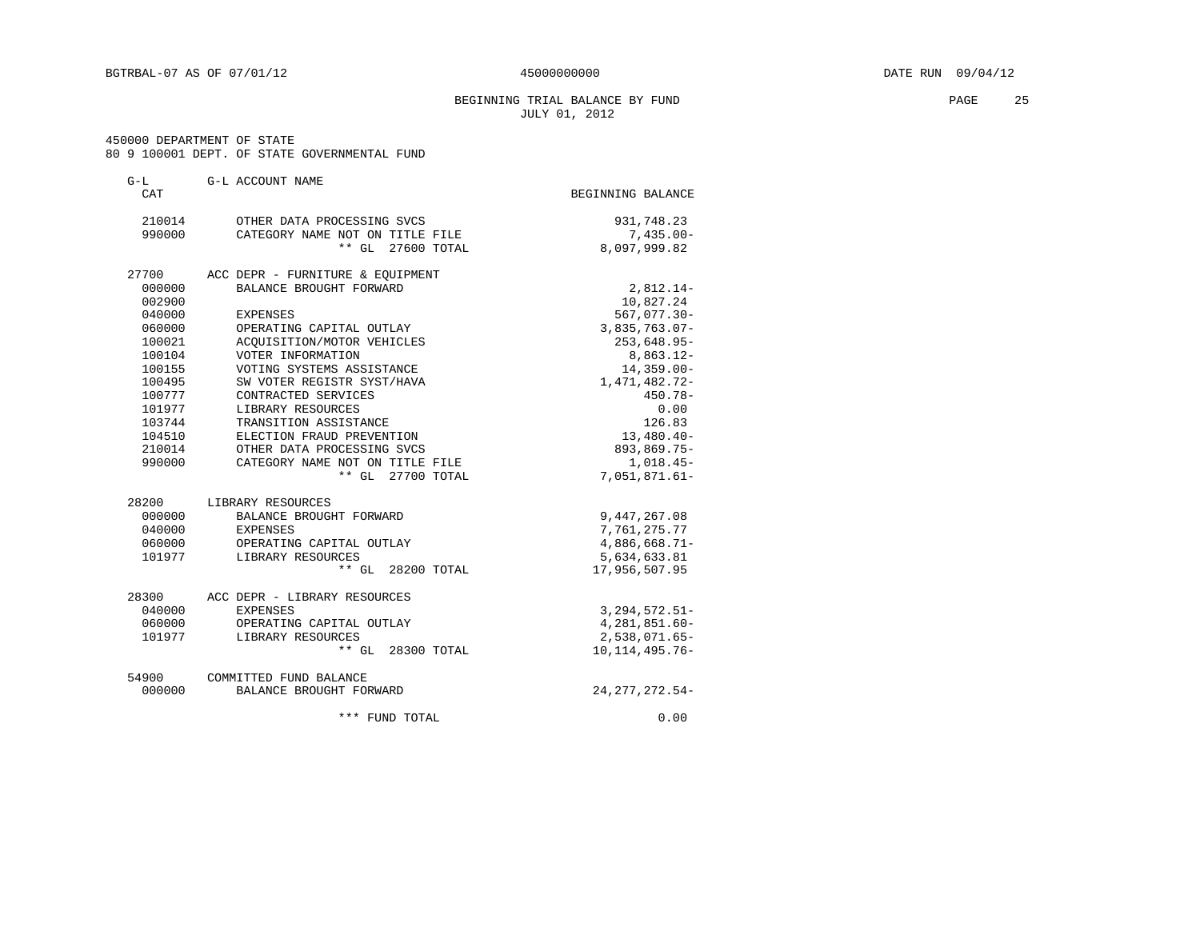BEGINNING TRIAL BALANCE BY FUND
JULY 01, 2012

450000 DEPARTMENT OF STATE
80 9 100001 DEPT. OF STATE GOVERNMENTAL FUND

| G-L CAT | G-L ACCOUNT NAME | BEGINNING BALANCE |
|---|---|---|
| 210014 | OTHER DATA PROCESSING SVCS | 931,748.23 |
| 990000 | CATEGORY NAME NOT ON TITLE FILE | 7,435.00- |
| | ** GL 27600 TOTAL | 8,097,999.82 |
| 27700 | ACC DEPR - FURNITURE & EQUIPMENT | |
| 000000 | BALANCE BROUGHT FORWARD | 2,812.14- |
| 002900 | | 10,827.24 |
| 040000 | EXPENSES | 567,077.30- |
| 060000 | OPERATING CAPITAL OUTLAY | 3,835,763.07- |
| 100021 | ACQUISITION/MOTOR VEHICLES | 253,648.95- |
| 100104 | VOTER INFORMATION | 8,863.12- |
| 100155 | VOTING SYSTEMS ASSISTANCE | 14,359.00- |
| 100495 | SW VOTER REGISTR SYST/HAVA | 1,471,482.72- |
| 100777 | CONTRACTED SERVICES | 450.78- |
| 101977 | LIBRARY RESOURCES | 0.00 |
| 103744 | TRANSITION ASSISTANCE | 126.83 |
| 104510 | ELECTION FRAUD PREVENTION | 13,480.40- |
| 210014 | OTHER DATA PROCESSING SVCS | 893,869.75- |
| 990000 | CATEGORY NAME NOT ON TITLE FILE | 1,018.45- |
| | ** GL 27700 TOTAL | 7,051,871.61- |
| 28200 | LIBRARY RESOURCES | |
| 000000 | BALANCE BROUGHT FORWARD | 9,447,267.08 |
| 040000 | EXPENSES | 7,761,275.77 |
| 060000 | OPERATING CAPITAL OUTLAY | 4,886,668.71- |
| 101977 | LIBRARY RESOURCES | 5,634,633.81 |
| | ** GL 28200 TOTAL | 17,956,507.95 |
| 28300 | ACC DEPR - LIBRARY RESOURCES | |
| 040000 | EXPENSES | 3,294,572.51- |
| 060000 | OPERATING CAPITAL OUTLAY | 4,281,851.60- |
| 101977 | LIBRARY RESOURCES | 2,538,071.65- |
| | ** GL 28300 TOTAL | 10,114,495.76- |
| 54900 | COMMITTED FUND BALANCE | |
| 000000 | BALANCE BROUGHT FORWARD | 24,277,272.54- |
| | *** FUND TOTAL | 0.00 |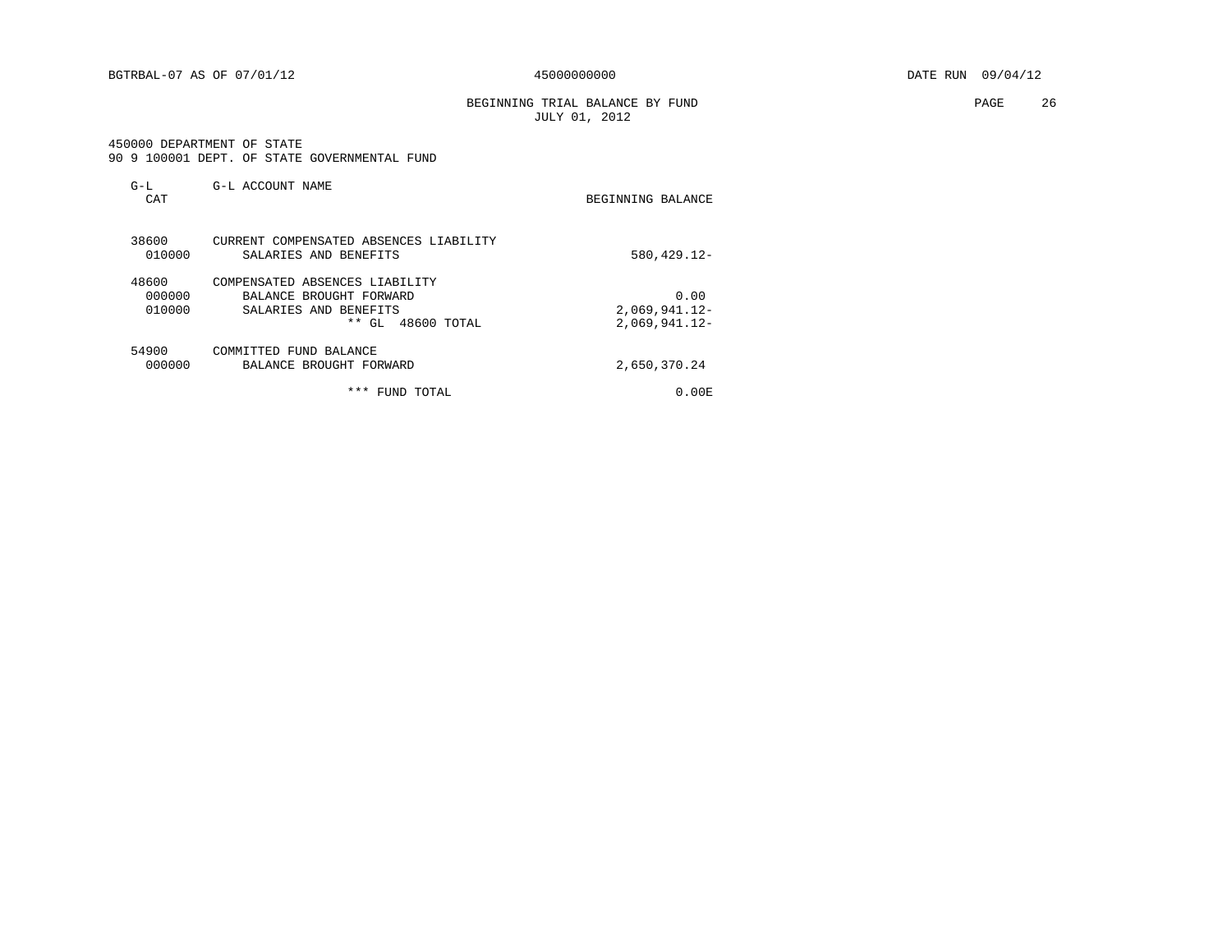BGTRBAL-07 AS OF 07/01/12 45000000000 DATE RUN 09/04/12

BEGINNING TRIAL BALANCE BY FUND
JULY 01, 2012

450000 DEPARTMENT OF STATE
90 9 100001 DEPT. OF STATE GOVERNMENTAL FUND

| G-L CAT | G-L ACCOUNT NAME | BEGINNING BALANCE |
|---|---|---|
| 38600 | CURRENT COMPENSATED ABSENCES LIABILITY | |
| 010000 | SALARIES AND BENEFITS | 580,429.12- |
| 48600 | COMPENSATED ABSENCES LIABILITY | |
| 000000 | BALANCE BROUGHT FORWARD | 0.00 |
| 010000 | SALARIES AND BENEFITS | 2,069,941.12- |
| | ** GL 48600 TOTAL | 2,069,941.12- |
| 54900 | COMMITTED FUND BALANCE | |
| 000000 | BALANCE BROUGHT FORWARD | 2,650,370.24 |
| | *** FUND TOTAL | 0.00E |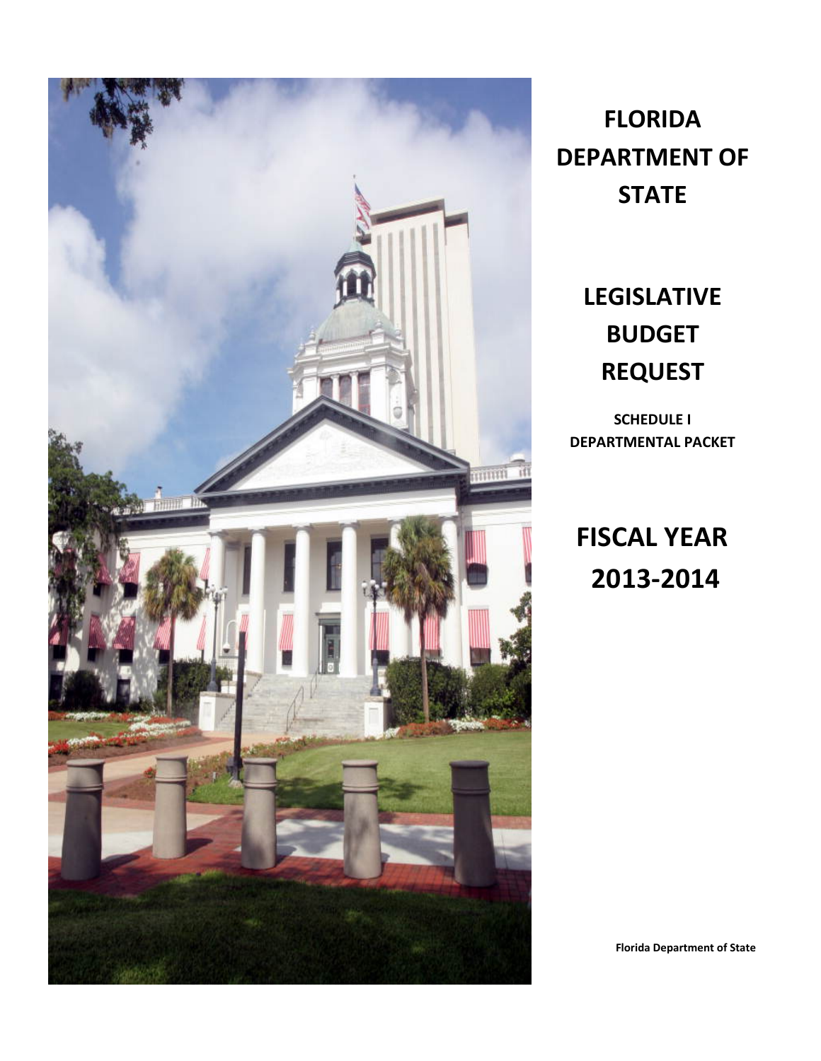# FLORIDA DEPARTMENT OF STATE

# LEGISLATIVE BUDGET REQUEST

**SCHEDULE I DEPARTMENTAL PACKET**

# FISCAL YEAR 2013-2014

**Florida Department of State**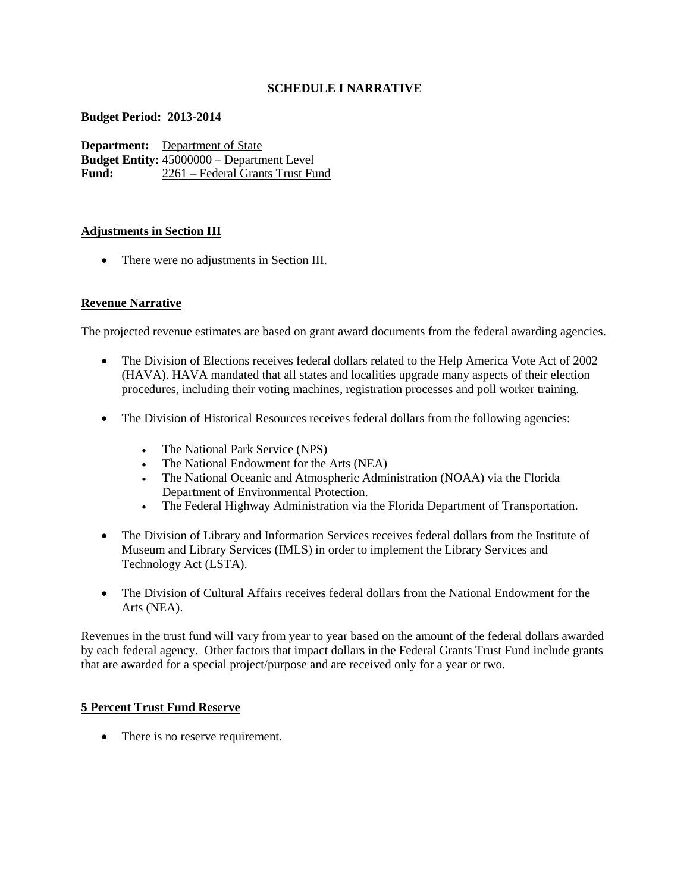**SCHEDULE I NARRATIVE**

**Budget Period: 2013-2014**

**Department:** Department of State
**Budget Entity:** 45000000 – Department Level
**Fund:** 2261 – Federal Grants Trust Fund

**Adjustments in Section III**

- There were no adjustments in Section III.

**Revenue Narrative**

The projected revenue estimates are based on grant award documents from the federal awarding agencies.

- The Division of Elections receives federal dollars related to the Help America Vote Act of 2002 (HAVA). HAVA mandated that all states and localities upgrade many aspects of their election procedures, including their voting machines, registration processes and poll worker training.

- The Division of Historical Resources receives federal dollars from the following agencies:
  - The National Park Service (NPS)
  - The National Endowment for the Arts (NEA)
  - The National Oceanic and Atmospheric Administration (NOAA) via the Florida Department of Environmental Protection.
  - The Federal Highway Administration via the Florida Department of Transportation.

- The Division of Library and Information Services receives federal dollars from the Institute of Museum and Library Services (IMLS) in order to implement the Library Services and Technology Act (LSTA).

- The Division of Cultural Affairs receives federal dollars from the National Endowment for the Arts (NEA).

Revenues in the trust fund will vary from year to year based on the amount of the federal dollars awarded by each federal agency. Other factors that impact dollars in the Federal Grants Trust Fund include grants that are awarded for a special project/purpose and are received only for a year or two.

**5 Percent Trust Fund Reserve**

- There is no reserve requirement.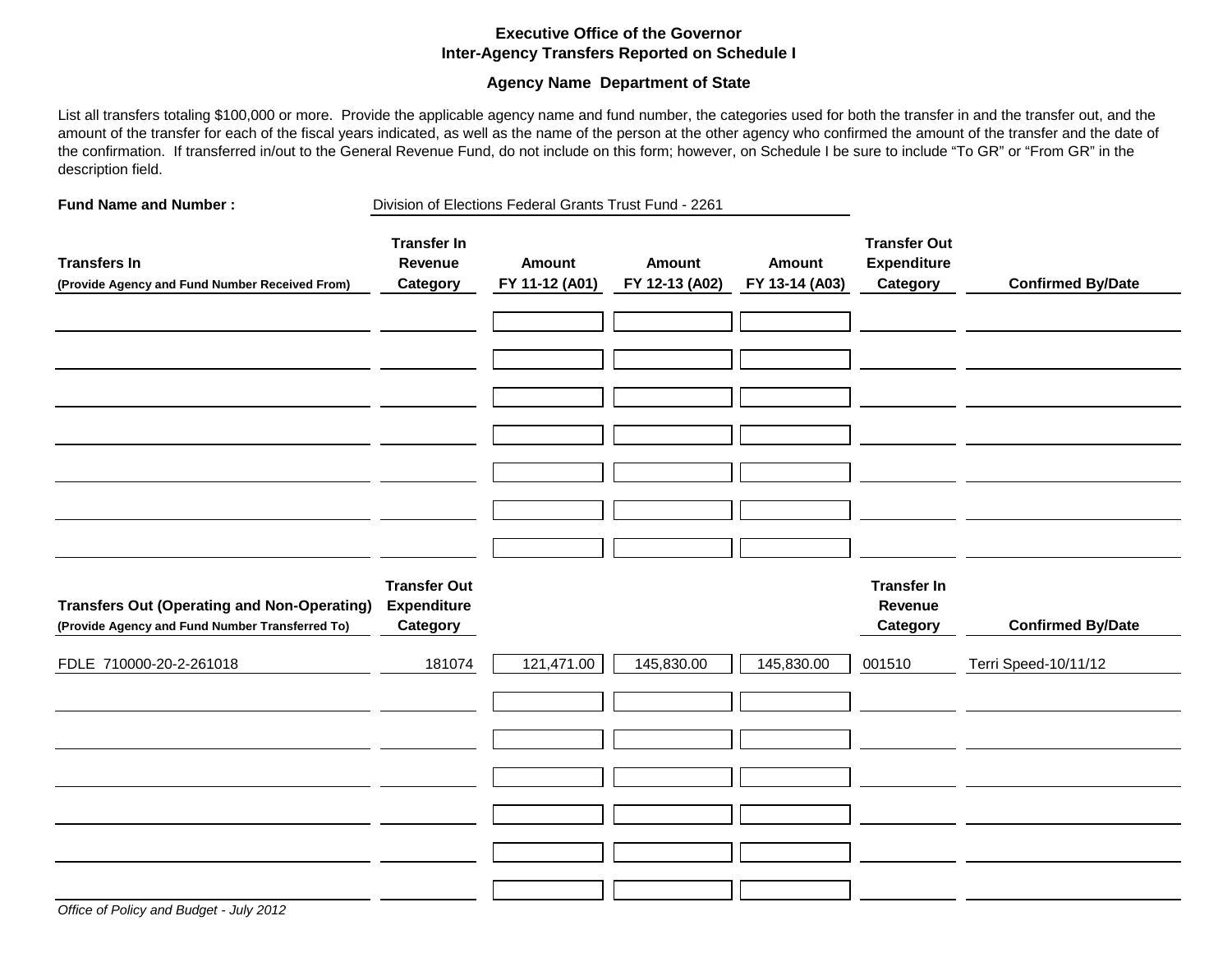**Executive Office of the Governor**
**Inter-Agency Transfers Reported on Schedule I**

**Agency Name Department of State**

List all transfers totaling $100,000 or more. Provide the applicable agency name and fund number, the categories used for both the transfer in and the transfer out, and the amount of the transfer for each of the fiscal years indicated, as well as the name of the person at the other agency who confirmed the amount of the transfer and the date of the confirmation. If transferred in/out to the General Revenue Fund, do not include on this form; however, on Schedule I be sure to include "To GR" or "From GR" in the description field.

**Fund Name and Number :** Division of Elections Federal Grants Trust Fund - 2261

| **Transfers In** (Provide Agency and Fund Number Received From) | **Transfer In Revenue Category** | **Amount FY 11-12 (A01)** | **Amount FY 12-13 (A02)** | **Amount FY 13-14 (A03)** | **Transfer Out Expenditure Category** | **Confirmed By/Date** |
|---|---|---|---|---|---|---|
| | | | | | | |
| | | | | | | |
| | | | | | | |
| | | | | | | |
| | | | | | | |
| | | | | | | |
| | | | | | | |

| **Transfers Out (Operating and Non-Operating)** (Provide Agency and Fund Number Transferred To) | **Transfer Out Expenditure Category** | **Amount FY 11-12 (A01)** | **Amount FY 12-13 (A02)** | **Amount FY 13-14 (A03)** | **Transfer In Revenue Category** | **Confirmed By/Date** |
|---|---|---|---|---|---|---|
| FDLE 710000-20-2-261018 | 181074 | 121,471.00 | 145,830.00 | 145,830.00 | 001510 | Terri Speed-10/11/12 |
| | | | | | | |
| | | | | | | |
| | | | | | | |
| | | | | | | |
| | | | | | | |
| | | | | | | |

*Office of Policy and Budget - July 2012*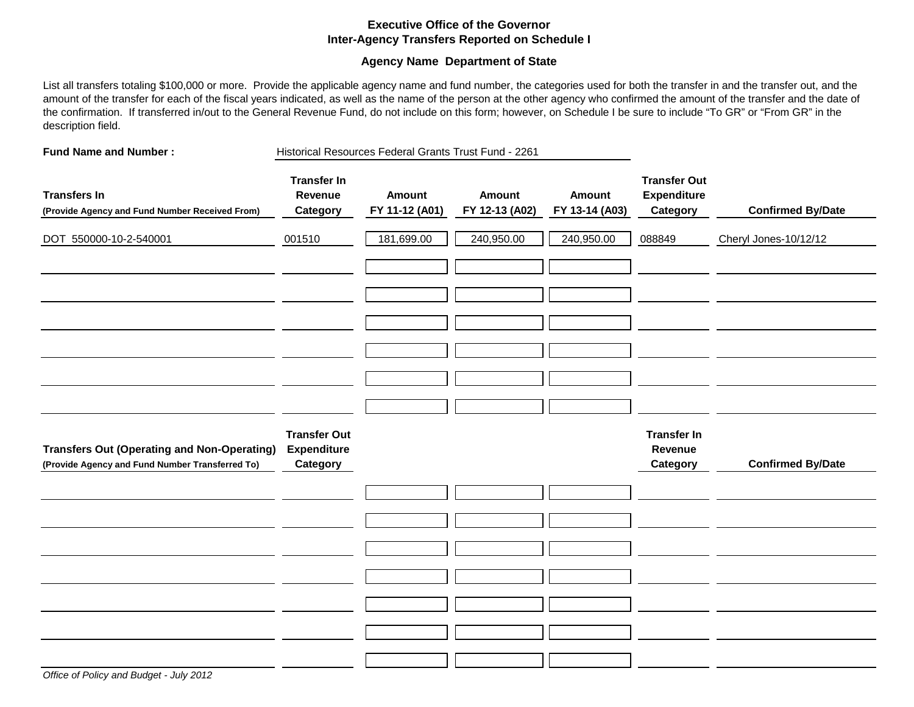**Executive Office of the Governor**
**Inter-Agency Transfers Reported on Schedule I**

**Agency Name Department of State**

List all transfers totaling $100,000 or more. Provide the applicable agency name and fund number, the categories used for both the transfer in and the transfer out, and the amount of the transfer for each of the fiscal years indicated, as well as the name of the person at the other agency who confirmed the amount of the transfer and the date of the confirmation. If transferred in/out to the General Revenue Fund, do not include on this form; however, on Schedule I be sure to include "To GR" or "From GR" in the description field.

**Fund Name and Number :** Historical Resources Federal Grants Trust Fund - 2261

| **Transfers In** (Provide Agency and Fund Number Received From) | **Transfer In Revenue Category** | **Amount FY 11-12 (A01)** | **Amount FY 12-13 (A02)** | **Amount FY 13-14 (A03)** | **Transfer Out Expenditure Category** | **Confirmed By/Date** |
|---|---|---|---|---|---|---|
| DOT 550000-10-2-540001 | 001510 | 181,699.00 | 240,950.00 | 240,950.00 | 088849 | Cheryl Jones-10/12/12 |
| | | | | | | |
| | | | | | | |
| | | | | | | |
| | | | | | | |
| | | | | | | |
| | | | | | | |

| **Transfers Out (Operating and Non-Operating)** (Provide Agency and Fund Number Transferred To) | **Transfer Out Expenditure Category** | | | | **Transfer In Revenue Category** | **Confirmed By/Date** |
|---|---|---|---|---|---|---|
| | | | | | | |
| | | | | | | |
| | | | | | | |
| | | | | | | |
| | | | | | | |
| | | | | | | |
| | | | | | | |

*Office of Policy and Budget - July 2012*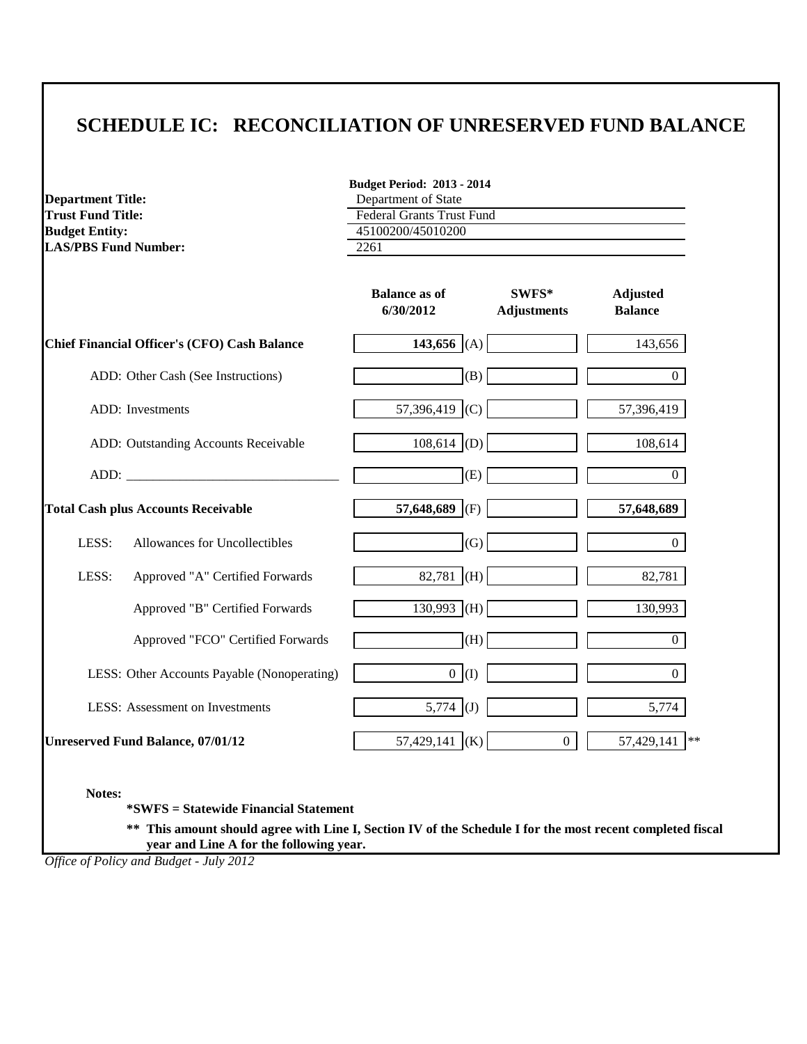# SCHEDULE IC: RECONCILIATION OF UNRESERVED FUND BALANCE

**Budget Period: 2013 - 2014**

**Department Title:** Department of State
**Trust Fund Title:** Federal Grants Trust Fund
**Budget Entity:** 45100200/45010200
**LAS/PBS Fund Number:** 2261

| | Balance as of 6/30/2012 | | SWFS* Adjustments | Adjusted Balance |
|---|---|---|---|---|
| **Chief Financial Officer's (CFO) Cash Balance** | **143,656** | (A) | | 143,656 |
| ADD: Other Cash (See Instructions) | | (B) | | 0 |
| ADD: Investments | 57,396,419 | (C) | | 57,396,419 |
| ADD: Outstanding Accounts Receivable | 108,614 | (D) | | 108,614 |
| ADD: _______________ | | (E) | | 0 |
| **Total Cash plus Accounts Receivable** | **57,648,689** | (F) | | **57,648,689** |
| LESS: Allowances for Uncollectibles | | (G) | | 0 |
| LESS: Approved "A" Certified Forwards | 82,781 | (H) | | 82,781 |
| Approved "B" Certified Forwards | 130,993 | (H) | | 130,993 |
| Approved "FCO" Certified Forwards | | (H) | | 0 |
| LESS: Other Accounts Payable (Nonoperating) | 0 | (I) | | 0 |
| LESS: Assessment on Investments | 5,774 | (J) | | 5,774 |
| **Unreserved Fund Balance, 07/01/12** | 57,429,141 | (K) | 0 | 57,429,141 ** |

**Notes:**

**\*SWFS = Statewide Financial Statement**

**\*\* This amount should agree with Line I, Section IV of the Schedule I for the most recent completed fiscal year and Line A for the following year.**

*Office of Policy and Budget - July 2012*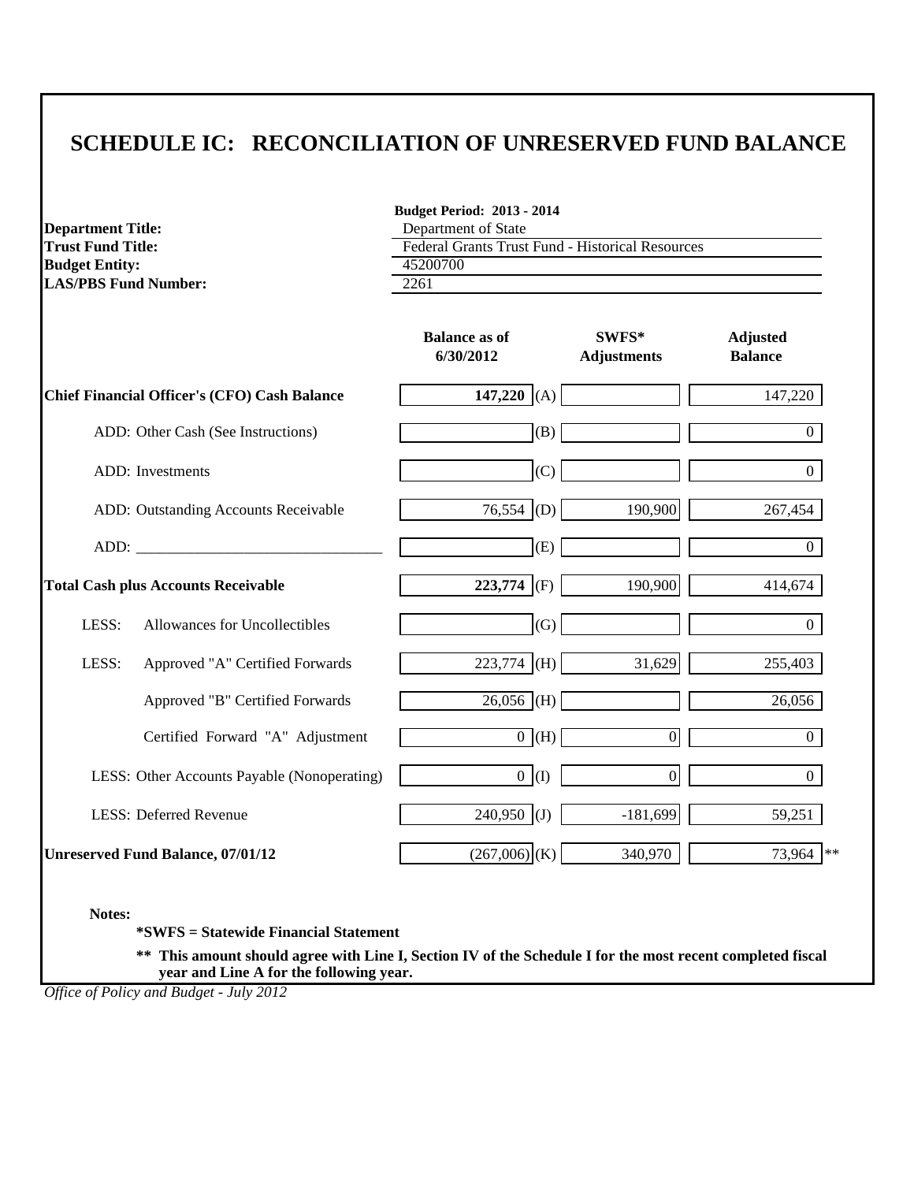# SCHEDULE IC: RECONCILIATION OF UNRESERVED FUND BALANCE

**Budget Period: 2013 - 2014**

| | |
|---|---|
| **Department Title:** | Department of State |
| **Trust Fund Title:** | Federal Grants Trust Fund - Historical Resources |
| **Budget Entity:** | 45200700 |
| **LAS/PBS Fund Number:** | 2261 |

| | Balance as of 6/30/2012 | | SWFS* Adjustments | Adjusted Balance |
|---|---|---|---|---|
| **Chief Financial Officer's (CFO) Cash Balance** | **147,220** | (A) | | 147,220 |
| ADD: Other Cash (See Instructions) | | (B) | | 0 |
| ADD: Investments | | (C) | | 0 |
| ADD: Outstanding Accounts Receivable | 76,554 | (D) | 190,900 | 267,454 |
| ADD: _______________ | | (E) | | 0 |
| **Total Cash plus Accounts Receivable** | **223,774** | (F) | 190,900 | 414,674 |
| LESS: Allowances for Uncollectibles | | (G) | | 0 |
| LESS: Approved "A" Certified Forwards | 223,774 | (H) | 31,629 | 255,403 |
| Approved "B" Certified Forwards | 26,056 | (H) | | 26,056 |
| Certified Forward "A" Adjustment | 0 | (H) | 0 | 0 |
| LESS: Other Accounts Payable (Nonoperating) | 0 | (I) | 0 | 0 |
| LESS: Deferred Revenue | 240,950 | (J) | -181,699 | 59,251 |
| **Unreserved Fund Balance, 07/01/12** | (267,006) | (K) | 340,970 | 73,964 ** |

**Notes:**

**\*SWFS = Statewide Financial Statement**

**\*\* This amount should agree with Line I, Section IV of the Schedule I for the most recent completed fiscal year and Line A for the following year.**

*Office of Policy and Budget - July 2012*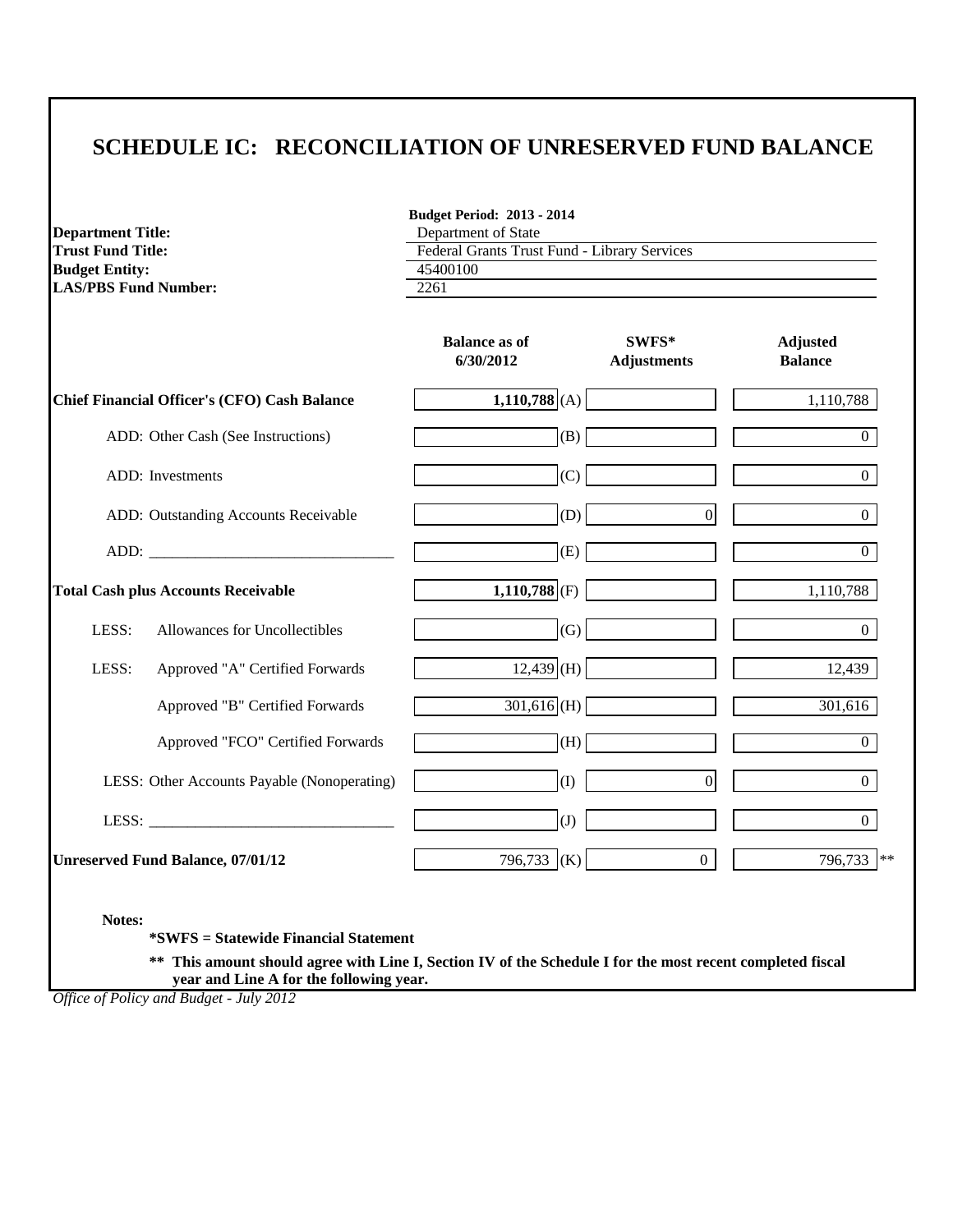# SCHEDULE IC: RECONCILIATION OF UNRESERVED FUND BALANCE

**Budget Period: 2013 - 2014**

| | |
|---|---|
| **Department Title:** | Department of State |
| **Trust Fund Title:** | Federal Grants Trust Fund - Library Services |
| **Budget Entity:** | 45400100 |
| **LAS/PBS Fund Number:** | 2261 |

| | Balance as of 6/30/2012 | | SWFS* Adjustments | Adjusted Balance |
|---|---|---|---|---|
| **Chief Financial Officer's (CFO) Cash Balance** | **1,110,788** | (A) | | 1,110,788 |
| ADD: Other Cash (See Instructions) | | (B) | | 0 |
| ADD: Investments | | (C) | | 0 |
| ADD: Outstanding Accounts Receivable | | (D) | 0 | 0 |
| ADD: _______________________________ | | (E) | | 0 |
| **Total Cash plus Accounts Receivable** | **1,110,788** | (F) | | 1,110,788 |
| LESS: Allowances for Uncollectibles | | (G) | | 0 |
| LESS: Approved "A" Certified Forwards | 12,439 | (H) | | 12,439 |
| Approved "B" Certified Forwards | 301,616 | (H) | | 301,616 |
| Approved "FCO" Certified Forwards | | (H) | | 0 |
| LESS: Other Accounts Payable (Nonoperating) | | (I) | 0 | 0 |
| LESS: _______________________________ | | (J) | | 0 |
| **Unreserved Fund Balance, 07/01/12** | 796,733 | (K) | 0 | 796,733 ** |

**Notes:**

**\*SWFS = Statewide Financial Statement**

**\*\* This amount should agree with Line I, Section IV of the Schedule I for the most recent completed fiscal year and Line A for the following year.**

*Office of Policy and Budget - July 2012*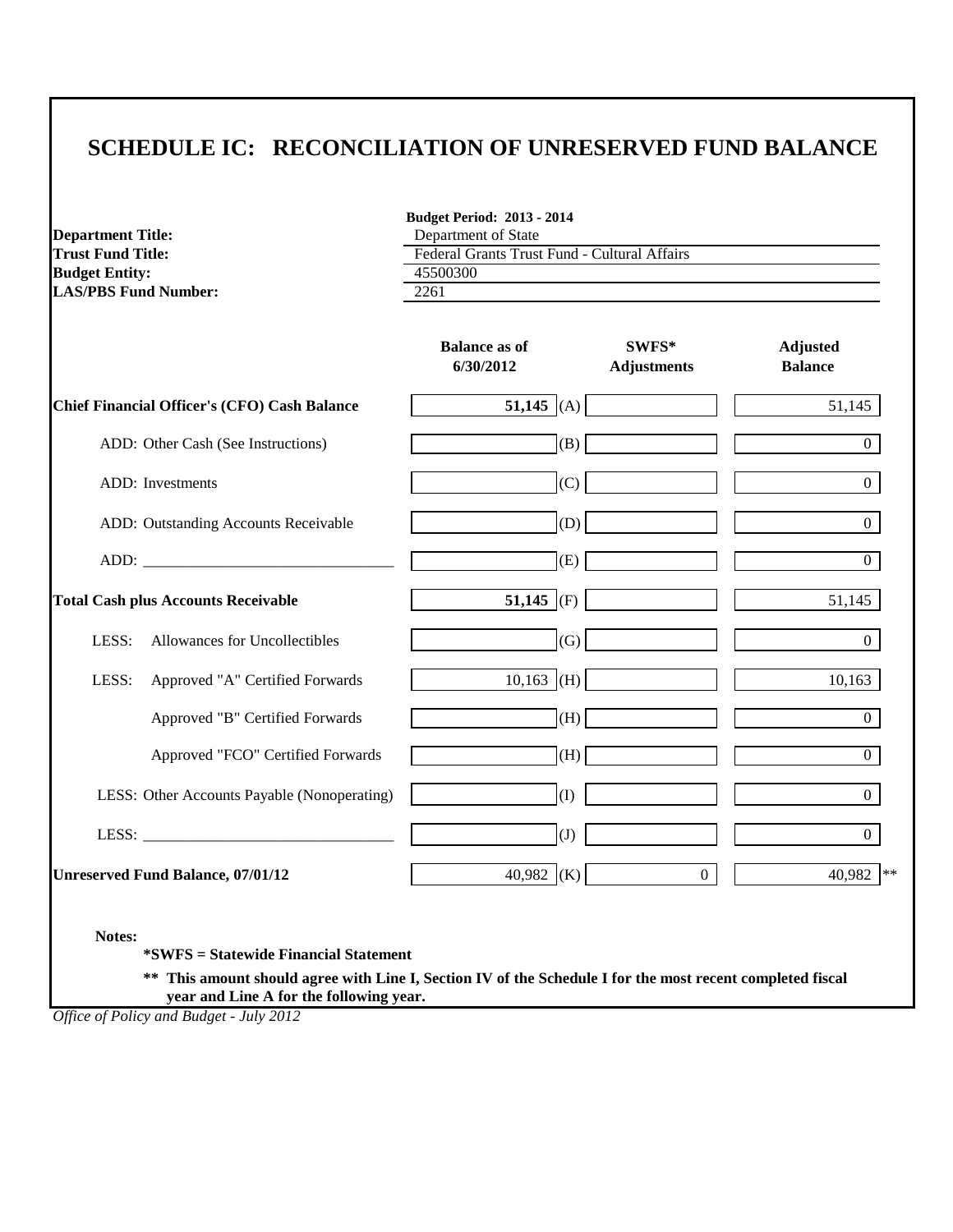# SCHEDULE IC: RECONCILIATION OF UNRESERVED FUND BALANCE

**Budget Period: 2013 - 2014**

| | |
|---|---|
| **Department Title:** | Department of State |
| **Trust Fund Title:** | Federal Grants Trust Fund - Cultural Affairs |
| **Budget Entity:** | 45500300 |
| **LAS/PBS Fund Number:** | 2261 |

| | Balance as of 6/30/2012 | | SWFS* Adjustments | Adjusted Balance |
|---|---|---|---|---|
| **Chief Financial Officer's (CFO) Cash Balance** | **51,145** | (A) | | 51,145 |
| ADD: Other Cash (See Instructions) | | (B) | | 0 |
| ADD: Investments | | (C) | | 0 |
| ADD: Outstanding Accounts Receivable | | (D) | | 0 |
| ADD: ________________________________ | | (E) | | 0 |
| **Total Cash plus Accounts Receivable** | **51,145** | (F) | | 51,145 |
| LESS: Allowances for Uncollectibles | | (G) | | 0 |
| LESS: Approved "A" Certified Forwards | 10,163 | (H) | | 10,163 |
| Approved "B" Certified Forwards | | (H) | | 0 |
| Approved "FCO" Certified Forwards | | (H) | | 0 |
| LESS: Other Accounts Payable (Nonoperating) | | (I) | | 0 |
| LESS: ________________________________ | | (J) | | 0 |
| **Unreserved Fund Balance, 07/01/12** | 40,982 | (K) | 0 | 40,982 ** |

**Notes:**

**\*SWFS = Statewide Financial Statement**

**\*\* This amount should agree with Line I, Section IV of the Schedule I for the most recent completed fiscal year and Line A for the following year.**

*Office of Policy and Budget - July 2012*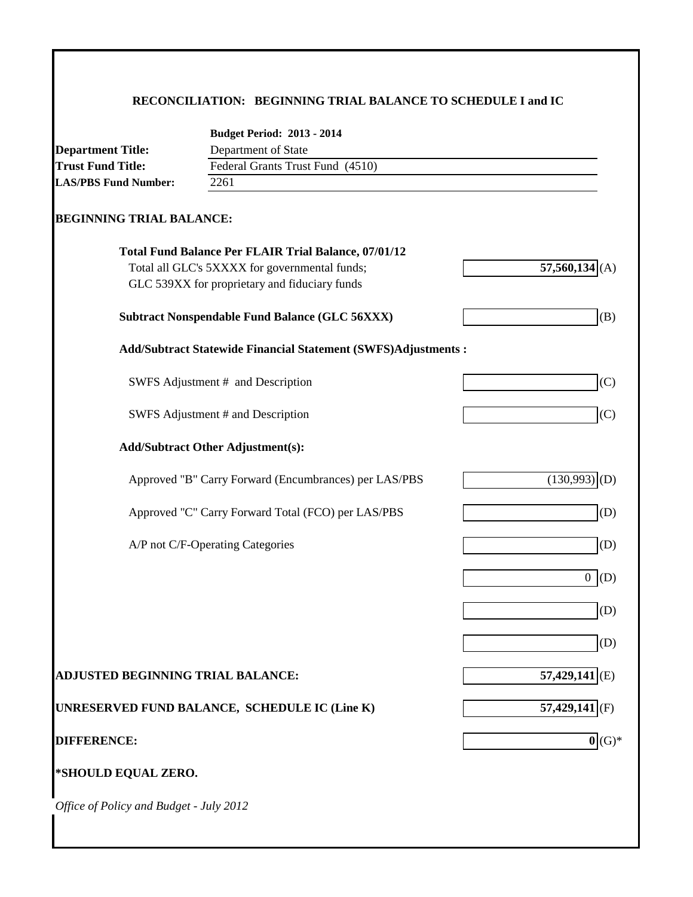## RECONCILIATION: BEGINNING TRIAL BALANCE TO SCHEDULE I and IC

| | **Budget Period: 2013 - 2014** |
|---|---|
| **Department Title:** | Department of State |
| **Trust Fund Title:** | Federal Grants Trust Fund (4510) |
| **LAS/PBS Fund Number:** | 2261 |

### BEGINNING TRIAL BALANCE:

| | Amount | |
|---|---|---|
| **Total Fund Balance Per FLAIR Trial Balance, 07/01/12**<br>Total all GLC's 5XXXX for governmental funds;<br>GLC 539XX for proprietary and fiduciary funds | **57,560,134** | (A) |
| **Subtract Nonspendable Fund Balance (GLC 56XXX)** | | (B) |
| **Add/Subtract Statewide Financial Statement (SWFS)Adjustments :** | | |
| SWFS Adjustment # and Description | | (C) |
| SWFS Adjustment # and Description | | (C) |
| **Add/Subtract Other Adjustment(s):** | | |
| Approved "B" Carry Forward (Encumbrances) per LAS/PBS | (130,993) | (D) |
| Approved "C" Carry Forward Total (FCO) per LAS/PBS | | (D) |
| A/P not C/F-Operating Categories | | (D) |
| | 0 | (D) |
| | | (D) |
| | | (D) |
| **ADJUSTED BEGINNING TRIAL BALANCE:** | **57,429,141** | (E) |
| **UNRESERVED FUND BALANCE, SCHEDULE IC (Line K)** | **57,429,141** | (F) |
| **DIFFERENCE:** | **0** | (G)* |

**\*SHOULD EQUAL ZERO.**

*Office of Policy and Budget - July 2012*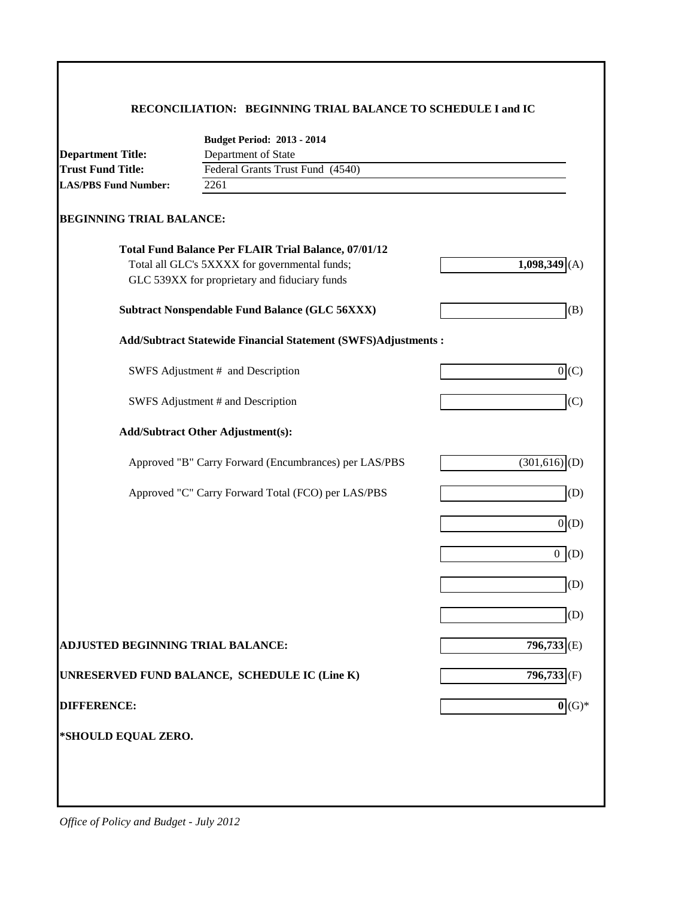## RECONCILIATION: BEGINNING TRIAL BALANCE TO SCHEDULE I and IC

**Budget Period: 2013 - 2014**

**Department Title:** Department of State
**Trust Fund Title:** Federal Grants Trust Fund (4540)
**LAS/PBS Fund Number:** 2261

### BEGINNING TRIAL BALANCE:

| | | |
|---|---|---|
| **Total Fund Balance Per FLAIR Trial Balance, 07/01/12**<br>Total all GLC's 5XXXX for governmental funds;<br>GLC 539XX for proprietary and fiduciary funds | **1,098,349** | (A) |
| **Subtract Nonspendable Fund Balance (GLC 56XXX)** | | (B) |
| **Add/Subtract Statewide Financial Statement (SWFS)Adjustments :** | | |
| SWFS Adjustment # and Description | 0 | (C) |
| SWFS Adjustment # and Description | | (C) |
| **Add/Subtract Other Adjustment(s):** | | |
| Approved "B" Carry Forward (Encumbrances) per LAS/PBS | (301,616) | (D) |
| Approved "C" Carry Forward Total (FCO) per LAS/PBS | | (D) |
| | 0 | (D) |
| | 0 | (D) |
| | | (D) |
| | | (D) |
| **ADJUSTED BEGINNING TRIAL BALANCE:** | **796,733** | (E) |
| **UNRESERVED FUND BALANCE, SCHEDULE IC (Line K)** | **796,733** | (F) |
| **DIFFERENCE:** | **0** | (G)* |

**\*SHOULD EQUAL ZERO.**

*Office of Policy and Budget - July 2012*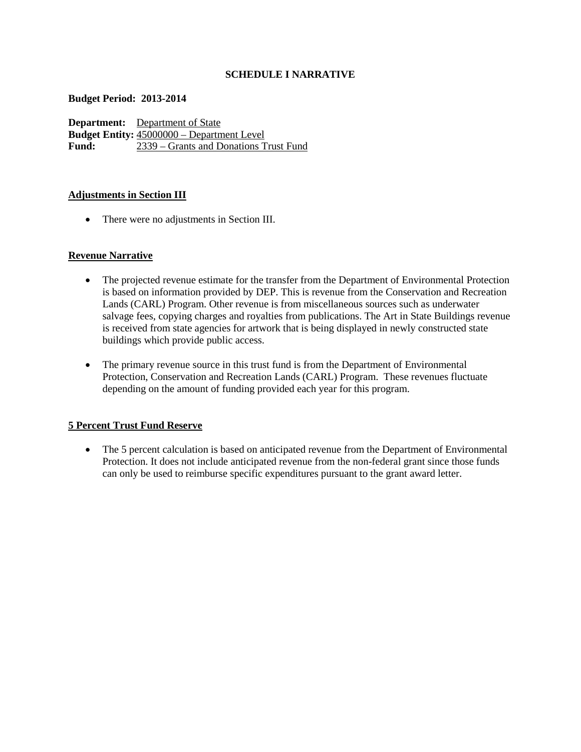# SCHEDULE I NARRATIVE

**Budget Period: 2013-2014**

**Department:** Department of State
**Budget Entity:** 45000000 – Department Level
**Fund:** 2339 – Grants and Donations Trust Fund

## Adjustments in Section III

- There were no adjustments in Section III.

## Revenue Narrative

- The projected revenue estimate for the transfer from the Department of Environmental Protection is based on information provided by DEP. This is revenue from the Conservation and Recreation Lands (CARL) Program. Other revenue is from miscellaneous sources such as underwater salvage fees, copying charges and royalties from publications. The Art in State Buildings revenue is received from state agencies for artwork that is being displayed in newly constructed state buildings which provide public access.

- The primary revenue source in this trust fund is from the Department of Environmental Protection, Conservation and Recreation Lands (CARL) Program. These revenues fluctuate depending on the amount of funding provided each year for this program.

## 5 Percent Trust Fund Reserve

- The 5 percent calculation is based on anticipated revenue from the Department of Environmental Protection. It does not include anticipated revenue from the non-federal grant since those funds can only be used to reimburse specific expenditures pursuant to the grant award letter.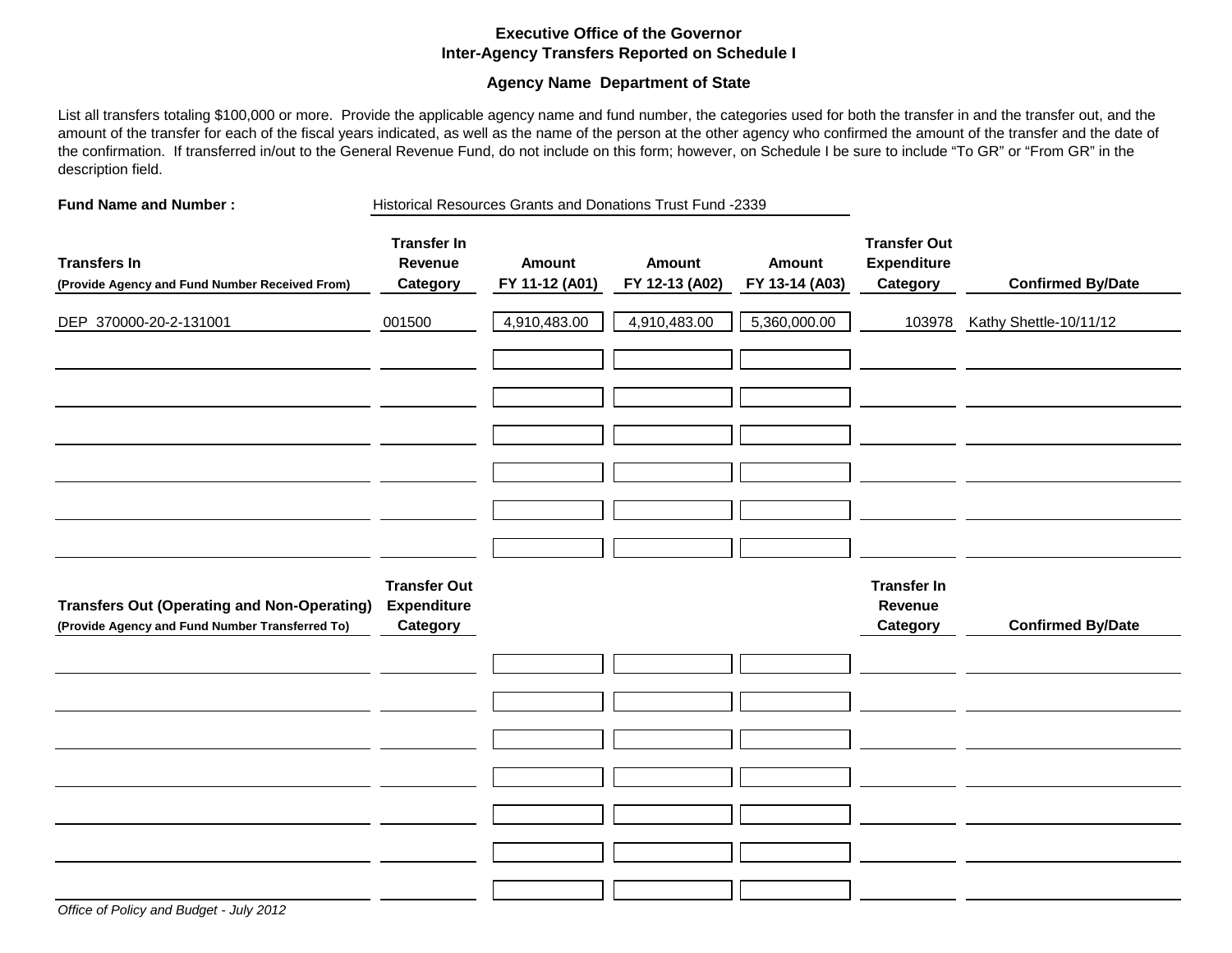**Executive Office of the Governor**
**Inter-Agency Transfers Reported on Schedule I**

**Agency Name Department of State**

List all transfers totaling $100,000 or more. Provide the applicable agency name and fund number, the categories used for both the transfer in and the transfer out, and the amount of the transfer for each of the fiscal years indicated, as well as the name of the person at the other agency who confirmed the amount of the transfer and the date of the confirmation. If transferred in/out to the General Revenue Fund, do not include on this form; however, on Schedule I be sure to include "To GR" or "From GR" in the description field.

**Fund Name and Number :** Historical Resources Grants and Donations Trust Fund -2339

| **Transfers In** (Provide Agency and Fund Number Received From) | **Transfer In Revenue Category** | **Amount FY 11-12 (A01)** | **Amount FY 12-13 (A02)** | **Amount FY 13-14 (A03)** | **Transfer Out Expenditure Category** | **Confirmed By/Date** |
|---|---|---|---|---|---|---|
| DEP 370000-20-2-131001 | 001500 | 4,910,483.00 | 4,910,483.00 | 5,360,000.00 | 103978 | Kathy Shettle-10/11/12 |
| | | | | | | |
| | | | | | | |
| | | | | | | |
| | | | | | | |
| | | | | | | |
| | | | | | | |

| **Transfers Out (Operating and Non-Operating)** (Provide Agency and Fund Number Transferred To) | **Transfer Out Expenditure Category** | | | | **Transfer In Revenue Category** | **Confirmed By/Date** |
|---|---|---|---|---|---|---|
| | | | | | | |
| | | | | | | |
| | | | | | | |
| | | | | | | |
| | | | | | | |
| | | | | | | |
| | | | | | | |

*Office of Policy and Budget - July 2012*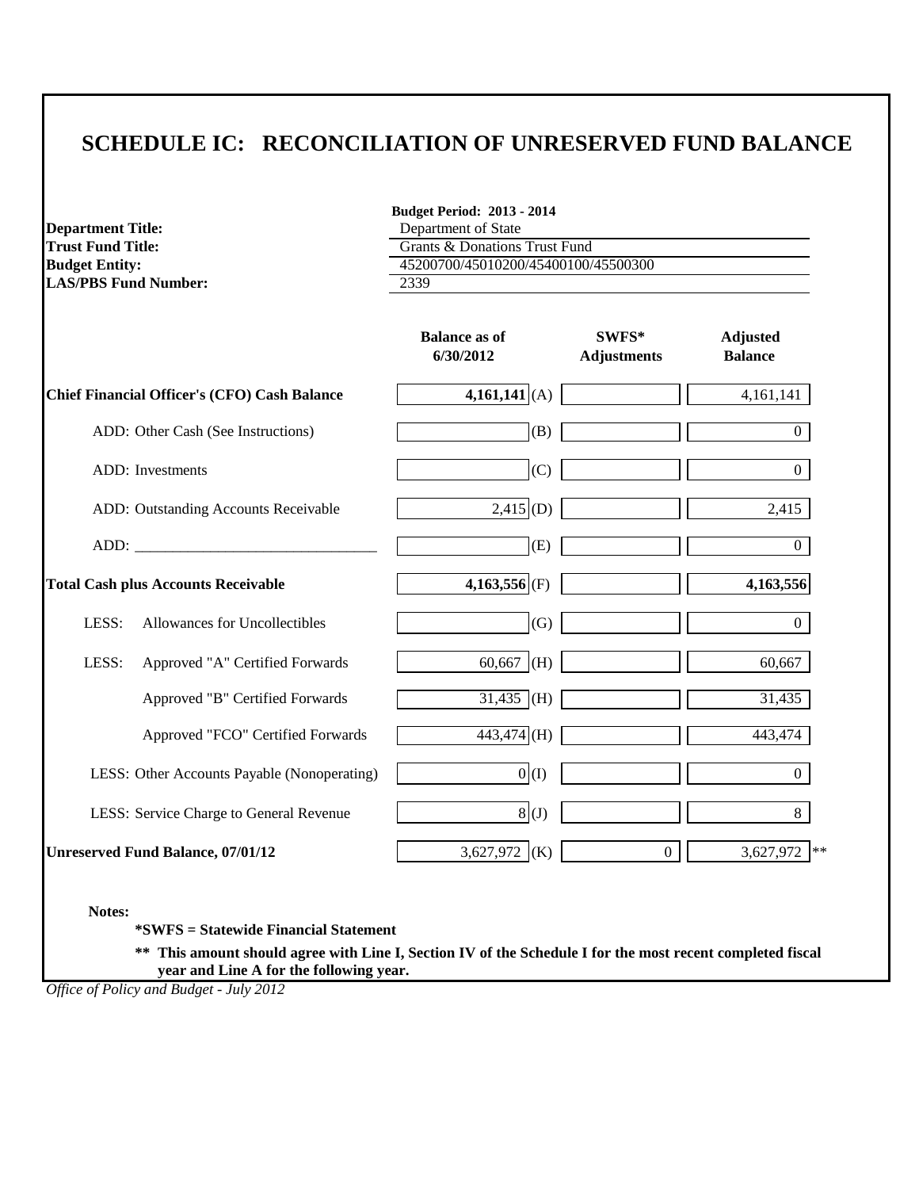# SCHEDULE IC: RECONCILIATION OF UNRESERVED FUND BALANCE

**Budget Period: 2013 - 2014**

**Department Title:** Department of State
**Trust Fund Title:** Grants & Donations Trust Fund
**Budget Entity:** 45200700/45010200/45400100/45500300
**LAS/PBS Fund Number:** 2339

| | Balance as of 6/30/2012 | | SWFS* Adjustments | Adjusted Balance |
|---|---|---|---|---|
| **Chief Financial Officer's (CFO) Cash Balance** | **4,161,141** | (A) | | 4,161,141 |
| ADD: Other Cash (See Instructions) | | (B) | | 0 |
| ADD: Investments | | (C) | | 0 |
| ADD: Outstanding Accounts Receivable | 2,415 | (D) | | 2,415 |
| ADD: _______________________________ | | (E) | | 0 |
| **Total Cash plus Accounts Receivable** | **4,163,556** | (F) | | **4,163,556** |
| LESS: Allowances for Uncollectibles | | (G) | | 0 |
| LESS: Approved "A" Certified Forwards | 60,667 | (H) | | 60,667 |
| Approved "B" Certified Forwards | 31,435 | (H) | | 31,435 |
| Approved "FCO" Certified Forwards | 443,474 | (H) | | 443,474 |
| LESS: Other Accounts Payable (Nonoperating) | 0 | (I) | | 0 |
| LESS: Service Charge to General Revenue | 8 | (J) | | 8 |
| **Unreserved Fund Balance, 07/01/12** | 3,627,972 | (K) | 0 | 3,627,972 ** |

**Notes:**

**\*SWFS = Statewide Financial Statement**

**\*\* This amount should agree with Line I, Section IV of the Schedule I for the most recent completed fiscal year and Line A for the following year.**

*Office of Policy and Budget - July 2012*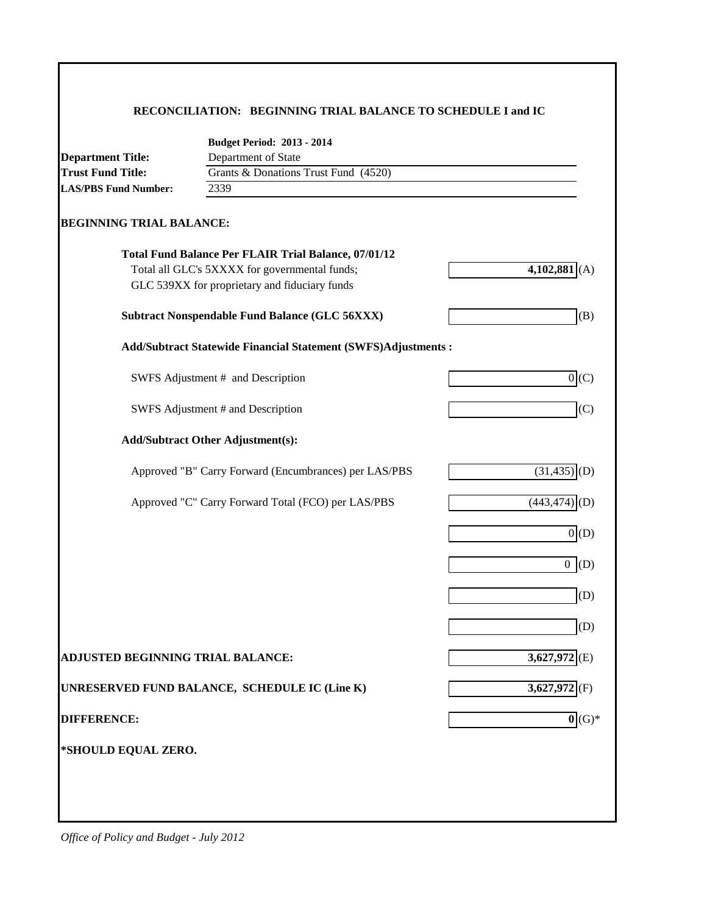## RECONCILIATION: BEGINNING TRIAL BALANCE TO SCHEDULE I and IC

**Budget Period: 2013 - 2014**

**Department Title:** Department of State
**Trust Fund Title:** Grants & Donations Trust Fund (4520)
**LAS/PBS Fund Number:** 2339

### BEGINNING TRIAL BALANCE:

| | | |
|---|---|---|
| **Total Fund Balance Per FLAIR Trial Balance, 07/01/12** | | |
| Total all GLC's 5XXXX for governmental funds; GLC 539XX for proprietary and fiduciary funds | **4,102,881** | (A) |
| **Subtract Nonspendable Fund Balance (GLC 56XXX)** | | (B) |
| **Add/Subtract Statewide Financial Statement (SWFS)Adjustments :** | | |
| SWFS Adjustment # and Description | 0 | (C) |
| SWFS Adjustment # and Description | | (C) |
| **Add/Subtract Other Adjustment(s):** | | |
| Approved "B" Carry Forward (Encumbrances) per LAS/PBS | (31,435) | (D) |
| Approved "C" Carry Forward Total (FCO) per LAS/PBS | (443,474) | (D) |
| | 0 | (D) |
| | 0 | (D) |
| | | (D) |
| | | (D) |
| **ADJUSTED BEGINNING TRIAL BALANCE:** | **3,627,972** | (E) |
| **UNRESERVED FUND BALANCE, SCHEDULE IC (Line K)** | **3,627,972** | (F) |
| **DIFFERENCE:** | **0** | (G)* |

**\*SHOULD EQUAL ZERO.**

*Office of Policy and Budget - July 2012*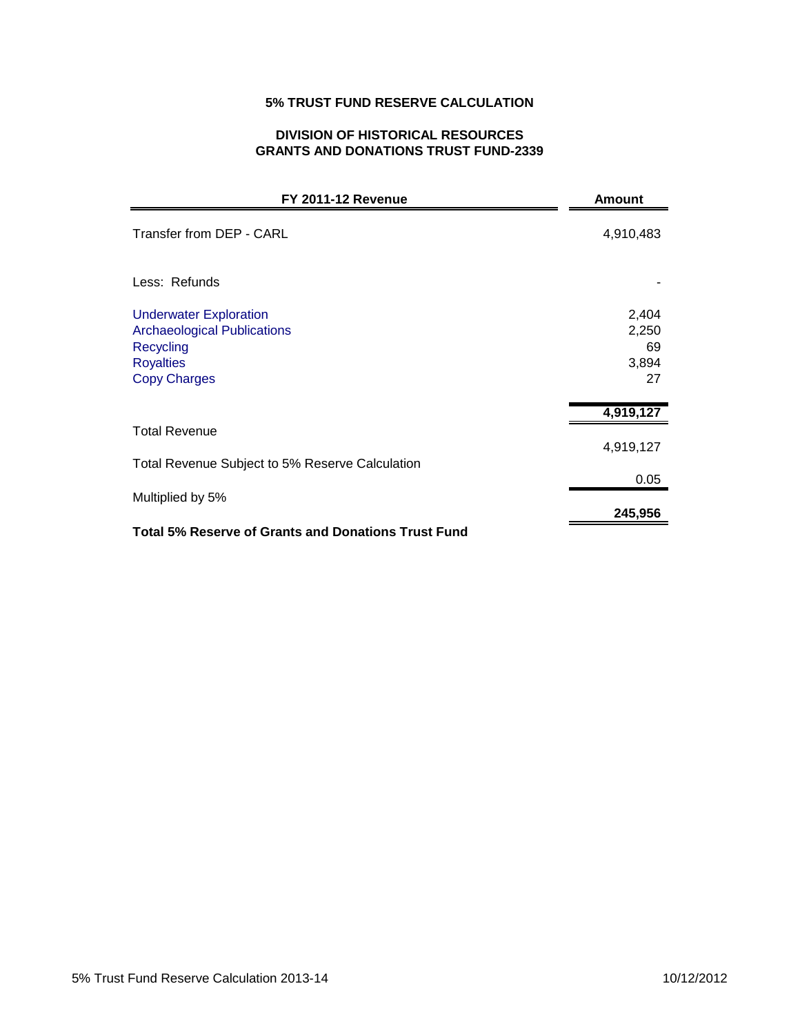**5% TRUST FUND RESERVE CALCULATION**

**DIVISION OF HISTORICAL RESOURCES**
**GRANTS AND DONATIONS TRUST FUND-2339**

| FY 2011-12 Revenue | Amount |
|---|---|
| Transfer from DEP - CARL | 4,910,483 |
| Less: Refunds | - |
| Underwater Exploration | 2,404 |
| Archaeological Publications | 2,250 |
| Recycling | 69 |
| Royalties | 3,894 |
| Copy Charges | 27 |
| Total Revenue | **4,919,127** |
| Total Revenue Subject to 5% Reserve Calculation | 4,919,127 |
| Multiplied by 5% | 0.05 |
| **Total 5% Reserve of Grants and Donations Trust Fund** | **245,956** |

5% Trust Fund Reserve Calculation 2013-14 10/12/2012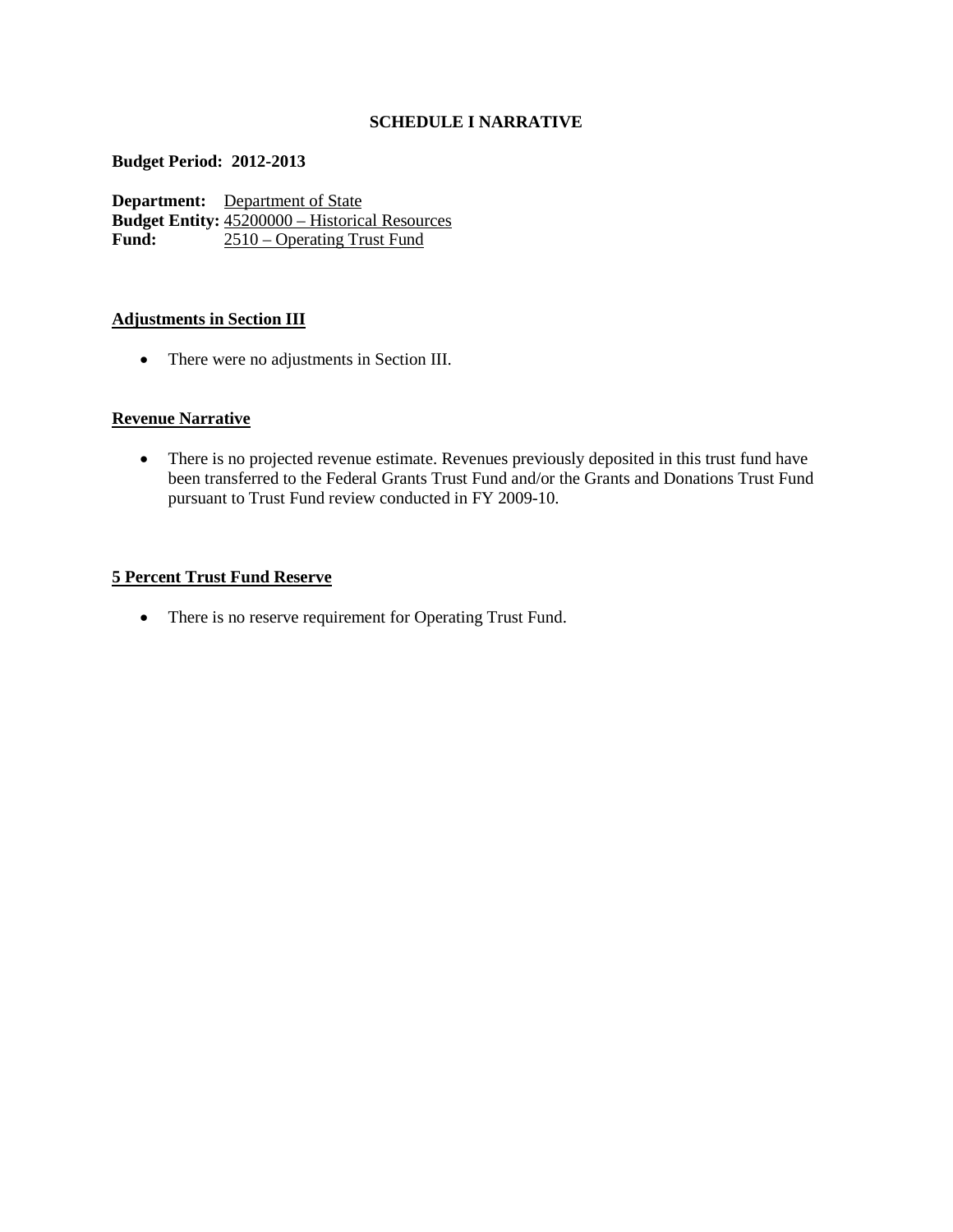**SCHEDULE I NARRATIVE**

**Budget Period: 2012-2013**

**Department:** Department of State
**Budget Entity:** 45200000 – Historical Resources
**Fund:** 2510 – Operating Trust Fund

**Adjustments in Section III**

- There were no adjustments in Section III.

**Revenue Narrative**

- There is no projected revenue estimate. Revenues previously deposited in this trust fund have been transferred to the Federal Grants Trust Fund and/or the Grants and Donations Trust Fund pursuant to Trust Fund review conducted in FY 2009-10.

**5 Percent Trust Fund Reserve**

- There is no reserve requirement for Operating Trust Fund.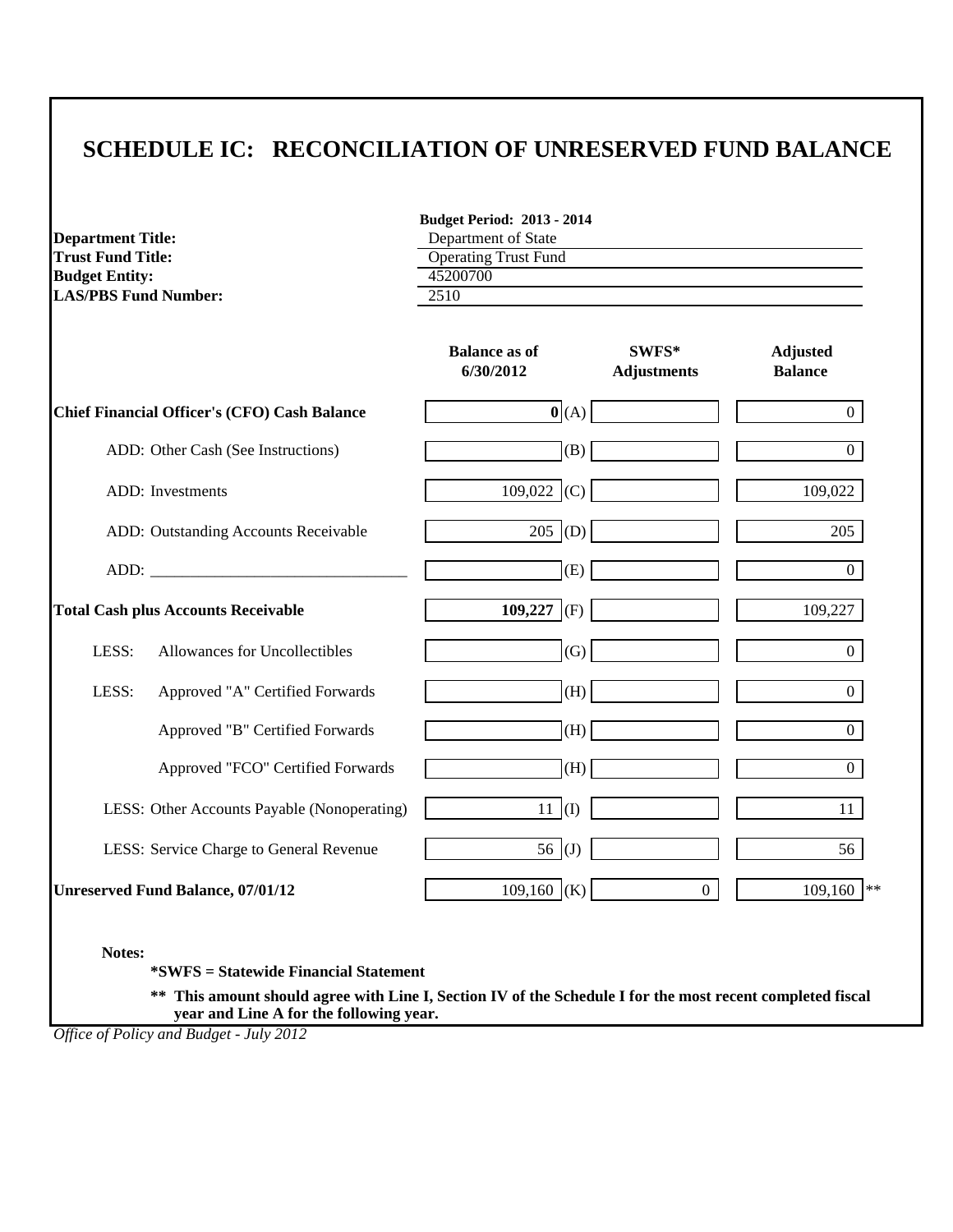# SCHEDULE IC: RECONCILIATION OF UNRESERVED FUND BALANCE

**Budget Period: 2013 - 2014**

| | |
|---|---|
| **Department Title:** | Department of State |
| **Trust Fund Title:** | Operating Trust Fund |
| **Budget Entity:** | 45200700 |
| **LAS/PBS Fund Number:** | 2510 |

| | Balance as of 6/30/2012 | | SWFS* Adjustments | Adjusted Balance |
|---|---|---|---|---|
| **Chief Financial Officer's (CFO) Cash Balance** | **0** | (A) | | 0 |
| ADD: Other Cash (See Instructions) | | (B) | | 0 |
| ADD: Investments | 109,022 | (C) | | 109,022 |
| ADD: Outstanding Accounts Receivable | 205 | (D) | | 205 |
| ADD: ______________________________ | | (E) | | 0 |
| **Total Cash plus Accounts Receivable** | **109,227** | (F) | | 109,227 |
| LESS: Allowances for Uncollectibles | | (G) | | 0 |
| LESS: Approved "A" Certified Forwards | | (H) | | 0 |
| Approved "B" Certified Forwards | | (H) | | 0 |
| Approved "FCO" Certified Forwards | | (H) | | 0 |
| LESS: Other Accounts Payable (Nonoperating) | 11 | (I) | | 11 |
| LESS: Service Charge to General Revenue | 56 | (J) | | 56 |
| **Unreserved Fund Balance, 07/01/12** | 109,160 | (K) | 0 | 109,160 ** |

**Notes:**

**\*SWFS = Statewide Financial Statement**

**\*\* This amount should agree with Line I, Section IV of the Schedule I for the most recent completed fiscal year and Line A for the following year.**

*Office of Policy and Budget - July 2012*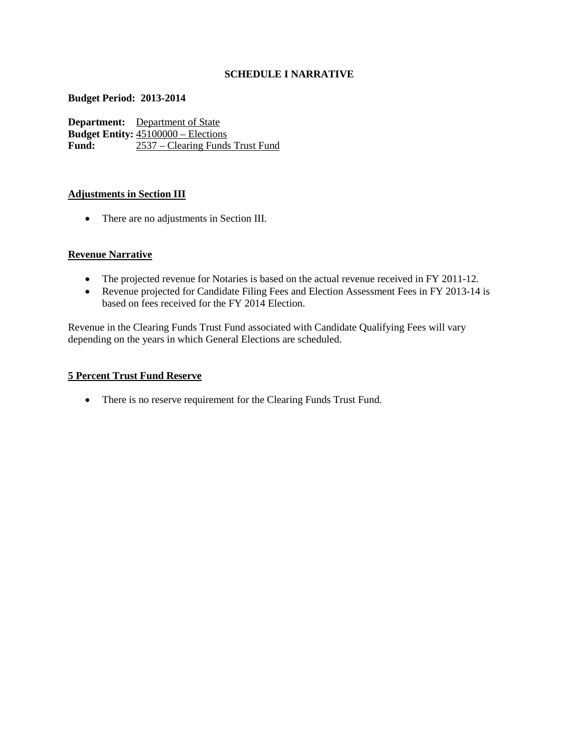**SCHEDULE I NARRATIVE**

**Budget Period: 2013-2014**

**Department:** Department of State
**Budget Entity:** 45100000 – Elections
**Fund:** 2537 – Clearing Funds Trust Fund

**Adjustments in Section III**

- There are no adjustments in Section III.

**Revenue Narrative**

- The projected revenue for Notaries is based on the actual revenue received in FY 2011-12.
- Revenue projected for Candidate Filing Fees and Election Assessment Fees in FY 2013-14 is based on fees received for the FY 2014 Election.

Revenue in the Clearing Funds Trust Fund associated with Candidate Qualifying Fees will vary depending on the years in which General Elections are scheduled.

**5 Percent Trust Fund Reserve**

- There is no reserve requirement for the Clearing Funds Trust Fund.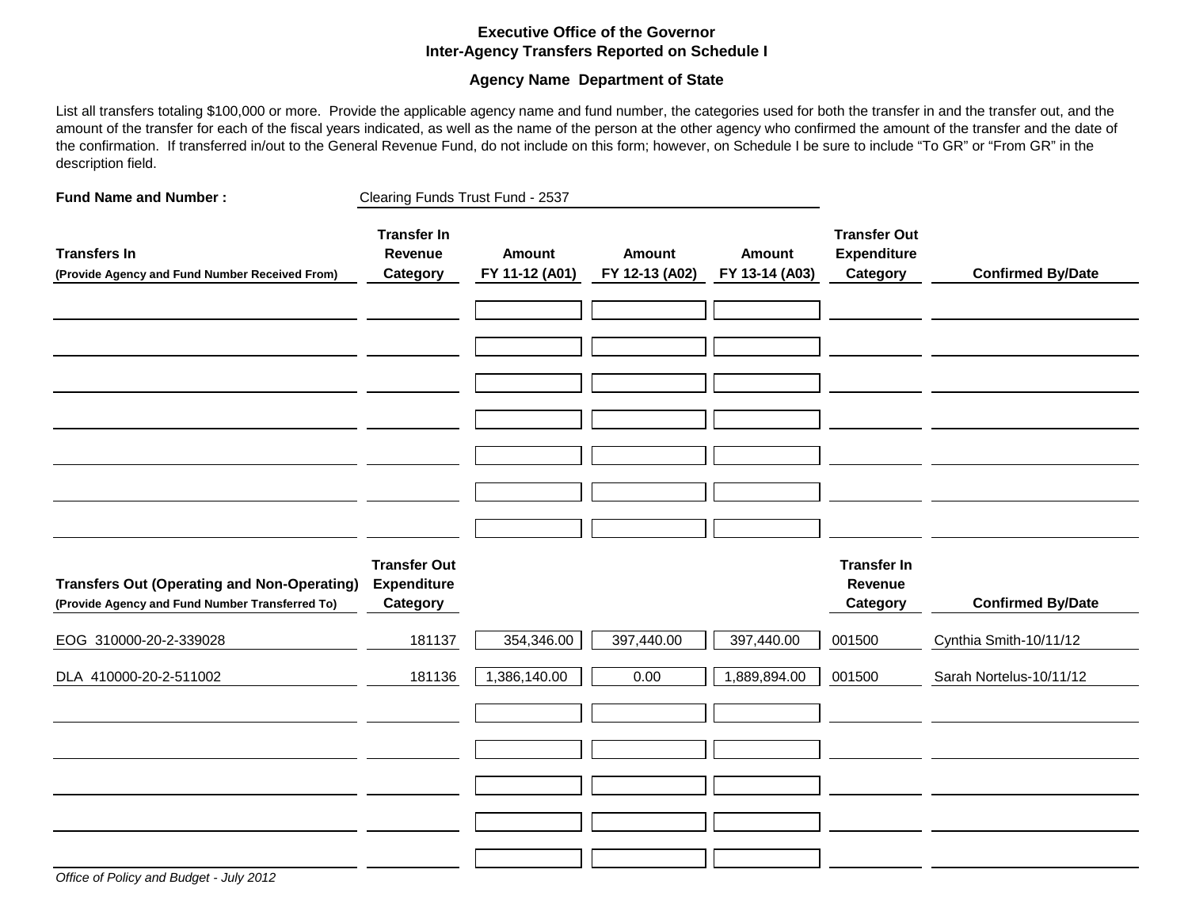# Executive Office of the Governor
## Inter-Agency Transfers Reported on Schedule I

**Agency Name Department of State**

List all transfers totaling $100,000 or more. Provide the applicable agency name and fund number, the categories used for both the transfer in and the transfer out, and the amount of the transfer for each of the fiscal years indicated, as well as the name of the person at the other agency who confirmed the amount of the transfer and the date of the confirmation. If transferred in/out to the General Revenue Fund, do not include on this form; however, on Schedule I be sure to include "To GR" or "From GR" in the description field.

**Fund Name and Number :** Clearing Funds Trust Fund - 2537

| Transfers In (Provide Agency and Fund Number Received From) | Transfer In Revenue Category | Amount FY 11-12 (A01) | Amount FY 12-13 (A02) | Amount FY 13-14 (A03) | Transfer Out Expenditure Category | Confirmed By/Date |
|---|---|---|---|---|---|---|
| | | | | | | |
| | | | | | | |
| | | | | | | |
| | | | | | | |
| | | | | | | |
| | | | | | | |
| | | | | | | |

| Transfers Out (Operating and Non-Operating) (Provide Agency and Fund Number Transferred To) | Transfer Out Expenditure Category | Amount FY 11-12 (A01) | Amount FY 12-13 (A02) | Amount FY 13-14 (A03) | Transfer In Revenue Category | Confirmed By/Date |
|---|---|---|---|---|---|---|
| EOG 310000-20-2-339028 | 181137 | 354,346.00 | 397,440.00 | 397,440.00 | 001500 | Cynthia Smith-10/11/12 |
| DLA 410000-20-2-511002 | 181136 | 1,386,140.00 | 0.00 | 1,889,894.00 | 001500 | Sarah Nortelus-10/11/12 |
| | | | | | | |
| | | | | | | |
| | | | | | | |
| | | | | | | |
| | | | | | | |

*Office of Policy and Budget - July 2012*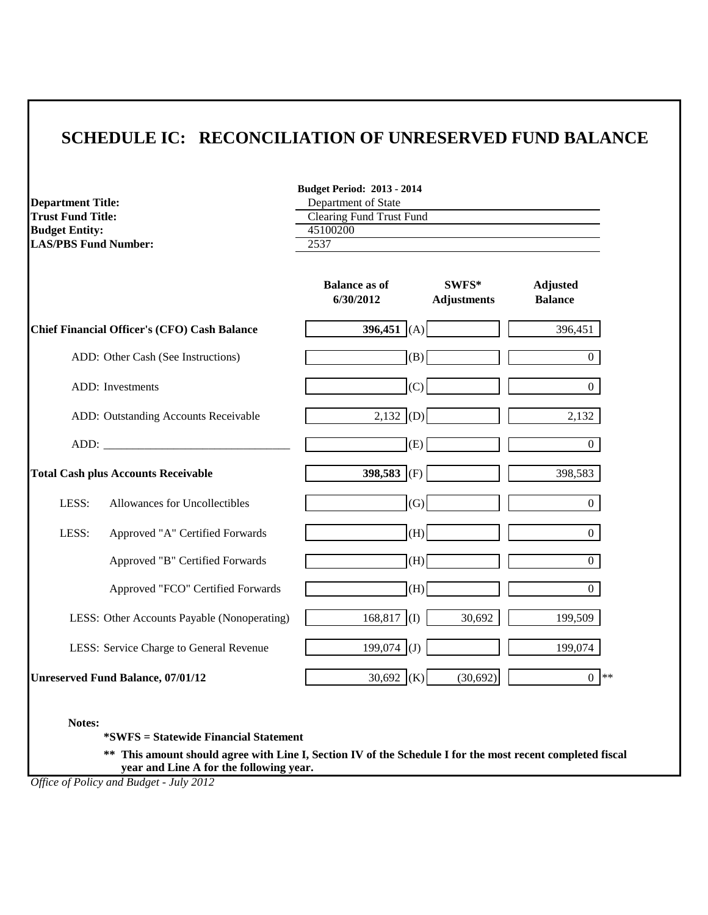# SCHEDULE IC: RECONCILIATION OF UNRESERVED FUND BALANCE

**Budget Period: 2013 - 2014**

| | |
|---|---|
| **Department Title:** | Department of State |
| **Trust Fund Title:** | Clearing Fund Trust Fund |
| **Budget Entity:** | 45100200 |
| **LAS/PBS Fund Number:** | 2537 |

| | Balance as of 6/30/2012 | | SWFS* Adjustments | Adjusted Balance |
|---|---|---|---|---|
| **Chief Financial Officer's (CFO) Cash Balance** | **396,451** | (A) | | 396,451 |
| ADD: Other Cash (See Instructions) | | (B) | | 0 |
| ADD: Investments | | (C) | | 0 |
| ADD: Outstanding Accounts Receivable | 2,132 | (D) | | 2,132 |
| ADD: _______________________________ | | (E) | | 0 |
| **Total Cash plus Accounts Receivable** | **398,583** | (F) | | 398,583 |
| LESS: Allowances for Uncollectibles | | (G) | | 0 |
| LESS: Approved "A" Certified Forwards | | (H) | | 0 |
| Approved "B" Certified Forwards | | (H) | | 0 |
| Approved "FCO" Certified Forwards | | (H) | | 0 |
| LESS: Other Accounts Payable (Nonoperating) | 168,817 | (I) | 30,692 | 199,509 |
| LESS: Service Charge to General Revenue | 199,074 | (J) | | 199,074 |
| **Unreserved Fund Balance, 07/01/12** | 30,692 | (K) | (30,692) | 0 ** |

**Notes:**

**\*SWFS = Statewide Financial Statement**

**\*\* This amount should agree with Line I, Section IV of the Schedule I for the most recent completed fiscal year and Line A for the following year.**

*Office of Policy and Budget - July 2012*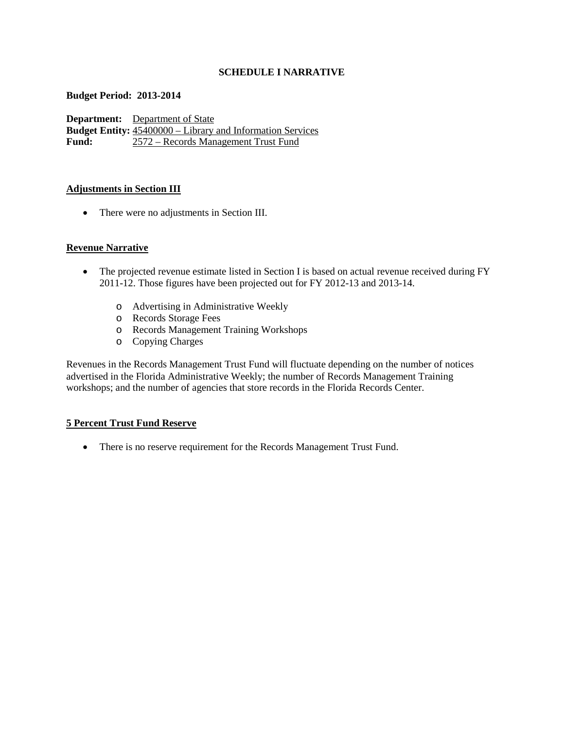# SCHEDULE I NARRATIVE

**Budget Period: 2013-2014**

**Department:** Department of State
**Budget Entity:** 45400000 – Library and Information Services
**Fund:** 2572 – Records Management Trust Fund

## Adjustments in Section III

- There were no adjustments in Section III.

## Revenue Narrative

- The projected revenue estimate listed in Section I is based on actual revenue received during FY 2011-12. Those figures have been projected out for FY 2012-13 and 2013-14.
    - Advertising in Administrative Weekly
    - Records Storage Fees
    - Records Management Training Workshops
    - Copying Charges

Revenues in the Records Management Trust Fund will fluctuate depending on the number of notices advertised in the Florida Administrative Weekly; the number of Records Management Training workshops; and the number of agencies that store records in the Florida Records Center.

## 5 Percent Trust Fund Reserve

- There is no reserve requirement for the Records Management Trust Fund.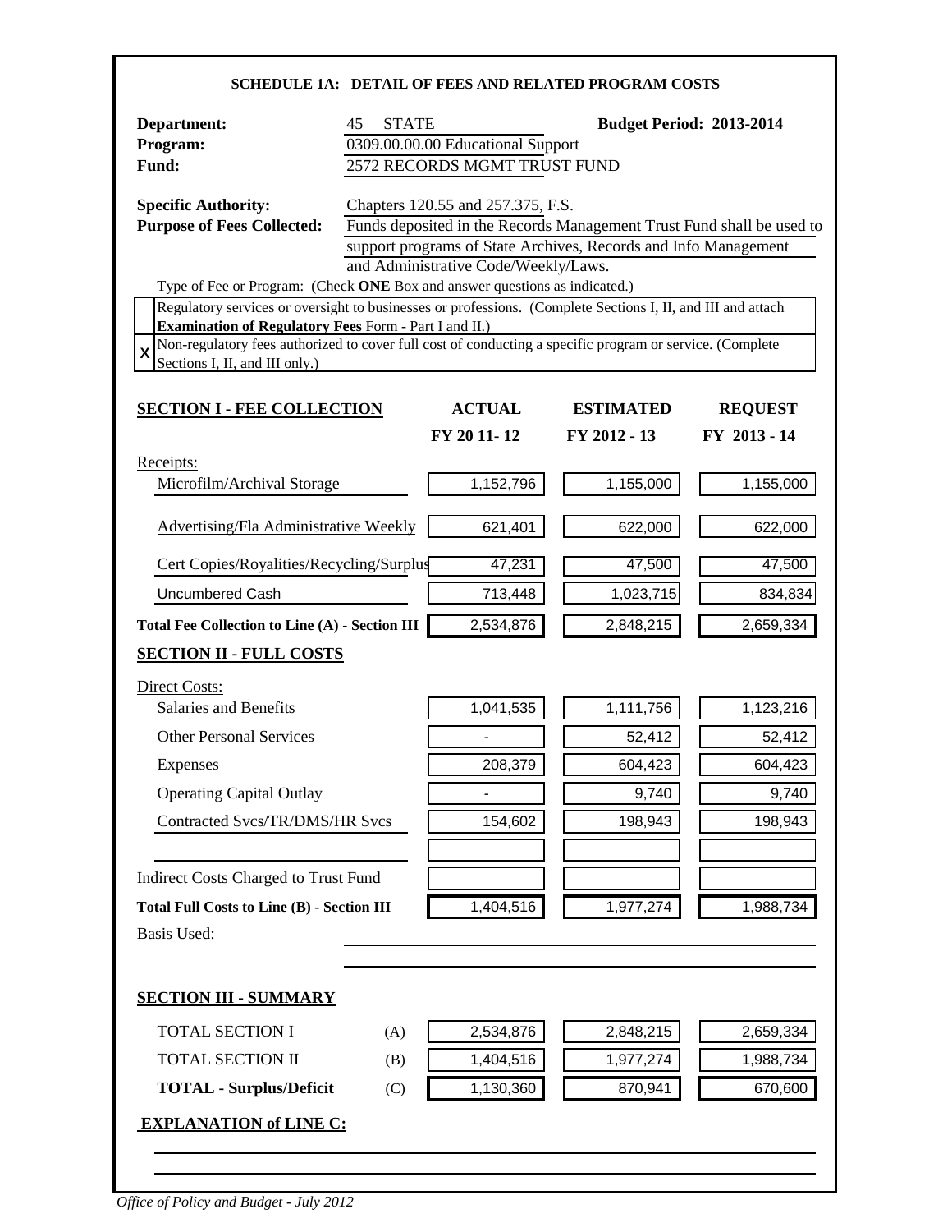## SCHEDULE 1A: DETAIL OF FEES AND RELATED PROGRAM COSTS

**Department:** 45 STATE **Budget Period: 2013-2014**

**Program:** 0309.00.00.00 Educational Support

**Fund:** 2572 RECORDS MGMT TRUST FUND

**Specific Authority:** Chapters 120.55 and 257.375, F.S.

**Purpose of Fees Collected:** Funds deposited in the Records Management Trust Fund shall be used to support programs of State Archives, Records and Info Management and Administrative Code/Weekly/Laws.

Type of Fee or Program: (Check **ONE** Box and answer questions as indicated.)

| | |
|---|---|
| | Regulatory services or oversight to businesses or professions. (Complete Sections I, II, and III and attach **Examination of Regulatory Fees** Form - Part I and II.) |
| X | Non-regulatory fees authorized to cover full cost of conducting a specific program or service. (Complete Sections I, II, and III only.) |

| **SECTION I - FEE COLLECTION** | **ACTUAL FY 20 11- 12** | **ESTIMATED FY 2012 - 13** | **REQUEST FY 2013 - 14** |
|---|---|---|---|
| Receipts: | | | |
| Microfilm/Archival Storage | 1,152,796 | 1,155,000 | 1,155,000 |
| Advertising/Fla Administrative Weekly | 621,401 | 622,000 | 622,000 |
| Cert Copies/Royalities/Recycling/Surplus | 47,231 | 47,500 | 47,500 |
| Uncumbered Cash | 713,448 | 1,023,715 | 834,834 |
| **Total Fee Collection to Line (A) - Section III** | 2,534,876 | 2,848,215 | 2,659,334 |

| **SECTION II - FULL COSTS** | | | |
|---|---|---|---|
| Direct Costs: | | | |
| Salaries and Benefits | 1,041,535 | 1,111,756 | 1,123,216 |
| Other Personal Services | - | 52,412 | 52,412 |
| Expenses | 208,379 | 604,423 | 604,423 |
| Operating Capital Outlay | - | 9,740 | 9,740 |
| Contracted Svcs/TR/DMS/HR Svcs | 154,602 | 198,943 | 198,943 |
| | | | |
| Indirect Costs Charged to Trust Fund | | | |
| **Total Full Costs to Line (B) - Section III** | 1,404,516 | 1,977,274 | 1,988,734 |

Basis Used:

| **SECTION III - SUMMARY** | | | | |
|---|---|---|---|---|
| TOTAL SECTION I | (A) | 2,534,876 | 2,848,215 | 2,659,334 |
| TOTAL SECTION II | (B) | 1,404,516 | 1,977,274 | 1,988,734 |
| **TOTAL - Surplus/Deficit** | (C) | 1,130,360 | 870,941 | 670,600 |

**EXPLANATION of LINE C:**

*Office of Policy and Budget - July 2012*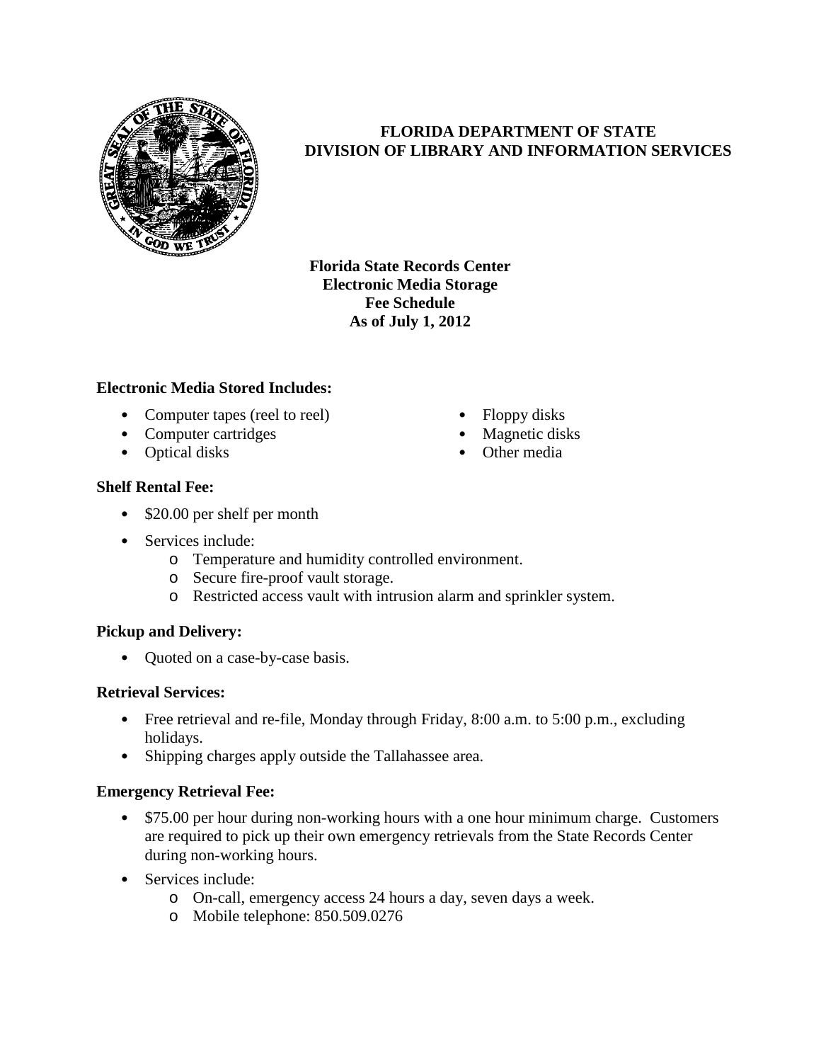**FLORIDA DEPARTMENT OF STATE**
**DIVISION OF LIBRARY AND INFORMATION SERVICES**

**Florida State Records Center**
**Electronic Media Storage**
**Fee Schedule**
**As of July 1, 2012**

### Electronic Media Stored Includes:

- Computer tapes (reel to reel)
- Computer cartridges
- Optical disks
- Floppy disks
- Magnetic disks
- Other media

### Shelf Rental Fee:

- $20.00 per shelf per month
- Services include:
  - Temperature and humidity controlled environment.
  - Secure fire-proof vault storage.
  - Restricted access vault with intrusion alarm and sprinkler system.

### Pickup and Delivery:

- Quoted on a case-by-case basis.

### Retrieval Services:

- Free retrieval and re-file, Monday through Friday, 8:00 a.m. to 5:00 p.m., excluding holidays.
- Shipping charges apply outside the Tallahassee area.

### Emergency Retrieval Fee:

- $75.00 per hour during non-working hours with a one hour minimum charge. Customers are required to pick up their own emergency retrievals from the State Records Center during non-working hours.
- Services include:
  - On-call, emergency access 24 hours a day, seven days a week.
  - Mobile telephone: 850.509.0276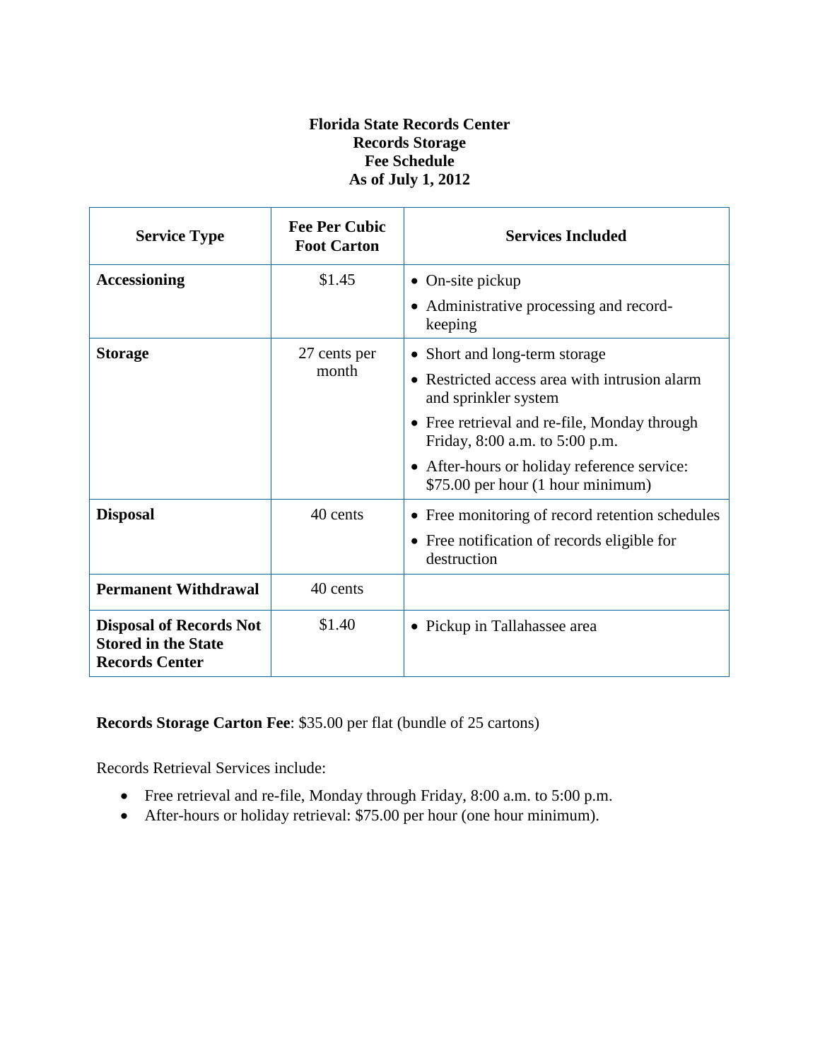**Florida State Records Center**
**Records Storage**
**Fee Schedule**
**As of July 1, 2012**

| Service Type | Fee Per Cubic Foot Carton | Services Included |
|---|---|---|
| **Accessioning** | $1.45 | • On-site pickup<br>• Administrative processing and record-keeping |
| **Storage** | 27 cents per month | • Short and long-term storage<br>• Restricted access area with intrusion alarm and sprinkler system<br>• Free retrieval and re-file, Monday through Friday, 8:00 a.m. to 5:00 p.m.<br>• After-hours or holiday reference service: $75.00 per hour (1 hour minimum) |
| **Disposal** | 40 cents | • Free monitoring of record retention schedules<br>• Free notification of records eligible for destruction |
| **Permanent Withdrawal** | 40 cents | |
| **Disposal of Records Not Stored in the State Records Center** | $1.40 | • Pickup in Tallahassee area |

**Records Storage Carton Fee**: $35.00 per flat (bundle of 25 cartons)

Records Retrieval Services include:

- Free retrieval and re-file, Monday through Friday, 8:00 a.m. to 5:00 p.m.
- After-hours or holiday retrieval: $75.00 per hour (one hour minimum).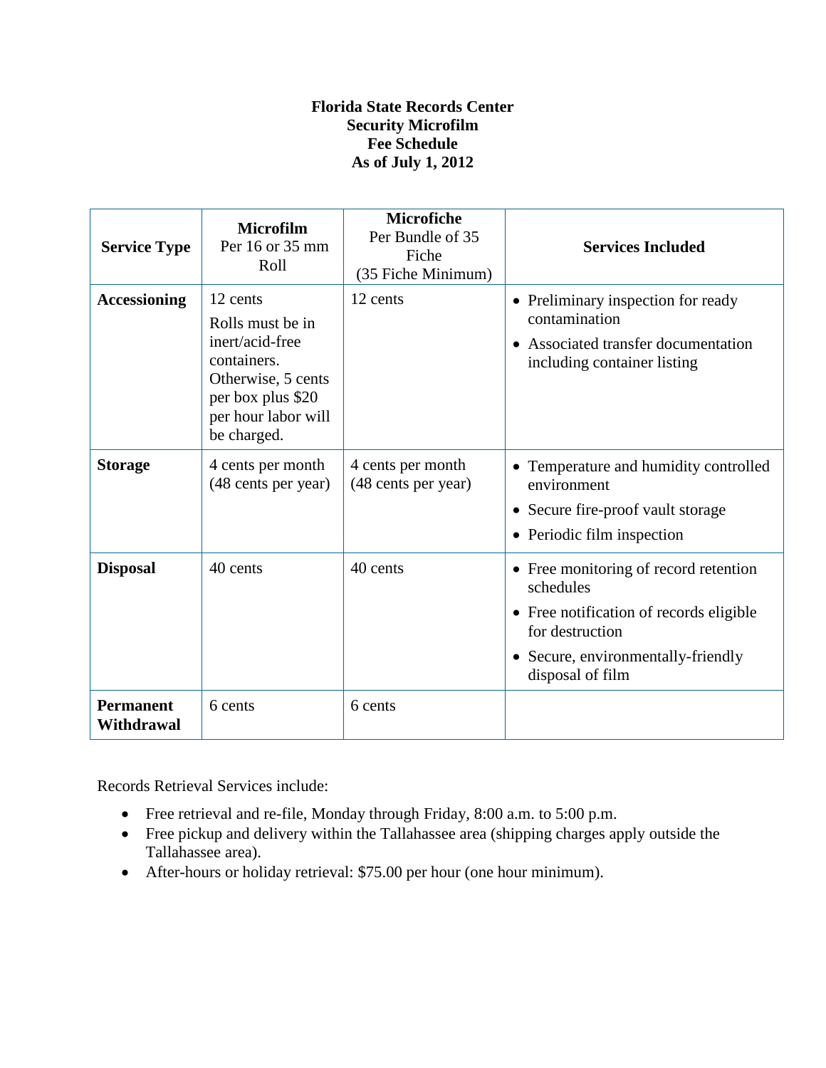**Florida State Records Center**
**Security Microfilm**
**Fee Schedule**
**As of July 1, 2012**

| Service Type | **Microfilm** Per 16 or 35 mm Roll | **Microfiche** Per Bundle of 35 Fiche (35 Fiche Minimum) | Services Included |
|---|---|---|---|
| **Accessioning** | 12 cents<br>Rolls must be in inert/acid-free containers. Otherwise, 5 cents per box plus $20 per hour labor will be charged. | 12 cents | • Preliminary inspection for ready contamination<br>• Associated transfer documentation including container listing |
| **Storage** | 4 cents per month (48 cents per year) | 4 cents per month (48 cents per year) | • Temperature and humidity controlled environment<br>• Secure fire-proof vault storage<br>• Periodic film inspection |
| **Disposal** | 40 cents | 40 cents | • Free monitoring of record retention schedules<br>• Free notification of records eligible for destruction<br>• Secure, environmentally-friendly disposal of film |
| **Permanent Withdrawal** | 6 cents | 6 cents | |

Records Retrieval Services include:

- Free retrieval and re-file, Monday through Friday, 8:00 a.m. to 5:00 p.m.
- Free pickup and delivery within the Tallahassee area (shipping charges apply outside the Tallahassee area).
- After-hours or holiday retrieval: $75.00 per hour (one hour minimum).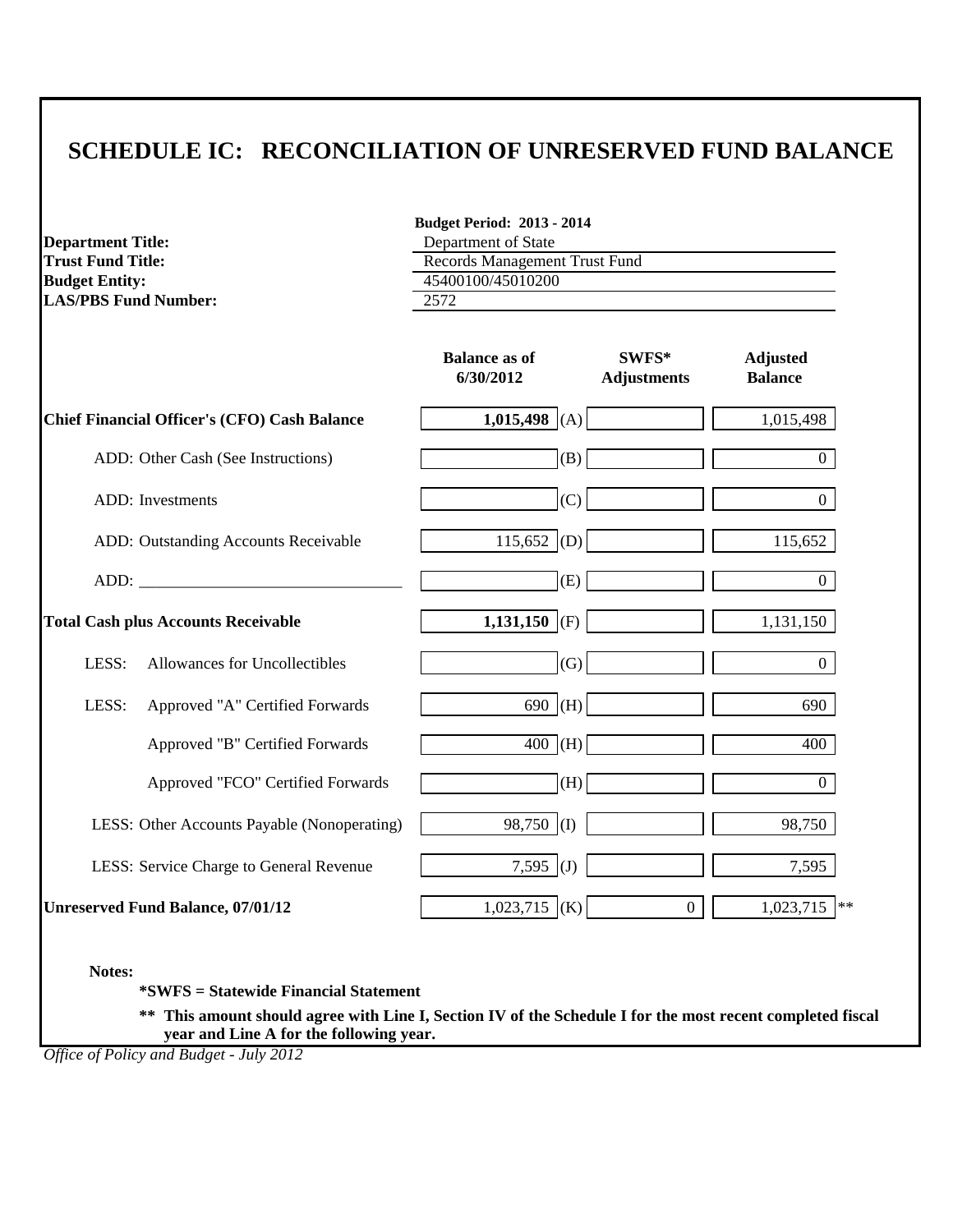# SCHEDULE IC: RECONCILIATION OF UNRESERVED FUND BALANCE

**Budget Period: 2013 - 2014**

**Department Title:** Department of State
**Trust Fund Title:** Records Management Trust Fund
**Budget Entity:** 45400100/45010200
**LAS/PBS Fund Number:** 2572

| | Balance as of 6/30/2012 | | SWFS* Adjustments | Adjusted Balance |
|---|---|---|---|---|
| **Chief Financial Officer's (CFO) Cash Balance** | **1,015,498** | (A) | | 1,015,498 |
| ADD: Other Cash (See Instructions) | | (B) | | 0 |
| ADD: Investments | | (C) | | 0 |
| ADD: Outstanding Accounts Receivable | 115,652 | (D) | | 115,652 |
| ADD: _______________________________ | | (E) | | 0 |
| **Total Cash plus Accounts Receivable** | **1,131,150** | (F) | | 1,131,150 |
| LESS: Allowances for Uncollectibles | | (G) | | 0 |
| LESS: Approved "A" Certified Forwards | 690 | (H) | | 690 |
| Approved "B" Certified Forwards | 400 | (H) | | 400 |
| Approved "FCO" Certified Forwards | | (H) | | 0 |
| LESS: Other Accounts Payable (Nonoperating) | 98,750 | (I) | | 98,750 |
| LESS: Service Charge to General Revenue | 7,595 | (J) | | 7,595 |
| **Unreserved Fund Balance, 07/01/12** | 1,023,715 | (K) | 0 | 1,023,715 ** |

**Notes:**

**\*SWFS = Statewide Financial Statement**

**\*\* This amount should agree with Line I, Section IV of the Schedule I for the most recent completed fiscal year and Line A for the following year.**

*Office of Policy and Budget - July 2012*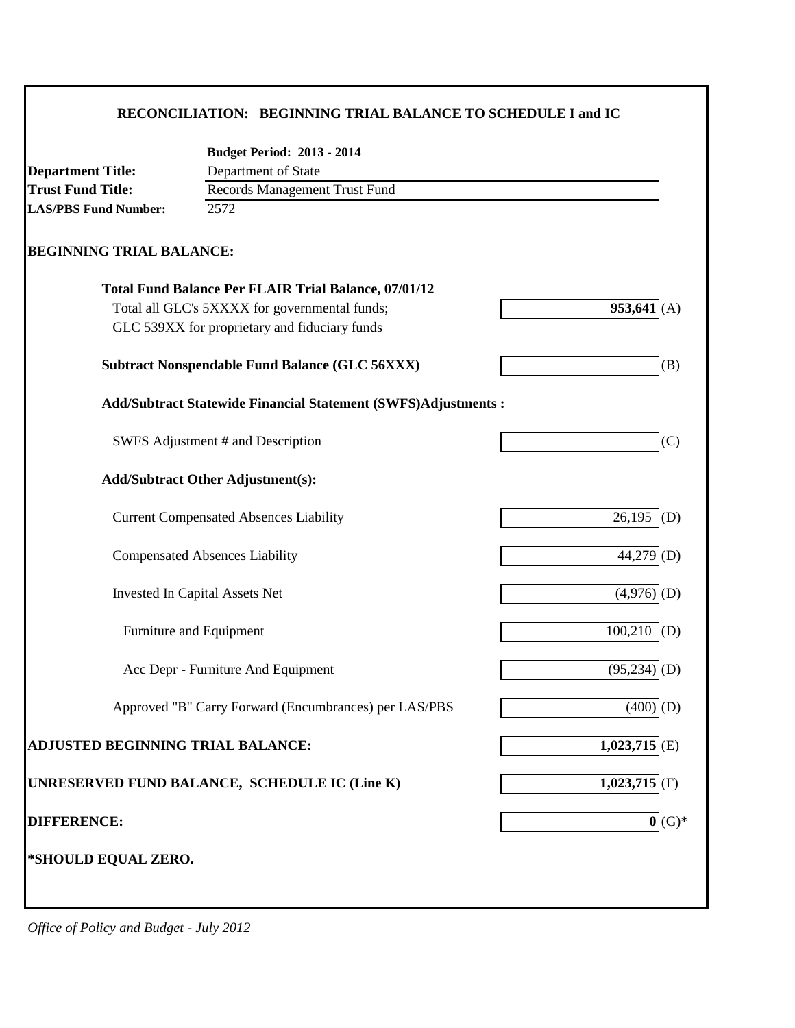## RECONCILIATION: BEGINNING TRIAL BALANCE TO SCHEDULE I and IC

| | |
|---|---|
| | **Budget Period: 2013 - 2014** |
| **Department Title:** | Department of State |
| **Trust Fund Title:** | Records Management Trust Fund |
| **LAS/PBS Fund Number:** | 2572 |

**BEGINNING TRIAL BALANCE:**

| | | |
|---|---|---|
| **Total Fund Balance Per FLAIR Trial Balance, 07/01/12**<br>Total all GLC's 5XXXX for governmental funds;<br>GLC 539XX for proprietary and fiduciary funds | **953,641** | (A) |
| **Subtract Nonspendable Fund Balance (GLC 56XXX)** | | (B) |
| **Add/Subtract Statewide Financial Statement (SWFS)Adjustments :** | | |
| SWFS Adjustment # and Description | | (C) |
| **Add/Subtract Other Adjustment(s):** | | |
| Current Compensated Absences Liability | 26,195 | (D) |
| Compensated Absences Liability | 44,279 | (D) |
| Invested In Capital Assets Net | (4,976) | (D) |
| Furniture and Equipment | 100,210 | (D) |
| Acc Depr - Furniture And Equipment | (95,234) | (D) |
| Approved "B" Carry Forward (Encumbrances) per LAS/PBS | (400) | (D) |
| **ADJUSTED BEGINNING TRIAL BALANCE:** | **1,023,715** | (E) |
| **UNRESERVED FUND BALANCE, SCHEDULE IC (Line K)** | **1,023,715** | (F) |
| **DIFFERENCE:** | **0** | (G)* |

**\*SHOULD EQUAL ZERO.**

*Office of Policy and Budget - July 2012*